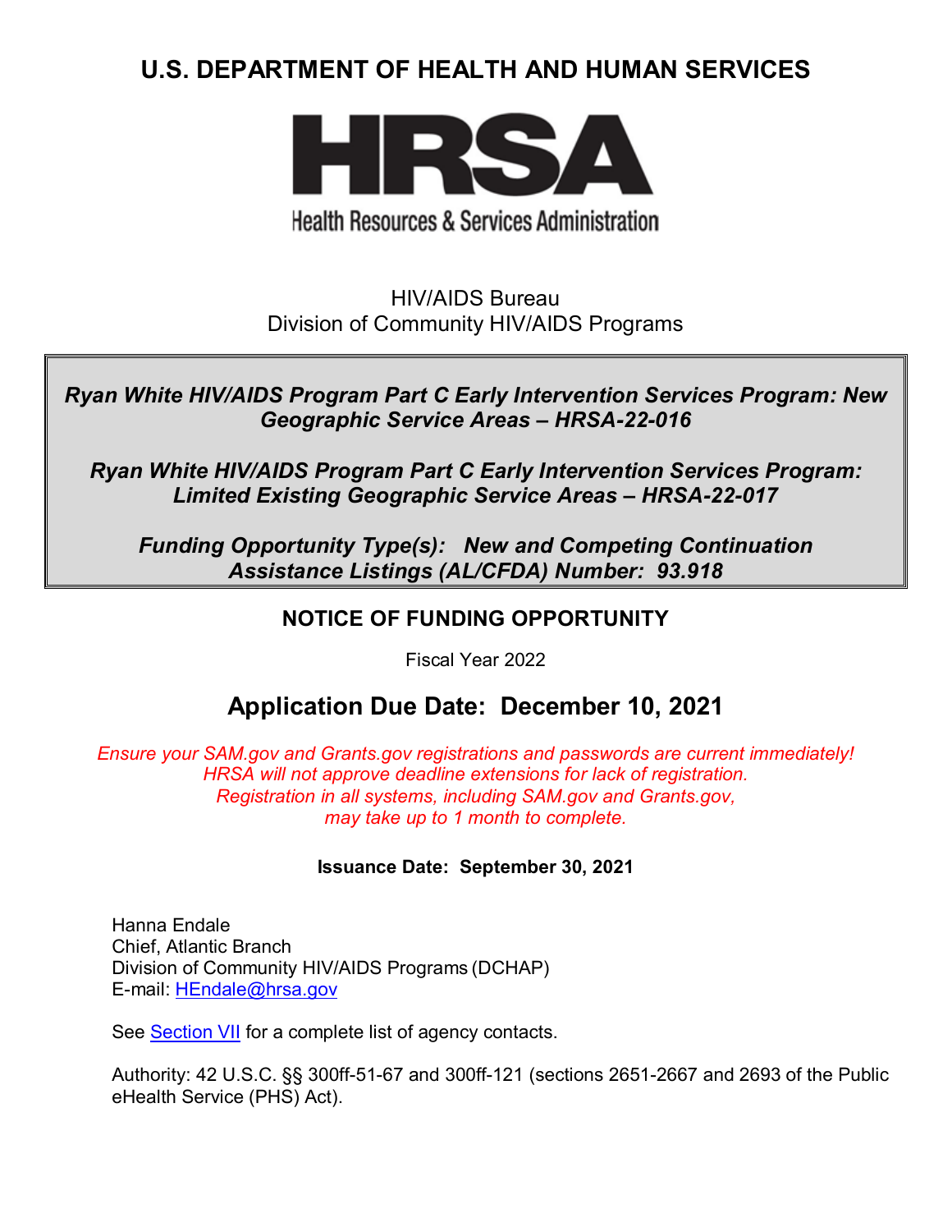# U.S. DEPARTMENT OF HEALTH AND HUMAN SERVICES

HRSA

Health Resources & Services Administration

HIV/AIDS Bureau
Division of Community HIV/AIDS Programs

***Ryan White HIV/AIDS Program Part C Early Intervention Services Program: New Geographic Service Areas – HRSA-22-016***

***Ryan White HIV/AIDS Program Part C Early Intervention Services Program: Limited Existing Geographic Service Areas – HRSA-22-017***

***Funding Opportunity Type(s): New and Competing Continuation***
***Assistance Listings (AL/CFDA) Number: 93.918***

## NOTICE OF FUNDING OPPORTUNITY

Fiscal Year 2022

## Application Due Date: December 10, 2021

*Ensure your SAM.gov and Grants.gov registrations and passwords are current immediately! HRSA will not approve deadline extensions for lack of registration. Registration in all systems, including SAM.gov and Grants.gov, may take up to 1 month to complete.*

**Issuance Date: September 30, 2021**

Hanna Endale
Chief, Atlantic Branch
Division of Community HIV/AIDS Programs (DCHAP)
E-mail: HEndale@hrsa.gov

See Section VII for a complete list of agency contacts.

Authority: 42 U.S.C. §§ 300ff-51-67 and 300ff-121 (sections 2651-2667 and 2693 of the Public eHealth Service (PHS) Act).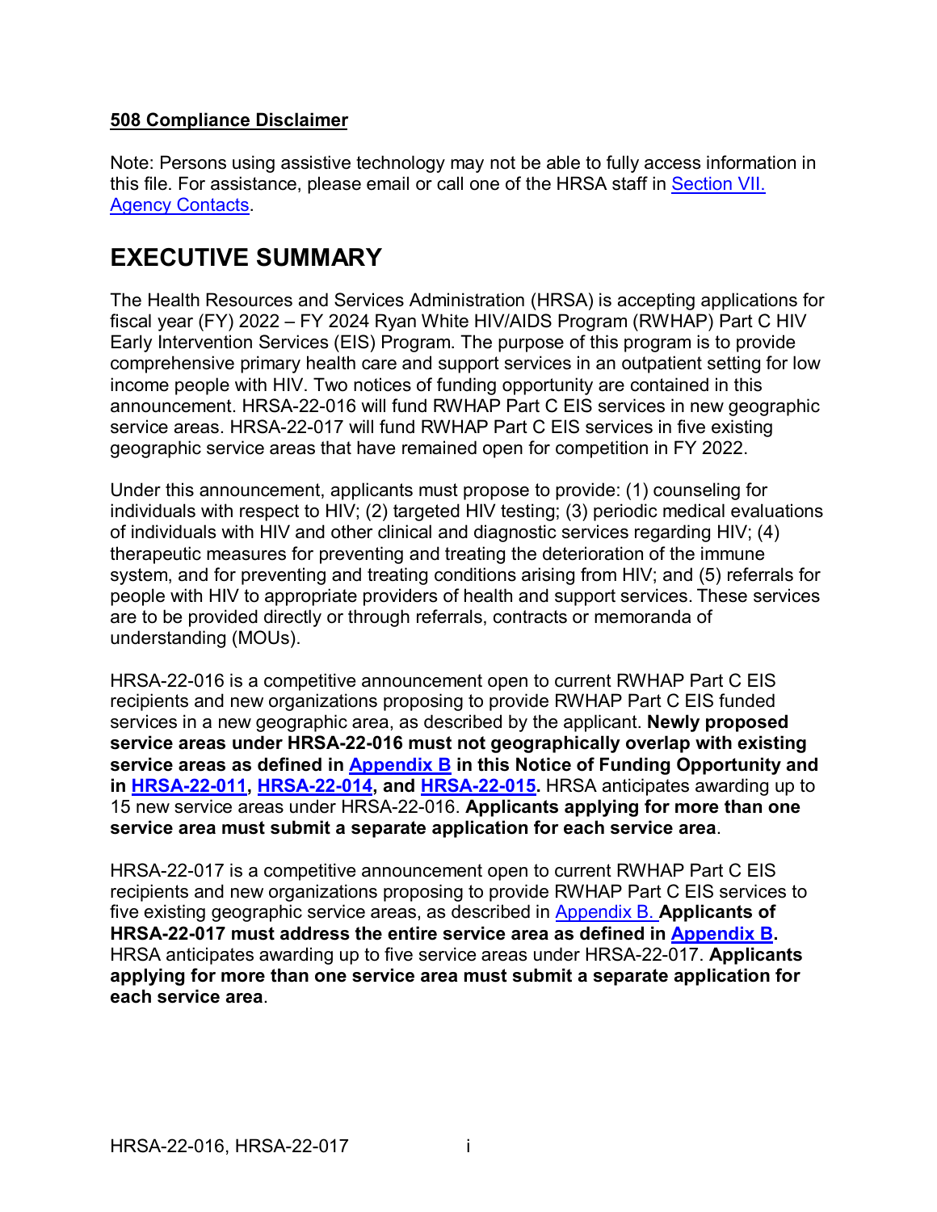**508 Compliance Disclaimer**

Note: Persons using assistive technology may not be able to fully access information in this file. For assistance, please email or call one of the HRSA staff in Section VII. Agency Contacts.

# EXECUTIVE SUMMARY

The Health Resources and Services Administration (HRSA) is accepting applications for fiscal year (FY) 2022 – FY 2024 Ryan White HIV/AIDS Program (RWHAP) Part C HIV Early Intervention Services (EIS) Program. The purpose of this program is to provide comprehensive primary health care and support services in an outpatient setting for low income people with HIV. Two notices of funding opportunity are contained in this announcement. HRSA-22-016 will fund RWHAP Part C EIS services in new geographic service areas. HRSA-22-017 will fund RWHAP Part C EIS services in five existing geographic service areas that have remained open for competition in FY 2022.

Under this announcement, applicants must propose to provide: (1) counseling for individuals with respect to HIV; (2) targeted HIV testing; (3) periodic medical evaluations of individuals with HIV and other clinical and diagnostic services regarding HIV; (4) therapeutic measures for preventing and treating the deterioration of the immune system, and for preventing and treating conditions arising from HIV; and (5) referrals for people with HIV to appropriate providers of health and support services. These services are to be provided directly or through referrals, contracts or memoranda of understanding (MOUs).

HRSA-22-016 is a competitive announcement open to current RWHAP Part C EIS recipients and new organizations proposing to provide RWHAP Part C EIS funded services in a new geographic area, as described by the applicant. **Newly proposed service areas under HRSA-22-016 must not geographically overlap with existing service areas as defined in Appendix B in this Notice of Funding Opportunity and in HRSA-22-011, HRSA-22-014, and HRSA-22-015.** HRSA anticipates awarding up to 15 new service areas under HRSA-22-016. **Applicants applying for more than one service area must submit a separate application for each service area**.

HRSA-22-017 is a competitive announcement open to current RWHAP Part C EIS recipients and new organizations proposing to provide RWHAP Part C EIS services to five existing geographic service areas, as described in Appendix B. **Applicants of HRSA-22-017 must address the entire service area as defined in Appendix B.** HRSA anticipates awarding up to five service areas under HRSA-22-017. **Applicants applying for more than one service area must submit a separate application for each service area**.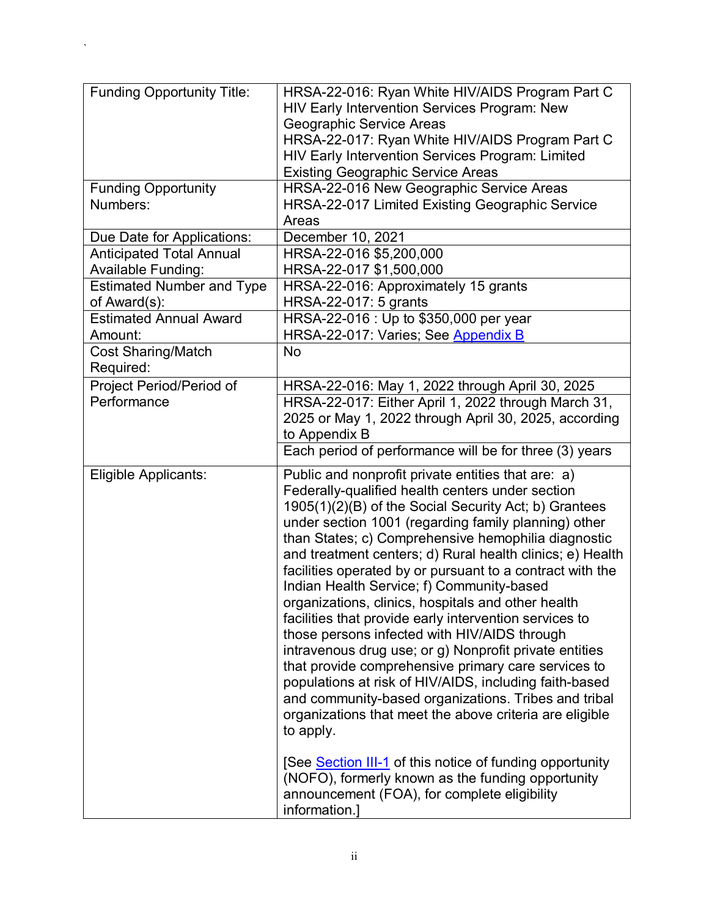| Funding Opportunity Title: | HRSA-22-016: Ryan White HIV/AIDS Program Part C HIV Early Intervention Services Program: New Geographic Service Areas<br>HRSA-22-017: Ryan White HIV/AIDS Program Part C HIV Early Intervention Services Program: Limited Existing Geographic Service Areas |
|---|---|
| Funding Opportunity Numbers: | HRSA-22-016 New Geographic Service Areas<br>HRSA-22-017 Limited Existing Geographic Service Areas |
| Due Date for Applications: | December 10, 2021 |
| Anticipated Total Annual Available Funding: | HRSA-22-016 $5,200,000<br>HRSA-22-017 $1,500,000 |
| Estimated Number and Type of Award(s): | HRSA-22-016: Approximately 15 grants<br>HRSA-22-017: 5 grants |
| Estimated Annual Award Amount: | HRSA-22-016 : Up to $350,000 per year<br>HRSA-22-017: Varies; See Appendix B |
| Cost Sharing/Match Required: | No |
| Project Period/Period of Performance | HRSA-22-016: May 1, 2022 through April 30, 2025<br>HRSA-22-017: Either April 1, 2022 through March 31, 2025 or May 1, 2022 through April 30, 2025, according to Appendix B<br>Each period of performance will be for three (3) years |
| Eligible Applicants: | Public and nonprofit private entities that are: a) Federally-qualified health centers under section 1905(1)(2)(B) of the Social Security Act; b) Grantees under section 1001 (regarding family planning) other than States; c) Comprehensive hemophilia diagnostic and treatment centers; d) Rural health clinics; e) Health facilities operated by or pursuant to a contract with the Indian Health Service; f) Community-based organizations, clinics, hospitals and other health facilities that provide early intervention services to those persons infected with HIV/AIDS through intravenous drug use; or g) Nonprofit private entities that provide comprehensive primary care services to populations at risk of HIV/AIDS, including faith-based and community-based organizations. Tribes and tribal organizations that meet the above criteria are eligible to apply.<br><br>[See Section III-1 of this notice of funding opportunity (NOFO), formerly known as the funding opportunity announcement (FOA), for complete eligibility information.] |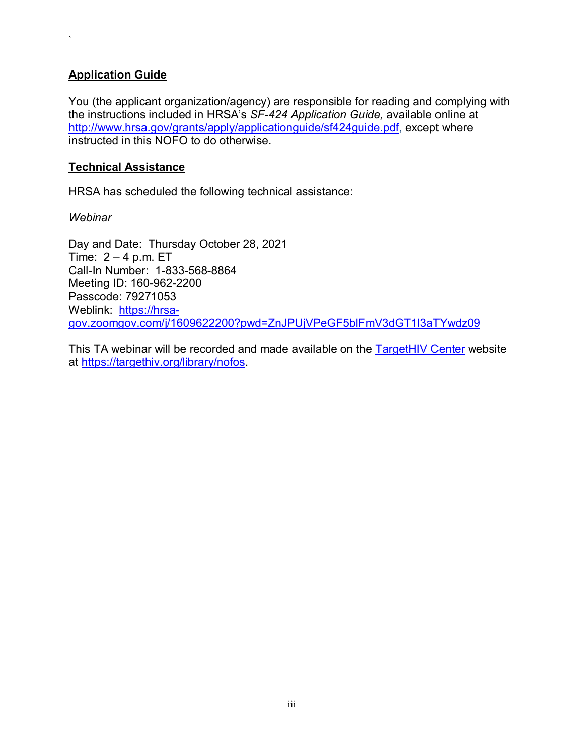## Application Guide

You (the applicant organization/agency) are responsible for reading and complying with the instructions included in HRSA's *SF-424 Application Guide,* available online at http://www.hrsa.gov/grants/apply/applicationguide/sf424guide.pdf, except where instructed in this NOFO to do otherwise.

## Technical Assistance

HRSA has scheduled the following technical assistance:

*Webinar*

Day and Date: Thursday October 28, 2021
Time: 2 – 4 p.m. ET
Call-In Number: 1-833-568-8864
Meeting ID: 160-962-2200
Passcode: 79271053
Weblink: https://hrsa-gov.zoomgov.com/j/1609622200?pwd=ZnJPUjVPeGF5blFmV3dGT1I3aTYwdz09

This TA webinar will be recorded and made available on the TargetHIV Center website at https://targethiv.org/library/nofos.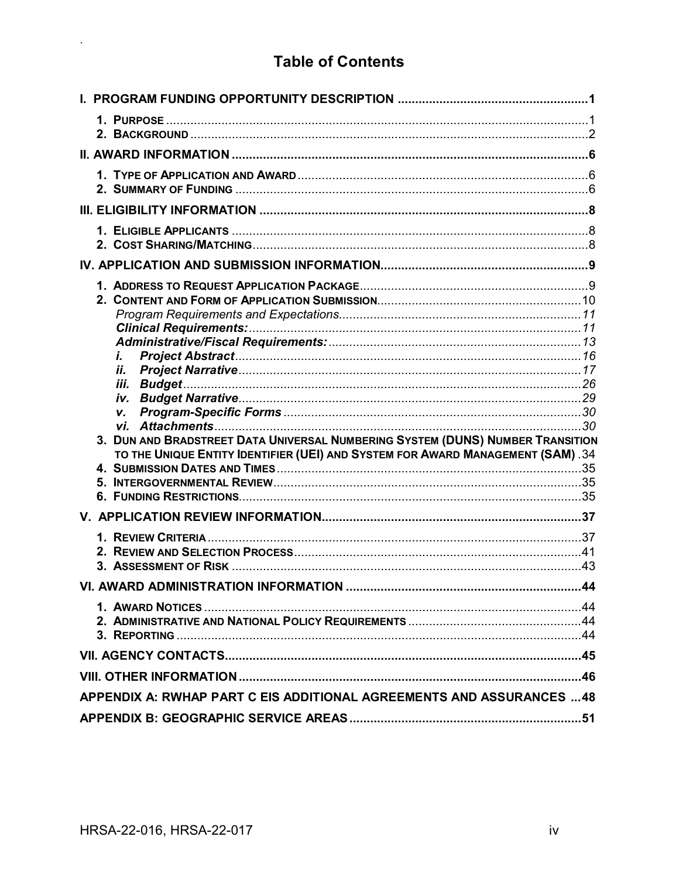# Table of Contents

**I. PROGRAM FUNDING OPPORTUNITY DESCRIPTION ...... 1**

1. PURPOSE ...... 1
2. BACKGROUND ...... 2

**II. AWARD INFORMATION ...... 6**

1. TYPE OF APPLICATION AND AWARD ...... 6
2. SUMMARY OF FUNDING ...... 6

**III. ELIGIBILITY INFORMATION ...... 8**

1. ELIGIBLE APPLICANTS ...... 8
2. COST SHARING/MATCHING ...... 8

**IV. APPLICATION AND SUBMISSION INFORMATION ...... 9**

1. ADDRESS TO REQUEST APPLICATION PACKAGE ...... 9
2. CONTENT AND FORM OF APPLICATION SUBMISSION ...... 10
   - *Program Requirements and Expectations* ...... 11
   - ***Clinical Requirements:*** ...... 11
   - ***Administrative/Fiscal Requirements:*** ...... 13
   - ***i. Project Abstract*** ...... 16
   - ***ii. Project Narrative*** ...... 17
   - ***iii. Budget*** ...... 26
   - ***iv. Budget Narrative*** ...... 29
   - ***v. Program-Specific Forms*** ...... 30
   - ***vi. Attachments*** ...... 30
3. DUN AND BRADSTREET DATA UNIVERSAL NUMBERING SYSTEM (DUNS) NUMBER TRANSITION TO THE UNIQUE ENTITY IDENTIFIER (UEI) AND SYSTEM FOR AWARD MANAGEMENT (SAM) ...... 34
4. SUBMISSION DATES AND TIMES ...... 35
5. INTERGOVERNMENTAL REVIEW ...... 35
6. FUNDING RESTRICTIONS ...... 35

**V. APPLICATION REVIEW INFORMATION ...... 37**

1. REVIEW CRITERIA ...... 37
2. REVIEW AND SELECTION PROCESS ...... 41
3. ASSESSMENT OF RISK ...... 43

**VI. AWARD ADMINISTRATION INFORMATION ...... 44**

1. AWARD NOTICES ...... 44
2. ADMINISTRATIVE AND NATIONAL POLICY REQUIREMENTS ...... 44
3. REPORTING ...... 44

**VII. AGENCY CONTACTS ...... 45**

**VIII. OTHER INFORMATION ...... 46**

**APPENDIX A: RWHAP PART C EIS ADDITIONAL AGREEMENTS AND ASSURANCES ...... 48**

**APPENDIX B: GEOGRAPHIC SERVICE AREAS ...... 51**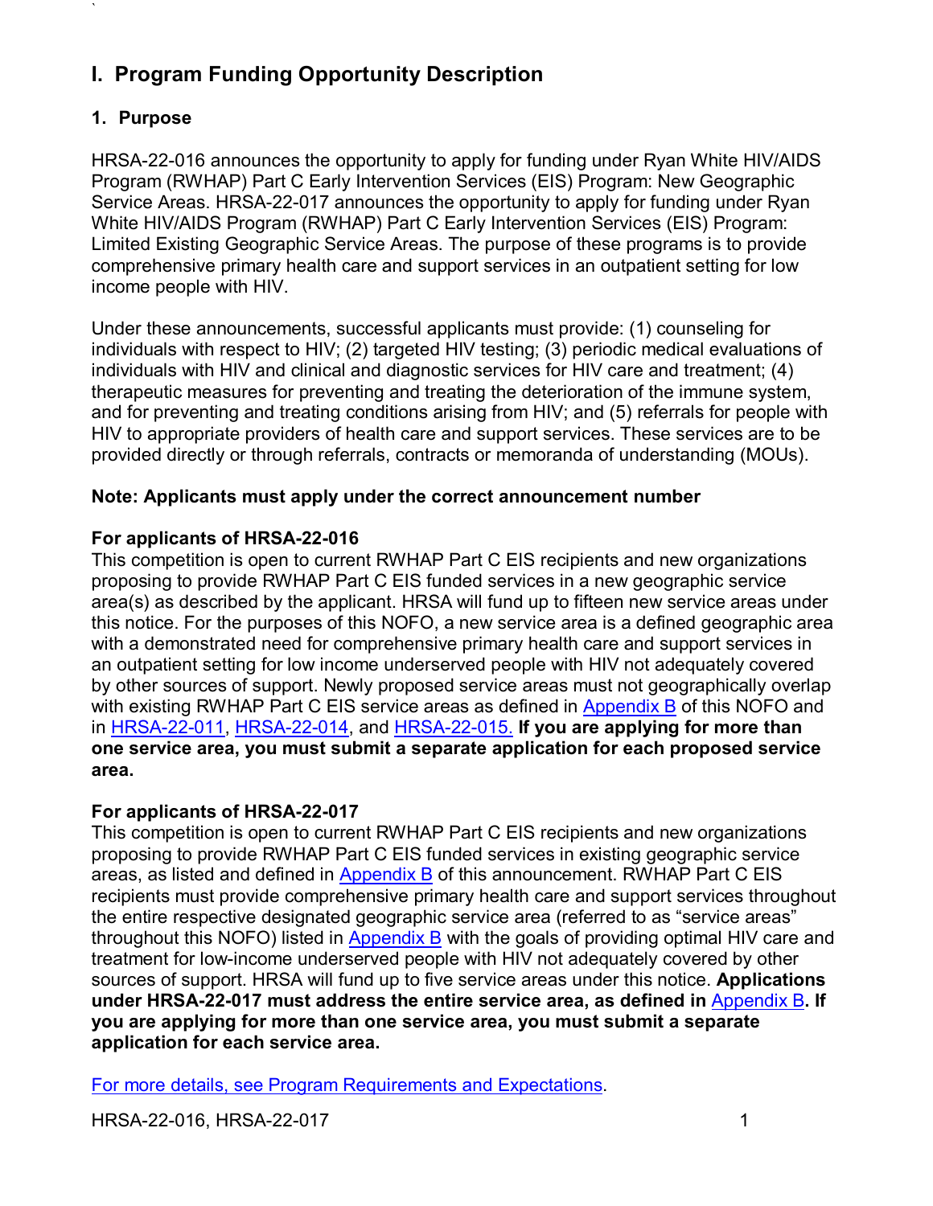# I. Program Funding Opportunity Description

## 1. Purpose

HRSA-22-016 announces the opportunity to apply for funding under Ryan White HIV/AIDS Program (RWHAP) Part C Early Intervention Services (EIS) Program: New Geographic Service Areas. HRSA-22-017 announces the opportunity to apply for funding under Ryan White HIV/AIDS Program (RWHAP) Part C Early Intervention Services (EIS) Program: Limited Existing Geographic Service Areas. The purpose of these programs is to provide comprehensive primary health care and support services in an outpatient setting for low income people with HIV.

Under these announcements, successful applicants must provide: (1) counseling for individuals with respect to HIV; (2) targeted HIV testing; (3) periodic medical evaluations of individuals with HIV and clinical and diagnostic services for HIV care and treatment; (4) therapeutic measures for preventing and treating the deterioration of the immune system, and for preventing and treating conditions arising from HIV; and (5) referrals for people with HIV to appropriate providers of health care and support services. These services are to be provided directly or through referrals, contracts or memoranda of understanding (MOUs).

**Note: Applicants must apply under the correct announcement number**

**For applicants of HRSA-22-016**

This competition is open to current RWHAP Part C EIS recipients and new organizations proposing to provide RWHAP Part C EIS funded services in a new geographic service area(s) as described by the applicant. HRSA will fund up to fifteen new service areas under this notice. For the purposes of this NOFO, a new service area is a defined geographic area with a demonstrated need for comprehensive primary health care and support services in an outpatient setting for low income underserved people with HIV not adequately covered by other sources of support. Newly proposed service areas must not geographically overlap with existing RWHAP Part C EIS service areas as defined in Appendix B of this NOFO and in HRSA-22-011, HRSA-22-014, and HRSA-22-015. **If you are applying for more than one service area, you must submit a separate application for each proposed service area.**

**For applicants of HRSA-22-017**

This competition is open to current RWHAP Part C EIS recipients and new organizations proposing to provide RWHAP Part C EIS funded services in existing geographic service areas, as listed and defined in Appendix B of this announcement. RWHAP Part C EIS recipients must provide comprehensive primary health care and support services throughout the entire respective designated geographic service area (referred to as "service areas" throughout this NOFO) listed in Appendix B with the goals of providing optimal HIV care and treatment for low-income underserved people with HIV not adequately covered by other sources of support. HRSA will fund up to five service areas under this notice. **Applications under HRSA-22-017 must address the entire service area, as defined in Appendix B. If you are applying for more than one service area, you must submit a separate application for each service area.**

For more details, see Program Requirements and Expectations.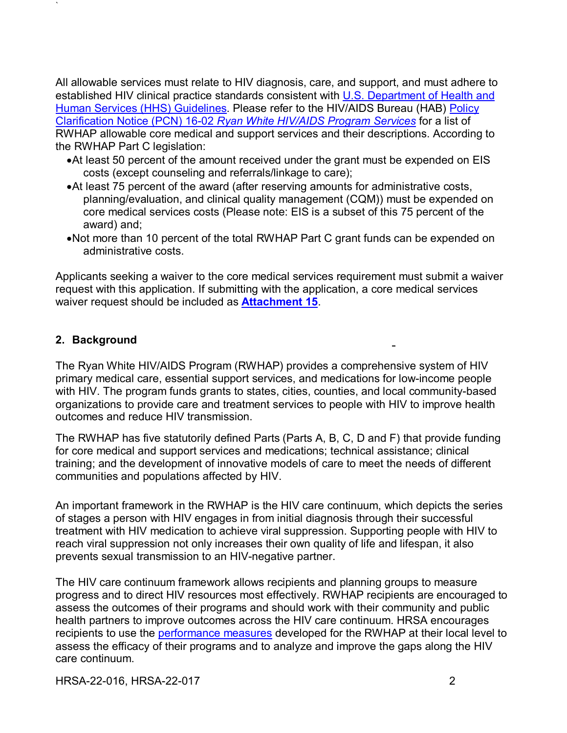All allowable services must relate to HIV diagnosis, care, and support, and must adhere to established HIV clinical practice standards consistent with U.S. Department of Health and Human Services (HHS) Guidelines. Please refer to the HIV/AIDS Bureau (HAB) Policy Clarification Notice (PCN) 16-02 *Ryan White HIV/AIDS Program Services* for a list of RWHAP allowable core medical and support services and their descriptions. According to the RWHAP Part C legislation:

- At least 50 percent of the amount received under the grant must be expended on EIS costs (except counseling and referrals/linkage to care);
- At least 75 percent of the award (after reserving amounts for administrative costs, planning/evaluation, and clinical quality management (CQM)) must be expended on core medical services costs (Please note: EIS is a subset of this 75 percent of the award) and;
- Not more than 10 percent of the total RWHAP Part C grant funds can be expended on administrative costs.

Applicants seeking a waiver to the core medical services requirement must submit a waiver request with this application. If submitting with the application, a core medical services waiver request should be included as **Attachment 15**.

## 2. Background

The Ryan White HIV/AIDS Program (RWHAP) provides a comprehensive system of HIV primary medical care, essential support services, and medications for low-income people with HIV. The program funds grants to states, cities, counties, and local community-based organizations to provide care and treatment services to people with HIV to improve health outcomes and reduce HIV transmission.

The RWHAP has five statutorily defined Parts (Parts A, B, C, D and F) that provide funding for core medical and support services and medications; technical assistance; clinical training; and the development of innovative models of care to meet the needs of different communities and populations affected by HIV.

An important framework in the RWHAP is the HIV care continuum, which depicts the series of stages a person with HIV engages in from initial diagnosis through their successful treatment with HIV medication to achieve viral suppression. Supporting people with HIV to reach viral suppression not only increases their own quality of life and lifespan, it also prevents sexual transmission to an HIV-negative partner.

The HIV care continuum framework allows recipients and planning groups to measure progress and to direct HIV resources most effectively. RWHAP recipients are encouraged to assess the outcomes of their programs and should work with their community and public health partners to improve outcomes across the HIV care continuum. HRSA encourages recipients to use the performance measures developed for the RWHAP at their local level to assess the efficacy of their programs and to analyze and improve the gaps along the HIV care continuum.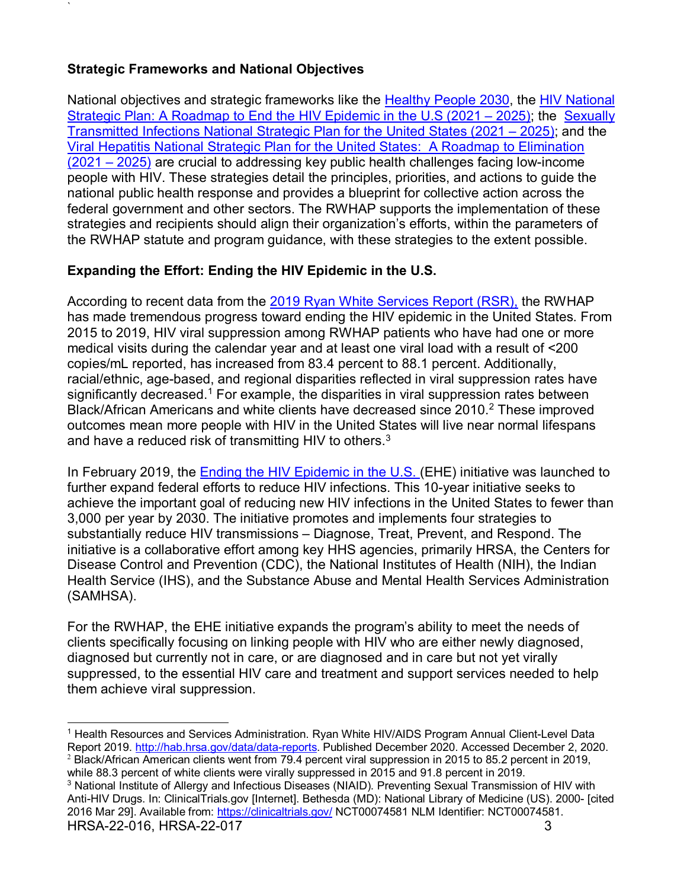**Strategic Frameworks and National Objectives**

National objectives and strategic frameworks like the Healthy People 2030, the HIV National Strategic Plan: A Roadmap to End the HIV Epidemic in the U.S (2021 – 2025); the Sexually Transmitted Infections National Strategic Plan for the United States (2021 – 2025); and the Viral Hepatitis National Strategic Plan for the United States: A Roadmap to Elimination (2021 – 2025) are crucial to addressing key public health challenges facing low-income people with HIV. These strategies detail the principles, priorities, and actions to guide the national public health response and provides a blueprint for collective action across the federal government and other sectors. The RWHAP supports the implementation of these strategies and recipients should align their organization's efforts, within the parameters of the RWHAP statute and program guidance, with these strategies to the extent possible.

**Expanding the Effort: Ending the HIV Epidemic in the U.S.**

According to recent data from the 2019 Ryan White Services Report (RSR), the RWHAP has made tremendous progress toward ending the HIV epidemic in the United States. From 2015 to 2019, HIV viral suppression among RWHAP patients who have had one or more medical visits during the calendar year and at least one viral load with a result of <200 copies/mL reported, has increased from 83.4 percent to 88.1 percent. Additionally, racial/ethnic, age-based, and regional disparities reflected in viral suppression rates have significantly decreased.[1] For example, the disparities in viral suppression rates between Black/African Americans and white clients have decreased since 2010.[2] These improved outcomes mean more people with HIV in the United States will live near normal lifespans and have a reduced risk of transmitting HIV to others.[3]

In February 2019, the Ending the HIV Epidemic in the U.S. (EHE) initiative was launched to further expand federal efforts to reduce HIV infections. This 10-year initiative seeks to achieve the important goal of reducing new HIV infections in the United States to fewer than 3,000 per year by 2030. The initiative promotes and implements four strategies to substantially reduce HIV transmissions – Diagnose, Treat, Prevent, and Respond. The initiative is a collaborative effort among key HHS agencies, primarily HRSA, the Centers for Disease Control and Prevention (CDC), the National Institutes of Health (NIH), the Indian Health Service (IHS), and the Substance Abuse and Mental Health Services Administration (SAMHSA).

For the RWHAP, the EHE initiative expands the program's ability to meet the needs of clients specifically focusing on linking people with HIV who are either newly diagnosed, diagnosed but currently not in care, or are diagnosed and in care but not yet virally suppressed, to the essential HIV care and treatment and support services needed to help them achieve viral suppression.

---

[1] Health Resources and Services Administration. Ryan White HIV/AIDS Program Annual Client-Level Data Report 2019. http://hab.hrsa.gov/data/data-reports. Published December 2020. Accessed December 2, 2020.

[2] Black/African American clients went from 79.4 percent viral suppression in 2015 to 85.2 percent in 2019, while 88.3 percent of white clients were virally suppressed in 2015 and 91.8 percent in 2019.

[3] National Institute of Allergy and Infectious Diseases (NIAID). Preventing Sexual Transmission of HIV with Anti-HIV Drugs. In: ClinicalTrials.gov [Internet]. Bethesda (MD): National Library of Medicine (US). 2000- [cited 2016 Mar 29]. Available from: https://clinicaltrials.gov/ NCT00074581 NLM Identifier: NCT00074581.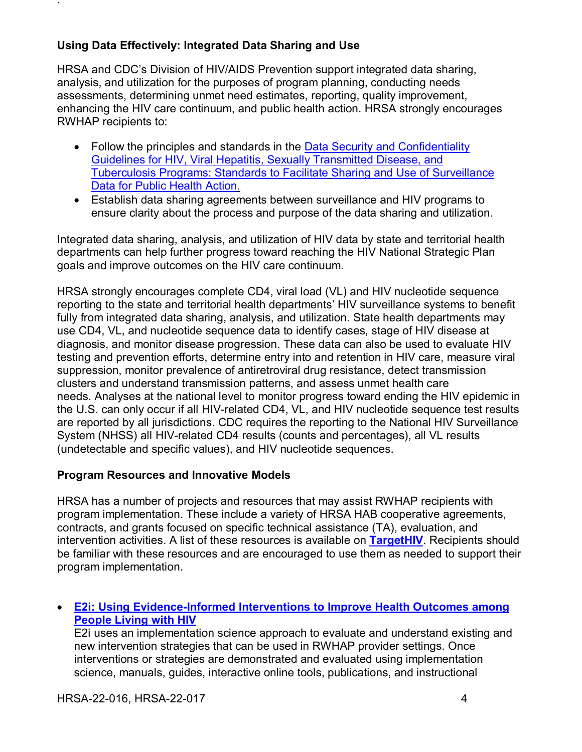### Using Data Effectively: Integrated Data Sharing and Use

HRSA and CDC's Division of HIV/AIDS Prevention support integrated data sharing, analysis, and utilization for the purposes of program planning, conducting needs assessments, determining unmet need estimates, reporting, quality improvement, enhancing the HIV care continuum, and public health action. HRSA strongly encourages RWHAP recipients to:

- Follow the principles and standards in the Data Security and Confidentiality Guidelines for HIV, Viral Hepatitis, Sexually Transmitted Disease, and Tuberculosis Programs: Standards to Facilitate Sharing and Use of Surveillance Data for Public Health Action.
- Establish data sharing agreements between surveillance and HIV programs to ensure clarity about the process and purpose of the data sharing and utilization.

Integrated data sharing, analysis, and utilization of HIV data by state and territorial health departments can help further progress toward reaching the HIV National Strategic Plan goals and improve outcomes on the HIV care continuum.

HRSA strongly encourages complete CD4, viral load (VL) and HIV nucleotide sequence reporting to the state and territorial health departments' HIV surveillance systems to benefit fully from integrated data sharing, analysis, and utilization. State health departments may use CD4, VL, and nucleotide sequence data to identify cases, stage of HIV disease at diagnosis, and monitor disease progression. These data can also be used to evaluate HIV testing and prevention efforts, determine entry into and retention in HIV care, measure viral suppression, monitor prevalence of antiretroviral drug resistance, detect transmission clusters and understand transmission patterns, and assess unmet health care needs. Analyses at the national level to monitor progress toward ending the HIV epidemic in the U.S. can only occur if all HIV-related CD4, VL, and HIV nucleotide sequence test results are reported by all jurisdictions. CDC requires the reporting to the National HIV Surveillance System (NHSS) all HIV-related CD4 results (counts and percentages), all VL results (undetectable and specific values), and HIV nucleotide sequences.

### Program Resources and Innovative Models

HRSA has a number of projects and resources that may assist RWHAP recipients with program implementation. These include a variety of HRSA HAB cooperative agreements, contracts, and grants focused on specific technical assistance (TA), evaluation, and intervention activities. A list of these resources is available on **TargetHIV**. Recipients should be familiar with these resources and are encouraged to use them as needed to support their program implementation.

- **E2i: Using Evidence-Informed Interventions to Improve Health Outcomes among People Living with HIV**
  E2i uses an implementation science approach to evaluate and understand existing and new intervention strategies that can be used in RWHAP provider settings. Once interventions or strategies are demonstrated and evaluated using implementation science, manuals, guides, interactive online tools, publications, and instructional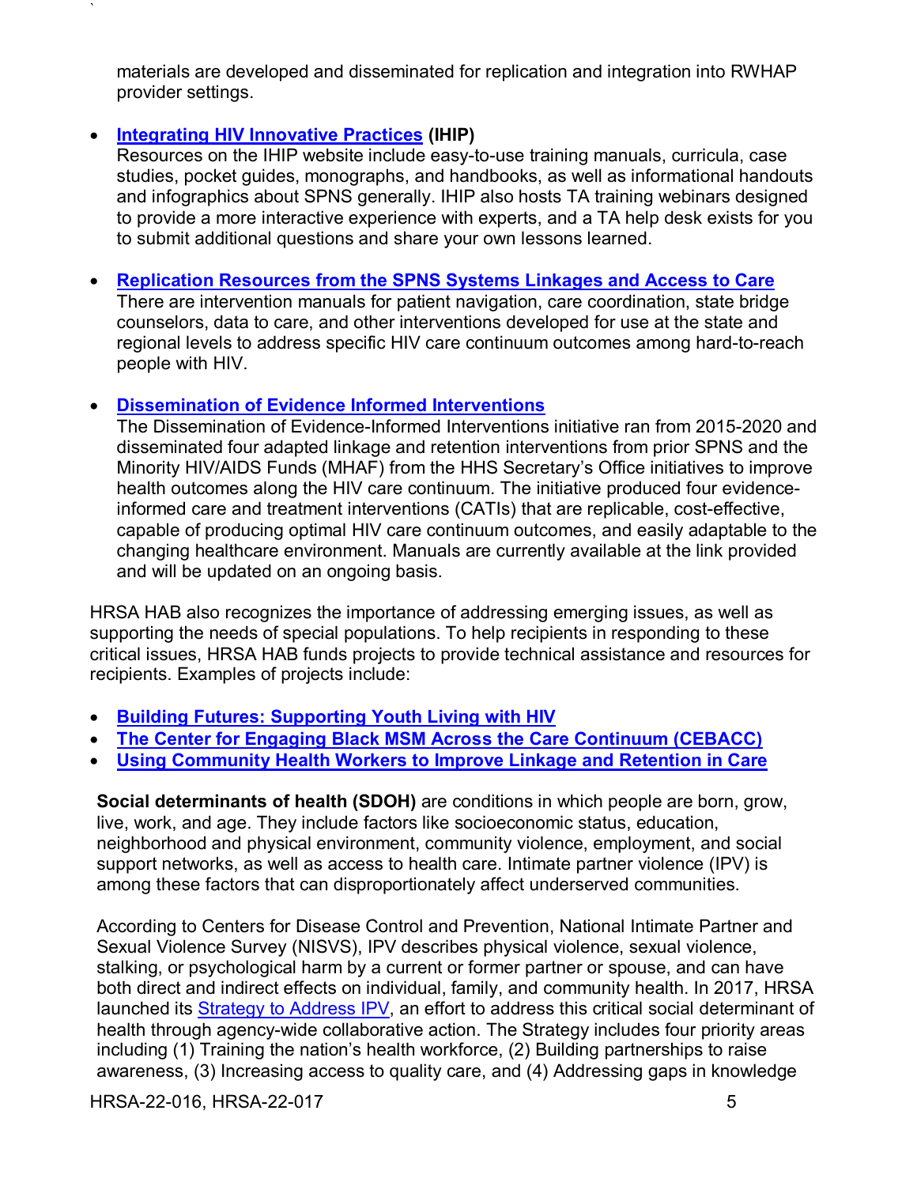materials are developed and disseminated for replication and integration into RWHAP provider settings.

- **Integrating HIV Innovative Practices (IHIP)**
  Resources on the IHIP website include easy-to-use training manuals, curricula, case studies, pocket guides, monographs, and handbooks, as well as informational handouts and infographics about SPNS generally. IHIP also hosts TA training webinars designed to provide a more interactive experience with experts, and a TA help desk exists for you to submit additional questions and share your own lessons learned.

- **Replication Resources from the SPNS Systems Linkages and Access to Care**
  There are intervention manuals for patient navigation, care coordination, state bridge counselors, data to care, and other interventions developed for use at the state and regional levels to address specific HIV care continuum outcomes among hard-to-reach people with HIV.

- **Dissemination of Evidence Informed Interventions**
  The Dissemination of Evidence-Informed Interventions initiative ran from 2015-2020 and disseminated four adapted linkage and retention interventions from prior SPNS and the Minority HIV/AIDS Funds (MHAF) from the HHS Secretary's Office initiatives to improve health outcomes along the HIV care continuum. The initiative produced four evidence-informed care and treatment interventions (CATIs) that are replicable, cost-effective, capable of producing optimal HIV care continuum outcomes, and easily adaptable to the changing healthcare environment. Manuals are currently available at the link provided and will be updated on an ongoing basis.

HRSA HAB also recognizes the importance of addressing emerging issues, as well as supporting the needs of special populations. To help recipients in responding to these critical issues, HRSA HAB funds projects to provide technical assistance and resources for recipients. Examples of projects include:

- **Building Futures: Supporting Youth Living with HIV**
- **The Center for Engaging Black MSM Across the Care Continuum (CEBACC)**
- **Using Community Health Workers to Improve Linkage and Retention in Care**

**Social determinants of health (SDOH)** are conditions in which people are born, grow, live, work, and age. They include factors like socioeconomic status, education, neighborhood and physical environment, community violence, employment, and social support networks, as well as access to health care. Intimate partner violence (IPV) is among these factors that can disproportionately affect underserved communities.

According to Centers for Disease Control and Prevention, National Intimate Partner and Sexual Violence Survey (NISVS), IPV describes physical violence, sexual violence, stalking, or psychological harm by a current or former partner or spouse, and can have both direct and indirect effects on individual, family, and community health. In 2017, HRSA launched its Strategy to Address IPV, an effort to address this critical social determinant of health through agency-wide collaborative action. The Strategy includes four priority areas including (1) Training the nation's health workforce, (2) Building partnerships to raise awareness, (3) Increasing access to quality care, and (4) Addressing gaps in knowledge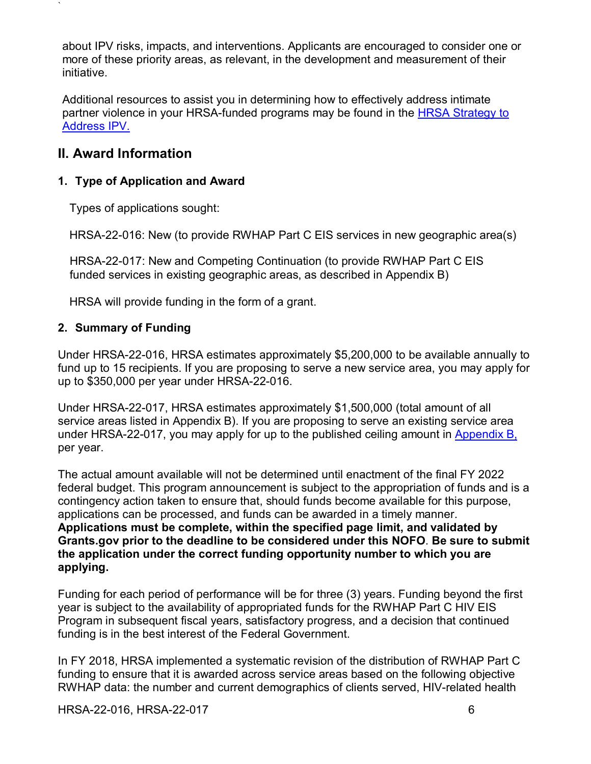about IPV risks, impacts, and interventions. Applicants are encouraged to consider one or more of these priority areas, as relevant, in the development and measurement of their initiative.

Additional resources to assist you in determining how to effectively address intimate partner violence in your HRSA-funded programs may be found in the [HRSA Strategy to Address IPV.](#)

## II. Award Information

### 1. Type of Application and Award

Types of applications sought:

HRSA-22-016: New (to provide RWHAP Part C EIS services in new geographic area(s)

HRSA-22-017: New and Competing Continuation (to provide RWHAP Part C EIS funded services in existing geographic areas, as described in Appendix B)

HRSA will provide funding in the form of a grant.

### 2. Summary of Funding

Under HRSA-22-016, HRSA estimates approximately $5,200,000 to be available annually to fund up to 15 recipients. If you are proposing to serve a new service area, you may apply for up to $350,000 per year under HRSA-22-016.

Under HRSA-22-017, HRSA estimates approximately $1,500,000 (total amount of all service areas listed in Appendix B). If you are proposing to serve an existing service area under HRSA-22-017, you may apply for up to the published ceiling amount in [Appendix B,](#) per year.

The actual amount available will not be determined until enactment of the final FY 2022 federal budget. This program announcement is subject to the appropriation of funds and is a contingency action taken to ensure that, should funds become available for this purpose, applications can be processed, and funds can be awarded in a timely manner. **Applications must be complete, within the specified page limit, and validated by Grants.gov prior to the deadline to be considered under this NOFO**. **Be sure to submit the application under the correct funding opportunity number to which you are applying.**

Funding for each period of performance will be for three (3) years. Funding beyond the first year is subject to the availability of appropriated funds for the RWHAP Part C HIV EIS Program in subsequent fiscal years, satisfactory progress, and a decision that continued funding is in the best interest of the Federal Government.

In FY 2018, HRSA implemented a systematic revision of the distribution of RWHAP Part C funding to ensure that it is awarded across service areas based on the following objective RWHAP data: the number and current demographics of clients served, HIV-related health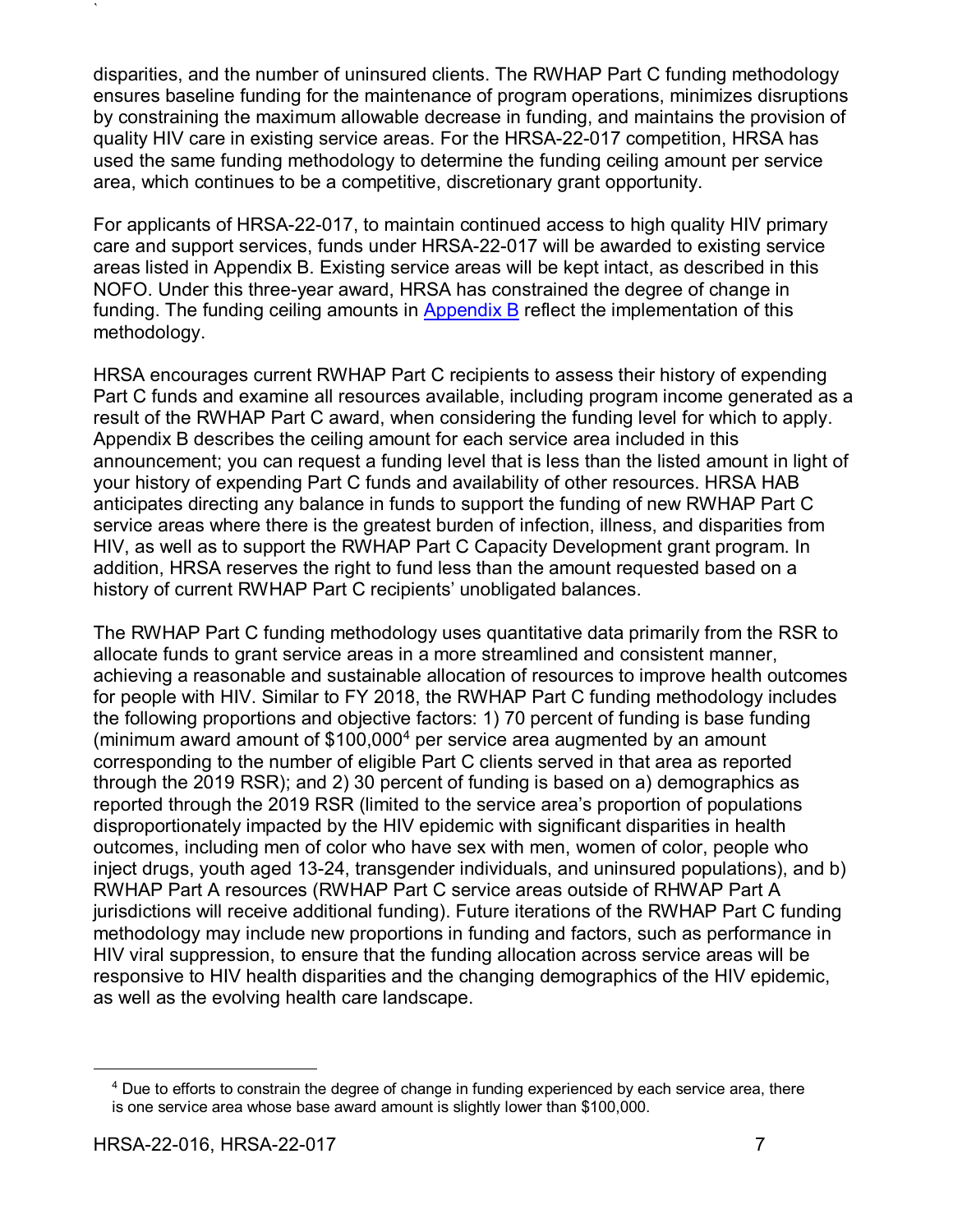disparities, and the number of uninsured clients. The RWHAP Part C funding methodology ensures baseline funding for the maintenance of program operations, minimizes disruptions by constraining the maximum allowable decrease in funding, and maintains the provision of quality HIV care in existing service areas. For the HRSA-22-017 competition, HRSA has used the same funding methodology to determine the funding ceiling amount per service area, which continues to be a competitive, discretionary grant opportunity.

For applicants of HRSA-22-017, to maintain continued access to high quality HIV primary care and support services, funds under HRSA-22-017 will be awarded to existing service areas listed in Appendix B. Existing service areas will be kept intact, as described in this NOFO. Under this three-year award, HRSA has constrained the degree of change in funding. The funding ceiling amounts in [Appendix B](#) reflect the implementation of this methodology.

HRSA encourages current RWHAP Part C recipients to assess their history of expending Part C funds and examine all resources available, including program income generated as a result of the RWHAP Part C award, when considering the funding level for which to apply. Appendix B describes the ceiling amount for each service area included in this announcement; you can request a funding level that is less than the listed amount in light of your history of expending Part C funds and availability of other resources. HRSA HAB anticipates directing any balance in funds to support the funding of new RWHAP Part C service areas where there is the greatest burden of infection, illness, and disparities from HIV, as well as to support the RWHAP Part C Capacity Development grant program. In addition, HRSA reserves the right to fund less than the amount requested based on a history of current RWHAP Part C recipients' unobligated balances.

The RWHAP Part C funding methodology uses quantitative data primarily from the RSR to allocate funds to grant service areas in a more streamlined and consistent manner, achieving a reasonable and sustainable allocation of resources to improve health outcomes for people with HIV. Similar to FY 2018, the RWHAP Part C funding methodology includes the following proportions and objective factors: 1) 70 percent of funding is base funding (minimum award amount of $100,000[4] per service area augmented by an amount corresponding to the number of eligible Part C clients served in that area as reported through the 2019 RSR); and 2) 30 percent of funding is based on a) demographics as reported through the 2019 RSR (limited to the service area's proportion of populations disproportionately impacted by the HIV epidemic with significant disparities in health outcomes, including men of color who have sex with men, women of color, people who inject drugs, youth aged 13-24, transgender individuals, and uninsured populations), and b) RWHAP Part A resources (RWHAP Part C service areas outside of RHWAP Part A jurisdictions will receive additional funding). Future iterations of the RWHAP Part C funding methodology may include new proportions in funding and factors, such as performance in HIV viral suppression, to ensure that the funding allocation across service areas will be responsive to HIV health disparities and the changing demographics of the HIV epidemic, as well as the evolving health care landscape.

---

[4] Due to efforts to constrain the degree of change in funding experienced by each service area, there is one service area whose base award amount is slightly lower than $100,000.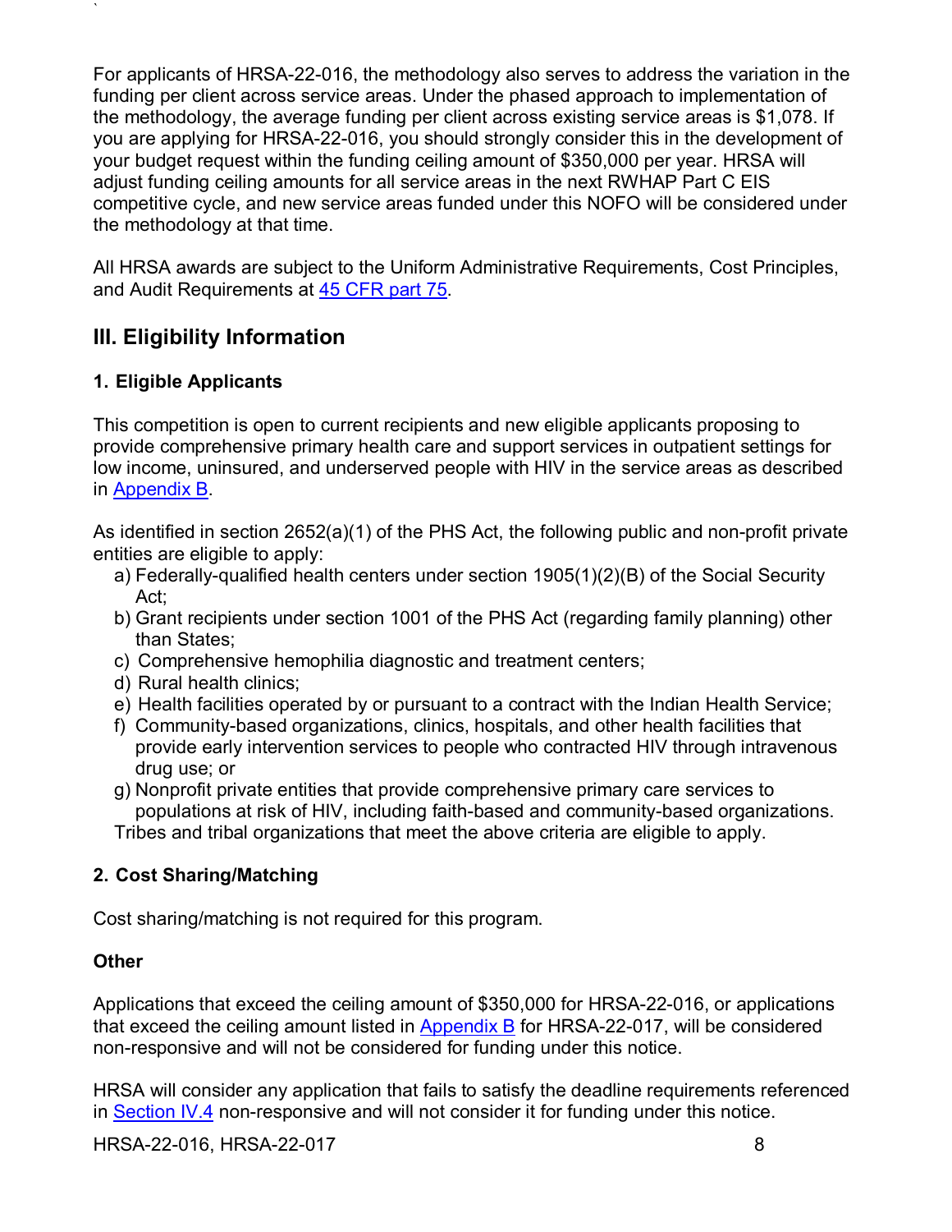For applicants of HRSA-22-016, the methodology also serves to address the variation in the funding per client across service areas. Under the phased approach to implementation of the methodology, the average funding per client across existing service areas is $1,078. If you are applying for HRSA-22-016, you should strongly consider this in the development of your budget request within the funding ceiling amount of $350,000 per year. HRSA will adjust funding ceiling amounts for all service areas in the next RWHAP Part C EIS competitive cycle, and new service areas funded under this NOFO will be considered under the methodology at that time.

All HRSA awards are subject to the Uniform Administrative Requirements, Cost Principles, and Audit Requirements at 45 CFR part 75.

## III. Eligibility Information

### 1. Eligible Applicants

This competition is open to current recipients and new eligible applicants proposing to provide comprehensive primary health care and support services in outpatient settings for low income, uninsured, and underserved people with HIV in the service areas as described in Appendix B.

As identified in section 2652(a)(1) of the PHS Act, the following public and non-profit private entities are eligible to apply:

a) Federally-qualified health centers under section 1905(1)(2)(B) of the Social Security Act;
b) Grant recipients under section 1001 of the PHS Act (regarding family planning) other than States;
c) Comprehensive hemophilia diagnostic and treatment centers;
d) Rural health clinics;
e) Health facilities operated by or pursuant to a contract with the Indian Health Service;
f) Community-based organizations, clinics, hospitals, and other health facilities that provide early intervention services to people who contracted HIV through intravenous drug use; or
g) Nonprofit private entities that provide comprehensive primary care services to populations at risk of HIV, including faith-based and community-based organizations.

Tribes and tribal organizations that meet the above criteria are eligible to apply.

### 2. Cost Sharing/Matching

Cost sharing/matching is not required for this program.

### Other

Applications that exceed the ceiling amount of $350,000 for HRSA-22-016, or applications that exceed the ceiling amount listed in Appendix B for HRSA-22-017, will be considered non-responsive and will not be considered for funding under this notice.

HRSA will consider any application that fails to satisfy the deadline requirements referenced in Section IV.4 non-responsive and will not consider it for funding under this notice.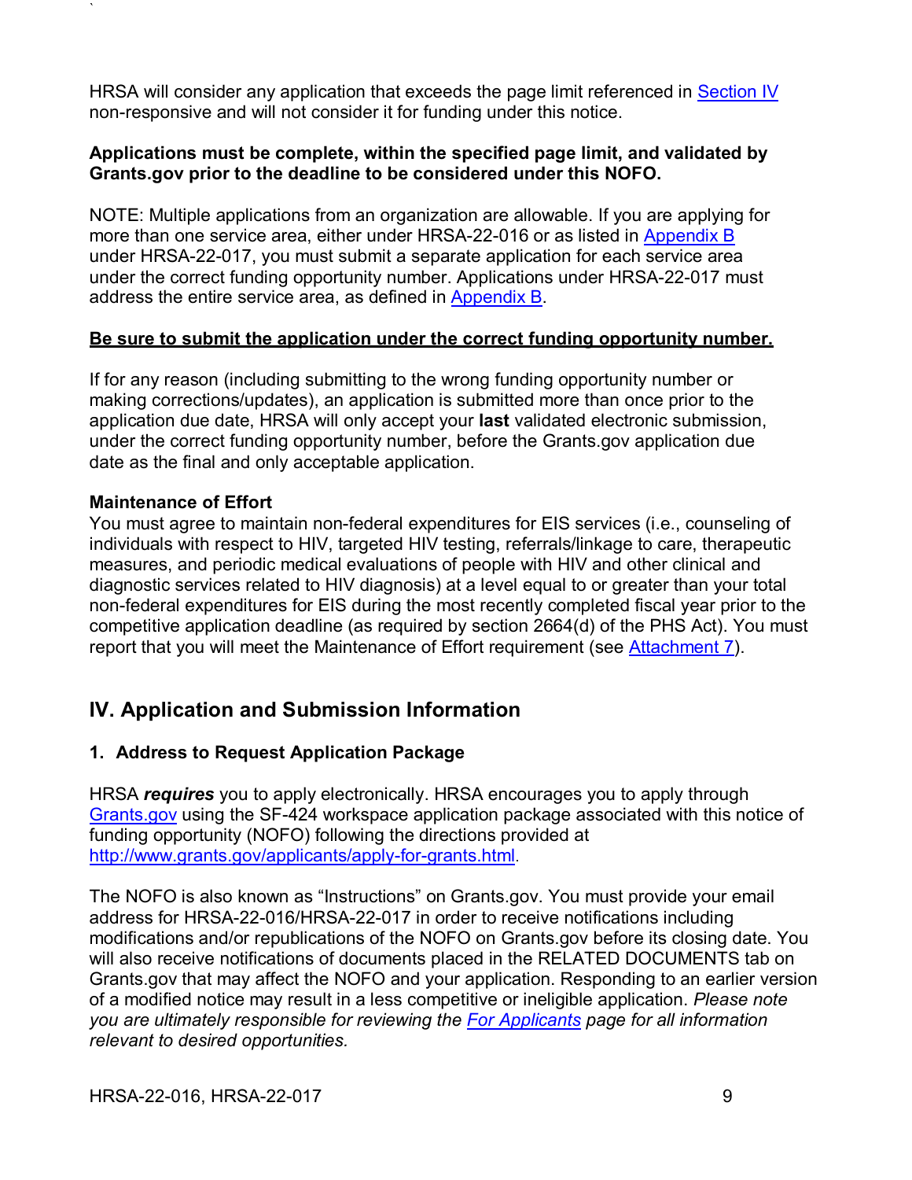HRSA will consider any application that exceeds the page limit referenced in Section IV non-responsive and will not consider it for funding under this notice.

**Applications must be complete, within the specified page limit, and validated by Grants.gov prior to the deadline to be considered under this NOFO.**

NOTE: Multiple applications from an organization are allowable. If you are applying for more than one service area, either under HRSA-22-016 or as listed in Appendix B under HRSA-22-017, you must submit a separate application for each service area under the correct funding opportunity number. Applications under HRSA-22-017 must address the entire service area, as defined in Appendix B.

**Be sure to submit the application under the correct funding opportunity number.**

If for any reason (including submitting to the wrong funding opportunity number or making corrections/updates), an application is submitted more than once prior to the application due date, HRSA will only accept your **last** validated electronic submission, under the correct funding opportunity number, before the Grants.gov application due date as the final and only acceptable application.

**Maintenance of Effort**

You must agree to maintain non-federal expenditures for EIS services (i.e., counseling of individuals with respect to HIV, targeted HIV testing, referrals/linkage to care, therapeutic measures, and periodic medical evaluations of people with HIV and other clinical and diagnostic services related to HIV diagnosis) at a level equal to or greater than your total non-federal expenditures for EIS during the most recently completed fiscal year prior to the competitive application deadline (as required by section 2664(d) of the PHS Act). You must report that you will meet the Maintenance of Effort requirement (see Attachment 7).

## IV. Application and Submission Information

### 1. Address to Request Application Package

HRSA ***requires*** you to apply electronically. HRSA encourages you to apply through Grants.gov using the SF-424 workspace application package associated with this notice of funding opportunity (NOFO) following the directions provided at http://www.grants.gov/applicants/apply-for-grants.html.

The NOFO is also known as "Instructions" on Grants.gov. You must provide your email address for HRSA-22-016/HRSA-22-017 in order to receive notifications including modifications and/or republications of the NOFO on Grants.gov before its closing date. You will also receive notifications of documents placed in the RELATED DOCUMENTS tab on Grants.gov that may affect the NOFO and your application. Responding to an earlier version of a modified notice may result in a less competitive or ineligible application. *Please note you are ultimately responsible for reviewing the For Applicants page for all information relevant to desired opportunities.*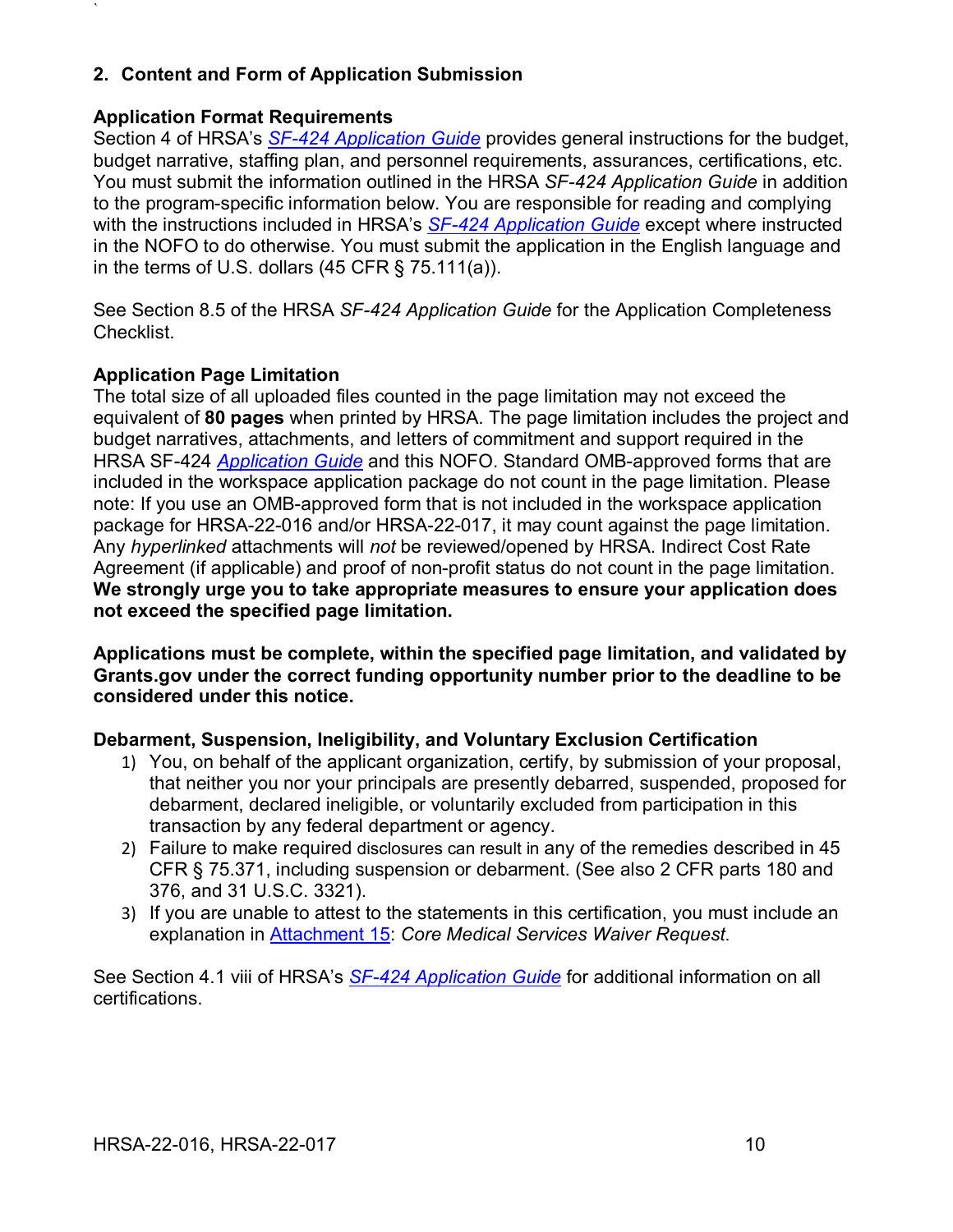## 2. Content and Form of Application Submission

### Application Format Requirements

Section 4 of HRSA's *SF-424 Application Guide* provides general instructions for the budget, budget narrative, staffing plan, and personnel requirements, assurances, certifications, etc. You must submit the information outlined in the HRSA *SF-424 Application Guide* in addition to the program-specific information below. You are responsible for reading and complying with the instructions included in HRSA's *SF-424 Application Guide* except where instructed in the NOFO to do otherwise. You must submit the application in the English language and in the terms of U.S. dollars (45 CFR § 75.111(a)).

See Section 8.5 of the HRSA *SF-424 Application Guide* for the Application Completeness Checklist.

### Application Page Limitation

The total size of all uploaded files counted in the page limitation may not exceed the equivalent of **80 pages** when printed by HRSA. The page limitation includes the project and budget narratives, attachments, and letters of commitment and support required in the HRSA SF-424 *Application Guide* and this NOFO. Standard OMB-approved forms that are included in the workspace application package do not count in the page limitation. Please note: If you use an OMB-approved form that is not included in the workspace application package for HRSA-22-016 and/or HRSA-22-017, it may count against the page limitation. Any *hyperlinked* attachments will *not* be reviewed/opened by HRSA. Indirect Cost Rate Agreement (if applicable) and proof of non-profit status do not count in the page limitation. **We strongly urge you to take appropriate measures to ensure your application does not exceed the specified page limitation.**

**Applications must be complete, within the specified page limitation, and validated by Grants.gov under the correct funding opportunity number prior to the deadline to be considered under this notice.**

### Debarment, Suspension, Ineligibility, and Voluntary Exclusion Certification

1) You, on behalf of the applicant organization, certify, by submission of your proposal, that neither you nor your principals are presently debarred, suspended, proposed for debarment, declared ineligible, or voluntarily excluded from participation in this transaction by any federal department or agency.
2) Failure to make required disclosures can result in any of the remedies described in 45 CFR § 75.371, including suspension or debarment. (See also 2 CFR parts 180 and 376, and 31 U.S.C. 3321).
3) If you are unable to attest to the statements in this certification, you must include an explanation in Attachment 15: *Core Medical Services Waiver Request*.

See Section 4.1 viii of HRSA's *SF-424 Application Guide* for additional information on all certifications.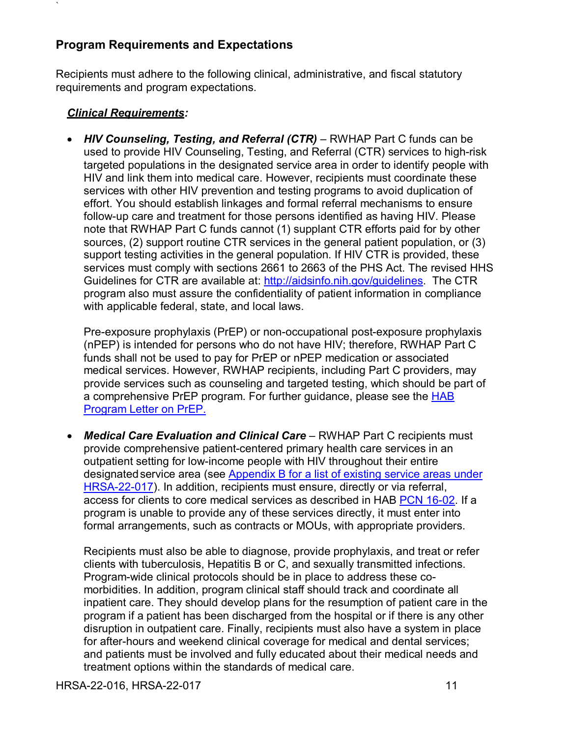## Program Requirements and Expectations

Recipients must adhere to the following clinical, administrative, and fiscal statutory requirements and program expectations.

***Clinical Requirements:***

- ***HIV Counseling, Testing, and Referral (CTR)*** – RWHAP Part C funds can be used to provide HIV Counseling, Testing, and Referral (CTR) services to high-risk targeted populations in the designated service area in order to identify people with HIV and link them into medical care. However, recipients must coordinate these services with other HIV prevention and testing programs to avoid duplication of effort. You should establish linkages and formal referral mechanisms to ensure follow-up care and treatment for those persons identified as having HIV. Please note that RWHAP Part C funds cannot (1) supplant CTR efforts paid for by other sources, (2) support routine CTR services in the general patient population, or (3) support testing activities in the general population. If HIV CTR is provided, these services must comply with sections 2661 to 2663 of the PHS Act. The revised HHS Guidelines for CTR are available at: [http://aidsinfo.nih.gov/guidelines](http://aidsinfo.nih.gov/guidelines). The CTR program also must assure the confidentiality of patient information in compliance with applicable federal, state, and local laws.

  Pre-exposure prophylaxis (PrEP) or non-occupational post-exposure prophylaxis (nPEP) is intended for persons who do not have HIV; therefore, RWHAP Part C funds shall not be used to pay for PrEP or nPEP medication or associated medical services. However, RWHAP recipients, including Part C providers, may provide services such as counseling and targeted testing, which should be part of a comprehensive PrEP program. For further guidance, please see the [HAB Program Letter on PrEP.](#)

- ***Medical Care Evaluation and Clinical Care*** – RWHAP Part C recipients must provide comprehensive patient-centered primary health care services in an outpatient setting for low-income people with HIV throughout their entire designated service area (see [Appendix B for a list of existing service areas under HRSA-22-017](#)). In addition, recipients must ensure, directly or via referral, access for clients to core medical services as described in HAB [PCN 16-02](#). If a program is unable to provide any of these services directly, it must enter into formal arrangements, such as contracts or MOUs, with appropriate providers.

  Recipients must also be able to diagnose, provide prophylaxis, and treat or refer clients with tuberculosis, Hepatitis B or C, and sexually transmitted infections. Program-wide clinical protocols should be in place to address these co-morbidities. In addition, program clinical staff should track and coordinate all inpatient care. They should develop plans for the resumption of patient care in the program if a patient has been discharged from the hospital or if there is any other disruption in outpatient care. Finally, recipients must also have a system in place for after-hours and weekend clinical coverage for medical and dental services; and patients must be involved and fully educated about their medical needs and treatment options within the standards of medical care.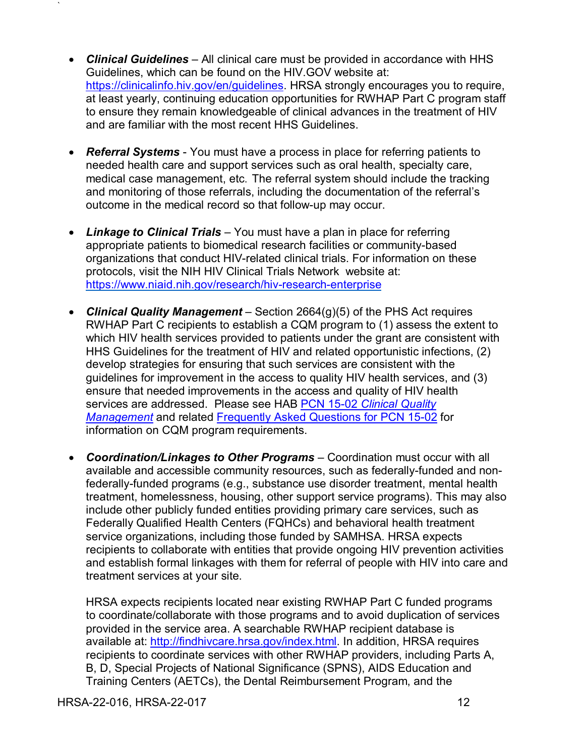- ***Clinical Guidelines*** – All clinical care must be provided in accordance with HHS Guidelines, which can be found on the HIV.GOV website at: https://clinicalinfo.hiv.gov/en/guidelines. HRSA strongly encourages you to require, at least yearly, continuing education opportunities for RWHAP Part C program staff to ensure they remain knowledgeable of clinical advances in the treatment of HIV and are familiar with the most recent HHS Guidelines.

- ***Referral Systems*** - You must have a process in place for referring patients to needed health care and support services such as oral health, specialty care, medical case management, etc. The referral system should include the tracking and monitoring of those referrals, including the documentation of the referral's outcome in the medical record so that follow-up may occur.

- ***Linkage to Clinical Trials*** – You must have a plan in place for referring appropriate patients to biomedical research facilities or community-based organizations that conduct HIV-related clinical trials. For information on these protocols, visit the NIH HIV Clinical Trials Network website at: https://www.niaid.nih.gov/research/hiv-research-enterprise

- ***Clinical Quality Management*** – Section 2664(g)(5) of the PHS Act requires RWHAP Part C recipients to establish a CQM program to (1) assess the extent to which HIV health services provided to patients under the grant are consistent with HHS Guidelines for the treatment of HIV and related opportunistic infections, (2) develop strategies for ensuring that such services are consistent with the guidelines for improvement in the access to quality HIV health services, and (3) ensure that needed improvements in the access and quality of HIV health services are addressed. Please see HAB PCN 15-02 *Clinical Quality Management* and related Frequently Asked Questions for PCN 15-02 for information on CQM program requirements.

- ***Coordination/Linkages to Other Programs*** – Coordination must occur with all available and accessible community resources, such as federally-funded and non-federally-funded programs (e.g., substance use disorder treatment, mental health treatment, homelessness, housing, other support service programs). This may also include other publicly funded entities providing primary care services, such as Federally Qualified Health Centers (FQHCs) and behavioral health treatment service organizations, including those funded by SAMHSA. HRSA expects recipients to collaborate with entities that provide ongoing HIV prevention activities and establish formal linkages with them for referral of people with HIV into care and treatment services at your site.

  HRSA expects recipients located near existing RWHAP Part C funded programs to coordinate/collaborate with those programs and to avoid duplication of services provided in the service area. A searchable RWHAP recipient database is available at: http://findhivcare.hrsa.gov/index.html. In addition, HRSA requires recipients to coordinate services with other RWHAP providers, including Parts A, B, D, Special Projects of National Significance (SPNS), AIDS Education and Training Centers (AETCs), the Dental Reimbursement Program, and the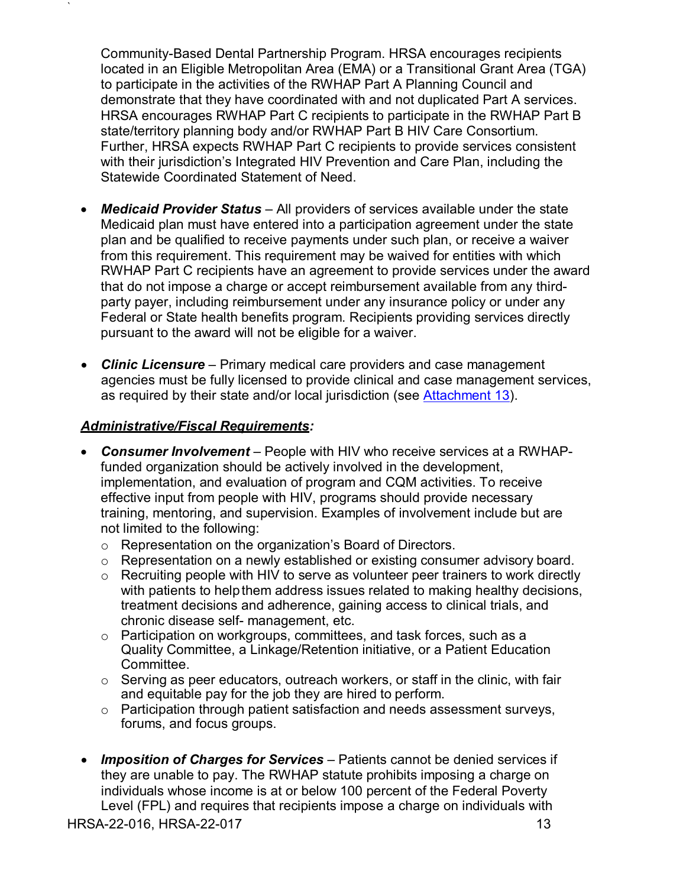Community-Based Dental Partnership Program. HRSA encourages recipients located in an Eligible Metropolitan Area (EMA) or a Transitional Grant Area (TGA) to participate in the activities of the RWHAP Part A Planning Council and demonstrate that they have coordinated with and not duplicated Part A services. HRSA encourages RWHAP Part C recipients to participate in the RWHAP Part B state/territory planning body and/or RWHAP Part B HIV Care Consortium. Further, HRSA expects RWHAP Part C recipients to provide services consistent with their jurisdiction's Integrated HIV Prevention and Care Plan, including the Statewide Coordinated Statement of Need.

- ***Medicaid Provider Status*** – All providers of services available under the state Medicaid plan must have entered into a participation agreement under the state plan and be qualified to receive payments under such plan, or receive a waiver from this requirement. This requirement may be waived for entities with which RWHAP Part C recipients have an agreement to provide services under the award that do not impose a charge or accept reimbursement available from any third-party payer, including reimbursement under any insurance policy or under any Federal or State health benefits program. Recipients providing services directly pursuant to the award will not be eligible for a waiver.

- ***Clinic Licensure*** – Primary medical care providers and case management agencies must be fully licensed to provide clinical and case management services, as required by their state and/or local jurisdiction (see Attachment 13).

***Administrative/Fiscal Requirements:***

- ***Consumer Involvement*** – People with HIV who receive services at a RWHAP-funded organization should be actively involved in the development, implementation, and evaluation of program and CQM activities. To receive effective input from people with HIV, programs should provide necessary training, mentoring, and supervision. Examples of involvement include but are not limited to the following:
  - Representation on the organization's Board of Directors.
  - Representation on a newly established or existing consumer advisory board.
  - Recruiting people with HIV to serve as volunteer peer trainers to work directly with patients to help them address issues related to making healthy decisions, treatment decisions and adherence, gaining access to clinical trials, and chronic disease self- management, etc.
  - Participation on workgroups, committees, and task forces, such as a Quality Committee, a Linkage/Retention initiative, or a Patient Education Committee.
  - Serving as peer educators, outreach workers, or staff in the clinic, with fair and equitable pay for the job they are hired to perform.
  - Participation through patient satisfaction and needs assessment surveys, forums, and focus groups.

- ***Imposition of Charges for Services*** – Patients cannot be denied services if they are unable to pay. The RWHAP statute prohibits imposing a charge on individuals whose income is at or below 100 percent of the Federal Poverty Level (FPL) and requires that recipients impose a charge on individuals with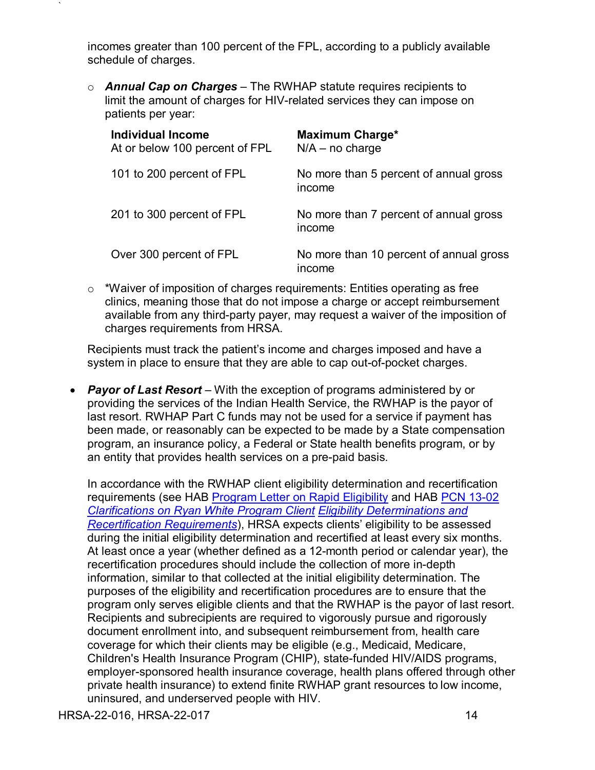incomes greater than 100 percent of the FPL, according to a publicly available schedule of charges.

- ***Annual Cap on Charges*** – The RWHAP statute requires recipients to limit the amount of charges for HIV-related services they can impose on patients per year:

| **Individual Income** | **Maximum Charge*** |
|---|---|
| At or below 100 percent of FPL | N/A – no charge |
| 101 to 200 percent of FPL | No more than 5 percent of annual gross income |
| 201 to 300 percent of FPL | No more than 7 percent of annual gross income |
| Over 300 percent of FPL | No more than 10 percent of annual gross income |

- *Waiver of imposition of charges requirements: Entities operating as free clinics, meaning those that do not impose a charge or accept reimbursement available from any third-party payer, may request a waiver of the imposition of charges requirements from HRSA.

Recipients must track the patient's income and charges imposed and have a system in place to ensure that they are able to cap out-of-pocket charges.

- ***Payor of Last Resort*** – With the exception of programs administered by or providing the services of the Indian Health Service, the RWHAP is the payor of last resort. RWHAP Part C funds may not be used for a service if payment has been made, or reasonably can be expected to be made by a State compensation program, an insurance policy, a Federal or State health benefits program, or by an entity that provides health services on a pre-paid basis.

  In accordance with the RWHAP client eligibility determination and recertification requirements (see HAB [Program Letter on Rapid Eligibility]() and HAB [PCN 13-02 *Clarifications on Ryan White Program Client Eligibility Determinations and Recertification Requirements*]()), HRSA expects clients' eligibility to be assessed during the initial eligibility determination and recertified at least every six months. At least once a year (whether defined as a 12-month period or calendar year), the recertification procedures should include the collection of more in-depth information, similar to that collected at the initial eligibility determination. The purposes of the eligibility and recertification procedures are to ensure that the program only serves eligible clients and that the RWHAP is the payor of last resort. Recipients and subrecipients are required to vigorously pursue and rigorously document enrollment into, and subsequent reimbursement from, health care coverage for which their clients may be eligible (e.g., Medicaid, Medicare, Children's Health Insurance Program (CHIP), state-funded HIV/AIDS programs, employer-sponsored health insurance coverage, health plans offered through other private health insurance) to extend finite RWHAP grant resources to low income, uninsured, and underserved people with HIV.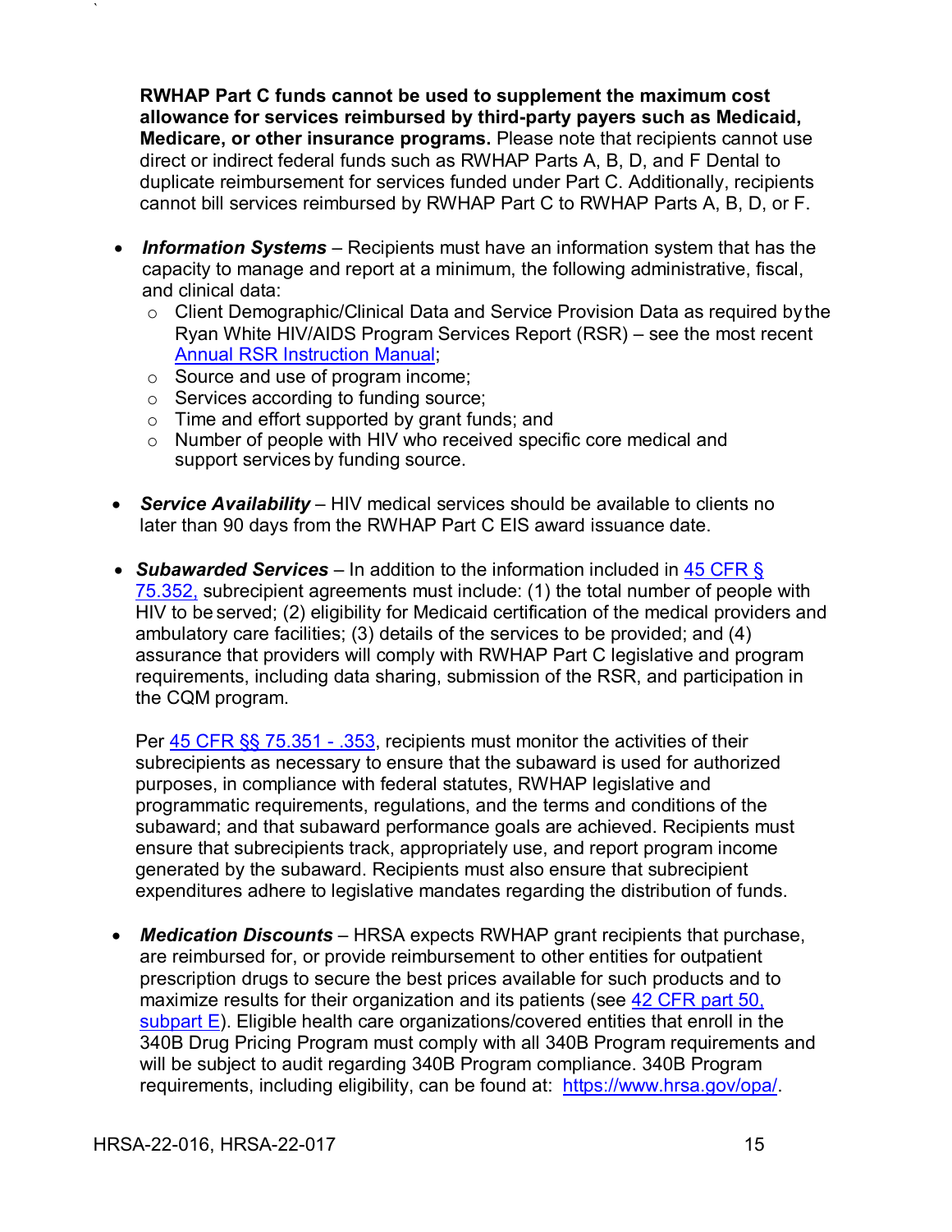**RWHAP Part C funds cannot be used to supplement the maximum cost allowance for services reimbursed by third-party payers such as Medicaid, Medicare, or other insurance programs.** Please note that recipients cannot use direct or indirect federal funds such as RWHAP Parts A, B, D, and F Dental to duplicate reimbursement for services funded under Part C. Additionally, recipients cannot bill services reimbursed by RWHAP Part C to RWHAP Parts A, B, D, or F.

- ***Information Systems*** – Recipients must have an information system that has the capacity to manage and report at a minimum, the following administrative, fiscal, and clinical data:
  - Client Demographic/Clinical Data and Service Provision Data as required by the Ryan White HIV/AIDS Program Services Report (RSR) – see the most recent Annual RSR Instruction Manual;
  - Source and use of program income;
  - Services according to funding source;
  - Time and effort supported by grant funds; and
  - Number of people with HIV who received specific core medical and support services by funding source.

- ***Service Availability*** – HIV medical services should be available to clients no later than 90 days from the RWHAP Part C EIS award issuance date.

- ***Subawarded Services*** – In addition to the information included in 45 CFR § 75.352, subrecipient agreements must include: (1) the total number of people with HIV to be served; (2) eligibility for Medicaid certification of the medical providers and ambulatory care facilities; (3) details of the services to be provided; and (4) assurance that providers will comply with RWHAP Part C legislative and program requirements, including data sharing, submission of the RSR, and participation in the CQM program.

  Per 45 CFR §§ 75.351 - .353, recipients must monitor the activities of their subrecipients as necessary to ensure that the subaward is used for authorized purposes, in compliance with federal statutes, RWHAP legislative and programmatic requirements, regulations, and the terms and conditions of the subaward; and that subaward performance goals are achieved. Recipients must ensure that subrecipients track, appropriately use, and report program income generated by the subaward. Recipients must also ensure that subrecipient expenditures adhere to legislative mandates regarding the distribution of funds.

- ***Medication Discounts*** – HRSA expects RWHAP grant recipients that purchase, are reimbursed for, or provide reimbursement to other entities for outpatient prescription drugs to secure the best prices available for such products and to maximize results for their organization and its patients (see 42 CFR part 50, subpart E). Eligible health care organizations/covered entities that enroll in the 340B Drug Pricing Program must comply with all 340B Program requirements and will be subject to audit regarding 340B Program compliance. 340B Program requirements, including eligibility, can be found at: https://www.hrsa.gov/opa/.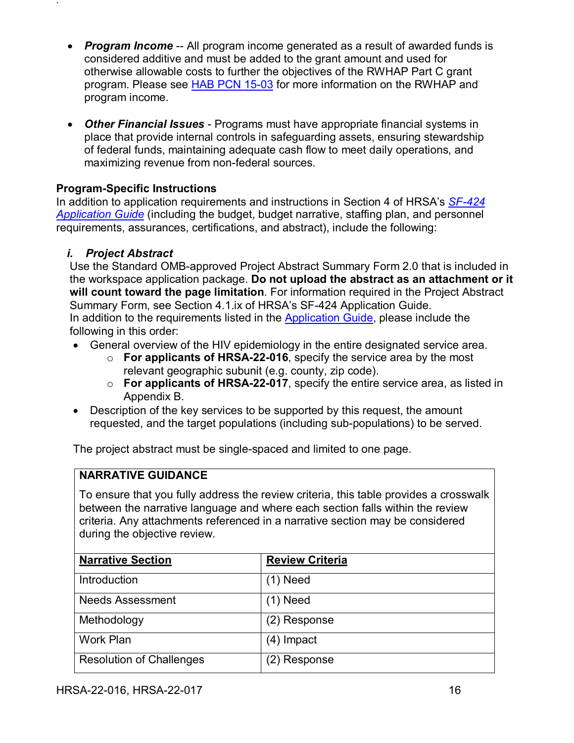- ***Program Income*** -- All program income generated as a result of awarded funds is considered additive and must be added to the grant amount and used for otherwise allowable costs to further the objectives of the RWHAP Part C grant program. Please see HAB PCN 15-03 for more information on the RWHAP and program income.

- ***Other Financial Issues*** - Programs must have appropriate financial systems in place that provide internal controls in safeguarding assets, ensuring stewardship of federal funds, maintaining adequate cash flow to meet daily operations, and maximizing revenue from non-federal sources.

**Program-Specific Instructions**

In addition to application requirements and instructions in Section 4 of HRSA's *SF-424 Application Guide* (including the budget, budget narrative, staffing plan, and personnel requirements, assurances, certifications, and abstract), include the following:

***i. Project Abstract***

Use the Standard OMB-approved Project Abstract Summary Form 2.0 that is included in the workspace application package. **Do not upload the abstract as an attachment or it will count toward the page limitation**. For information required in the Project Abstract Summary Form, see Section 4.1.ix of HRSA's SF-424 Application Guide.

In addition to the requirements listed in the Application Guide, please include the following in this order:

- General overview of the HIV epidemiology in the entire designated service area.
  - **For applicants of HRSA-22-016**, specify the service area by the most relevant geographic subunit (e.g. county, zip code).
  - **For applicants of HRSA-22-017**, specify the entire service area, as listed in Appendix B.
- Description of the key services to be supported by this request, the amount requested, and the target populations (including sub-populations) to be served.

The project abstract must be single-spaced and limited to one page.

**NARRATIVE GUIDANCE**

To ensure that you fully address the review criteria, this table provides a crosswalk between the narrative language and where each section falls within the review criteria. Any attachments referenced in a narrative section may be considered during the objective review.

| Narrative Section | Review Criteria |
| --- | --- |
| Introduction | (1) Need |
| Needs Assessment | (1) Need |
| Methodology | (2) Response |
| Work Plan | (4) Impact |
| Resolution of Challenges | (2) Response |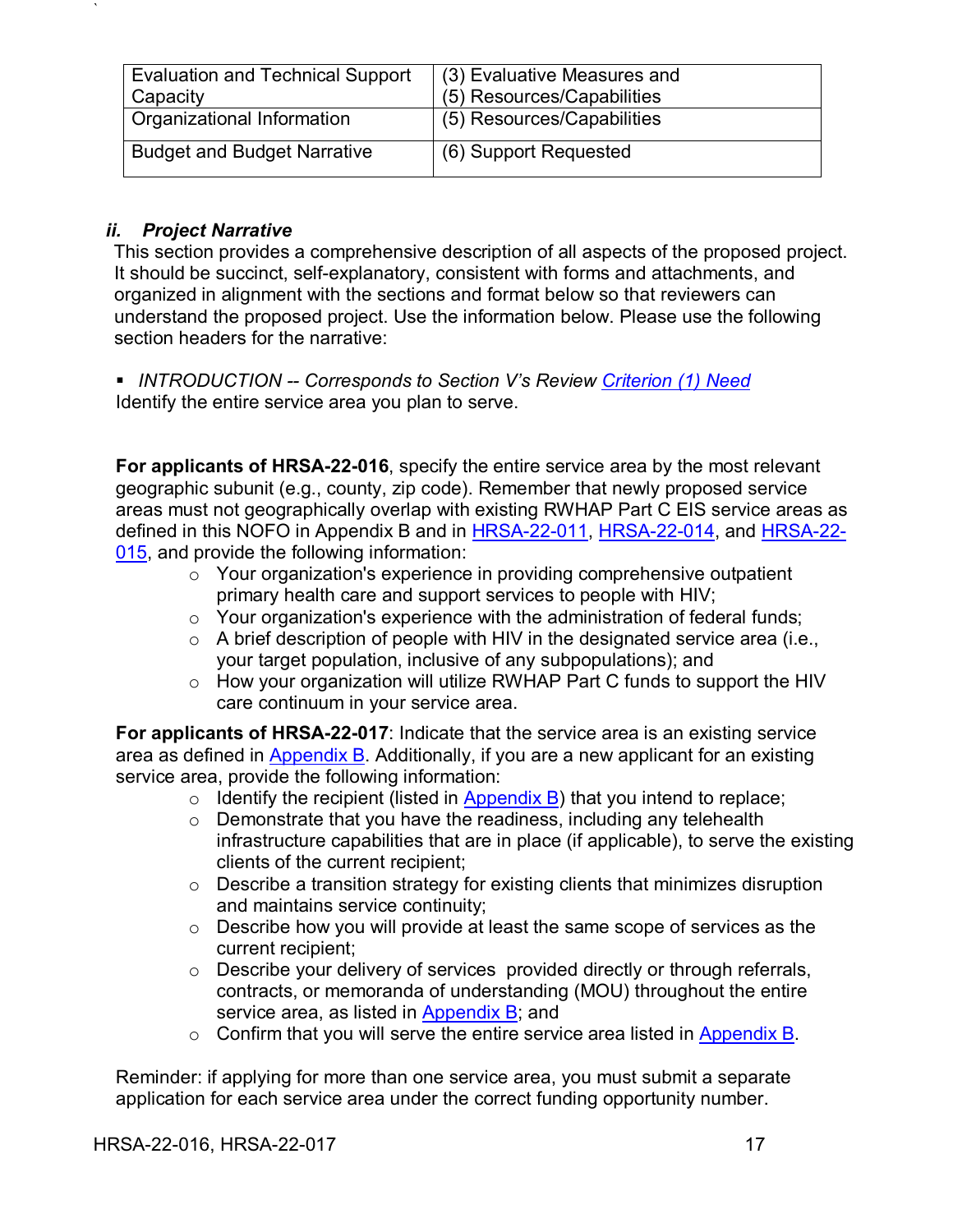| Evaluation and Technical Support Capacity | (3) Evaluative Measures and (5) Resources/Capabilities |
|---|---|
| Organizational Information | (5) Resources/Capabilities |
| Budget and Budget Narrative | (6) Support Requested |

### *ii. Project Narrative*

This section provides a comprehensive description of all aspects of the proposed project. It should be succinct, self-explanatory, consistent with forms and attachments, and organized in alignment with the sections and format below so that reviewers can understand the proposed project. Use the information below. Please use the following section headers for the narrative:

- *INTRODUCTION -- Corresponds to Section V's Review Criterion (1) Need*

Identify the entire service area you plan to serve.

**For applicants of HRSA-22-016**, specify the entire service area by the most relevant geographic subunit (e.g., county, zip code). Remember that newly proposed service areas must not geographically overlap with existing RWHAP Part C EIS service areas as defined in this NOFO in Appendix B and in HRSA-22-011, HRSA-22-014, and HRSA-22-015, and provide the following information:

- Your organization's experience in providing comprehensive outpatient primary health care and support services to people with HIV;
- Your organization's experience with the administration of federal funds;
- A brief description of people with HIV in the designated service area (i.e., your target population, inclusive of any subpopulations); and
- How your organization will utilize RWHAP Part C funds to support the HIV care continuum in your service area.

**For applicants of HRSA-22-017**: Indicate that the service area is an existing service area as defined in Appendix B. Additionally, if you are a new applicant for an existing service area, provide the following information:

- Identify the recipient (listed in Appendix B) that you intend to replace;
- Demonstrate that you have the readiness, including any telehealth infrastructure capabilities that are in place (if applicable), to serve the existing clients of the current recipient;
- Describe a transition strategy for existing clients that minimizes disruption and maintains service continuity;
- Describe how you will provide at least the same scope of services as the current recipient;
- Describe your delivery of services provided directly or through referrals, contracts, or memoranda of understanding (MOU) throughout the entire service area, as listed in Appendix B; and
- Confirm that you will serve the entire service area listed in Appendix B.

Reminder: if applying for more than one service area, you must submit a separate application for each service area under the correct funding opportunity number.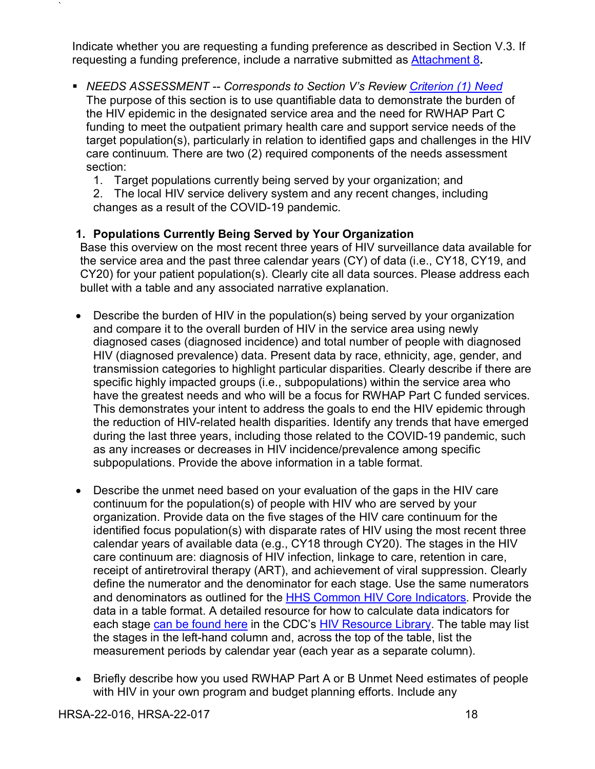Indicate whether you are requesting a funding preference as described in Section V.3. If requesting a funding preference, include a narrative submitted as Attachment 8**.**

- *NEEDS ASSESSMENT -- Corresponds to Section V's Review Criterion (1) Need*
  The purpose of this section is to use quantifiable data to demonstrate the burden of the HIV epidemic in the designated service area and the need for RWHAP Part C funding to meet the outpatient primary health care and support service needs of the target population(s), particularly in relation to identified gaps and challenges in the HIV care continuum. There are two (2) required components of the needs assessment section:
  1. Target populations currently being served by your organization; and
  2. The local HIV service delivery system and any recent changes, including changes as a result of the COVID-19 pandemic.

**1. Populations Currently Being Served by Your Organization**

Base this overview on the most recent three years of HIV surveillance data available for the service area and the past three calendar years (CY) of data (i.e., CY18, CY19, and CY20) for your patient population(s). Clearly cite all data sources. Please address each bullet with a table and any associated narrative explanation.

- Describe the burden of HIV in the population(s) being served by your organization and compare it to the overall burden of HIV in the service area using newly diagnosed cases (diagnosed incidence) and total number of people with diagnosed HIV (diagnosed prevalence) data. Present data by race, ethnicity, age, gender, and transmission categories to highlight particular disparities. Clearly describe if there are specific highly impacted groups (i.e., subpopulations) within the service area who have the greatest needs and who will be a focus for RWHAP Part C funded services. This demonstrates your intent to address the goals to end the HIV epidemic through the reduction of HIV-related health disparities. Identify any trends that have emerged during the last three years, including those related to the COVID-19 pandemic, such as any increases or decreases in HIV incidence/prevalence among specific subpopulations. Provide the above information in a table format.

- Describe the unmet need based on your evaluation of the gaps in the HIV care continuum for the population(s) of people with HIV who are served by your organization. Provide data on the five stages of the HIV care continuum for the identified focus population(s) with disparate rates of HIV using the most recent three calendar years of available data (e.g., CY18 through CY20). The stages in the HIV care continuum are: diagnosis of HIV infection, linkage to care, retention in care, receipt of antiretroviral therapy (ART), and achievement of viral suppression. Clearly define the numerator and the denominator for each stage. Use the same numerators and denominators as outlined for the HHS Common HIV Core Indicators. Provide the data in a table format. A detailed resource for how to calculate data indicators for each stage can be found here in the CDC's HIV Resource Library. The table may list the stages in the left-hand column and, across the top of the table, list the measurement periods by calendar year (each year as a separate column).

- Briefly describe how you used RWHAP Part A or B Unmet Need estimates of people with HIV in your own program and budget planning efforts. Include any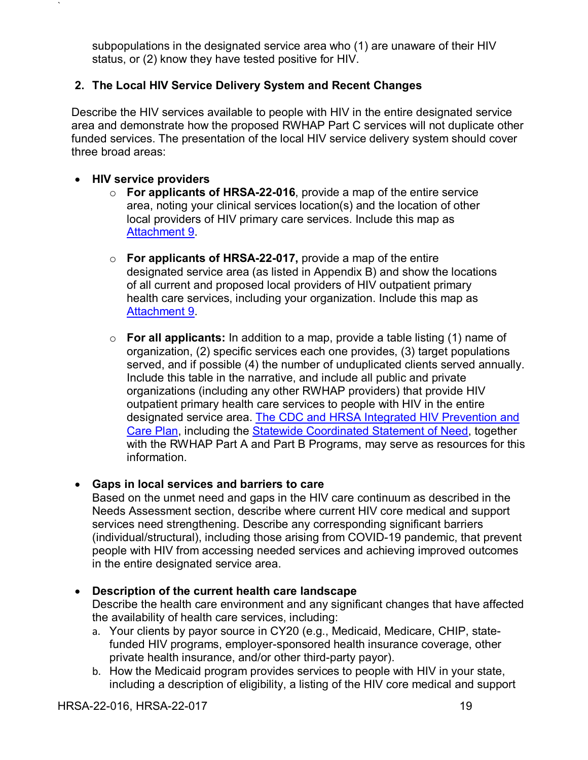subpopulations in the designated service area who (1) are unaware of their HIV status, or (2) know they have tested positive for HIV.

## 2. The Local HIV Service Delivery System and Recent Changes

Describe the HIV services available to people with HIV in the entire designated service area and demonstrate how the proposed RWHAP Part C services will not duplicate other funded services. The presentation of the local HIV service delivery system should cover three broad areas:

- **HIV service providers**
  - **For applicants of HRSA-22-016**, provide a map of the entire service area, noting your clinical services location(s) and the location of other local providers of HIV primary care services. Include this map as Attachment 9.
  - **For applicants of HRSA-22-017,** provide a map of the entire designated service area (as listed in Appendix B) and show the locations of all current and proposed local providers of HIV outpatient primary health care services, including your organization. Include this map as Attachment 9.
  - **For all applicants:** In addition to a map, provide a table listing (1) name of organization, (2) specific services each one provides, (3) target populations served, and if possible (4) the number of unduplicated clients served annually. Include this table in the narrative, and include all public and private organizations (including any other RWHAP providers) that provide HIV outpatient primary health care services to people with HIV in the entire designated service area. The CDC and HRSA Integrated HIV Prevention and Care Plan, including the Statewide Coordinated Statement of Need, together with the RWHAP Part A and Part B Programs, may serve as resources for this information.
- **Gaps in local services and barriers to care**
  Based on the unmet need and gaps in the HIV care continuum as described in the Needs Assessment section, describe where current HIV core medical and support services need strengthening. Describe any corresponding significant barriers (individual/structural), including those arising from COVID-19 pandemic, that prevent people with HIV from accessing needed services and achieving improved outcomes in the entire designated service area.
- **Description of the current health care landscape**
  Describe the health care environment and any significant changes that have affected the availability of health care services, including:
  a. Your clients by payor source in CY20 (e.g., Medicaid, Medicare, CHIP, state-funded HIV programs, employer-sponsored health insurance coverage, other private health insurance, and/or other third-party payor).
  b. How the Medicaid program provides services to people with HIV in your state, including a description of eligibility, a listing of the HIV core medical and support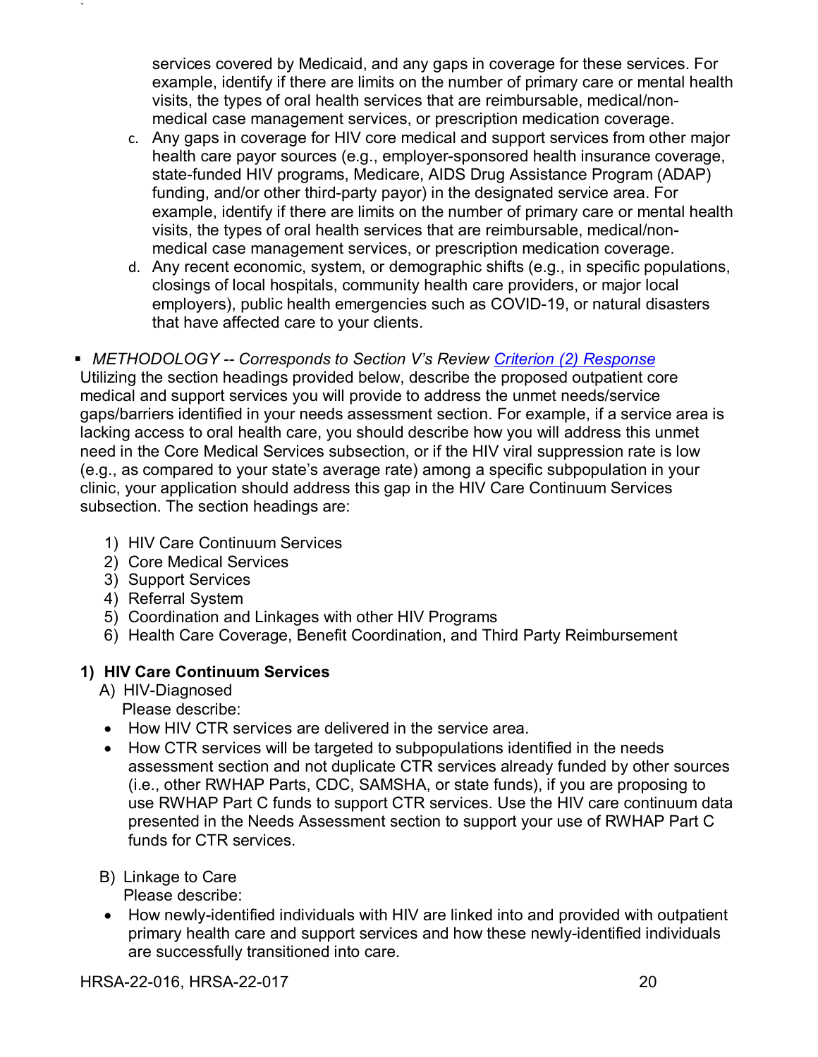services covered by Medicaid, and any gaps in coverage for these services. For example, identify if there are limits on the number of primary care or mental health visits, the types of oral health services that are reimbursable, medical/non-medical case management services, or prescription medication coverage.

c. Any gaps in coverage for HIV core medical and support services from other major health care payor sources (e.g., employer-sponsored health insurance coverage, state-funded HIV programs, Medicare, AIDS Drug Assistance Program (ADAP) funding, and/or other third-party payor) in the designated service area. For example, identify if there are limits on the number of primary care or mental health visits, the types of oral health services that are reimbursable, medical/non-medical case management services, or prescription medication coverage.
d. Any recent economic, system, or demographic shifts (e.g., in specific populations, closings of local hospitals, community health care providers, or major local employers), public health emergencies such as COVID-19, or natural disasters that have affected care to your clients.

- *METHODOLOGY -- Corresponds to Section V's Review Criterion (2) Response*

Utilizing the section headings provided below, describe the proposed outpatient core medical and support services you will provide to address the unmet needs/service gaps/barriers identified in your needs assessment section. For example, if a service area is lacking access to oral health care, you should describe how you will address this unmet need in the Core Medical Services subsection, or if the HIV viral suppression rate is low (e.g., as compared to your state's average rate) among a specific subpopulation in your clinic, your application should address this gap in the HIV Care Continuum Services subsection. The section headings are:

1) HIV Care Continuum Services
2) Core Medical Services
3) Support Services
4) Referral System
5) Coordination and Linkages with other HIV Programs
6) Health Care Coverage, Benefit Coordination, and Third Party Reimbursement

**1) HIV Care Continuum Services**

A) HIV-Diagnosed

Please describe:

- How HIV CTR services are delivered in the service area.
- How CTR services will be targeted to subpopulations identified in the needs assessment section and not duplicate CTR services already funded by other sources (i.e., other RWHAP Parts, CDC, SAMSHA, or state funds), if you are proposing to use RWHAP Part C funds to support CTR services. Use the HIV care continuum data presented in the Needs Assessment section to support your use of RWHAP Part C funds for CTR services.

B) Linkage to Care

Please describe:

- How newly-identified individuals with HIV are linked into and provided with outpatient primary health care and support services and how these newly-identified individuals are successfully transitioned into care.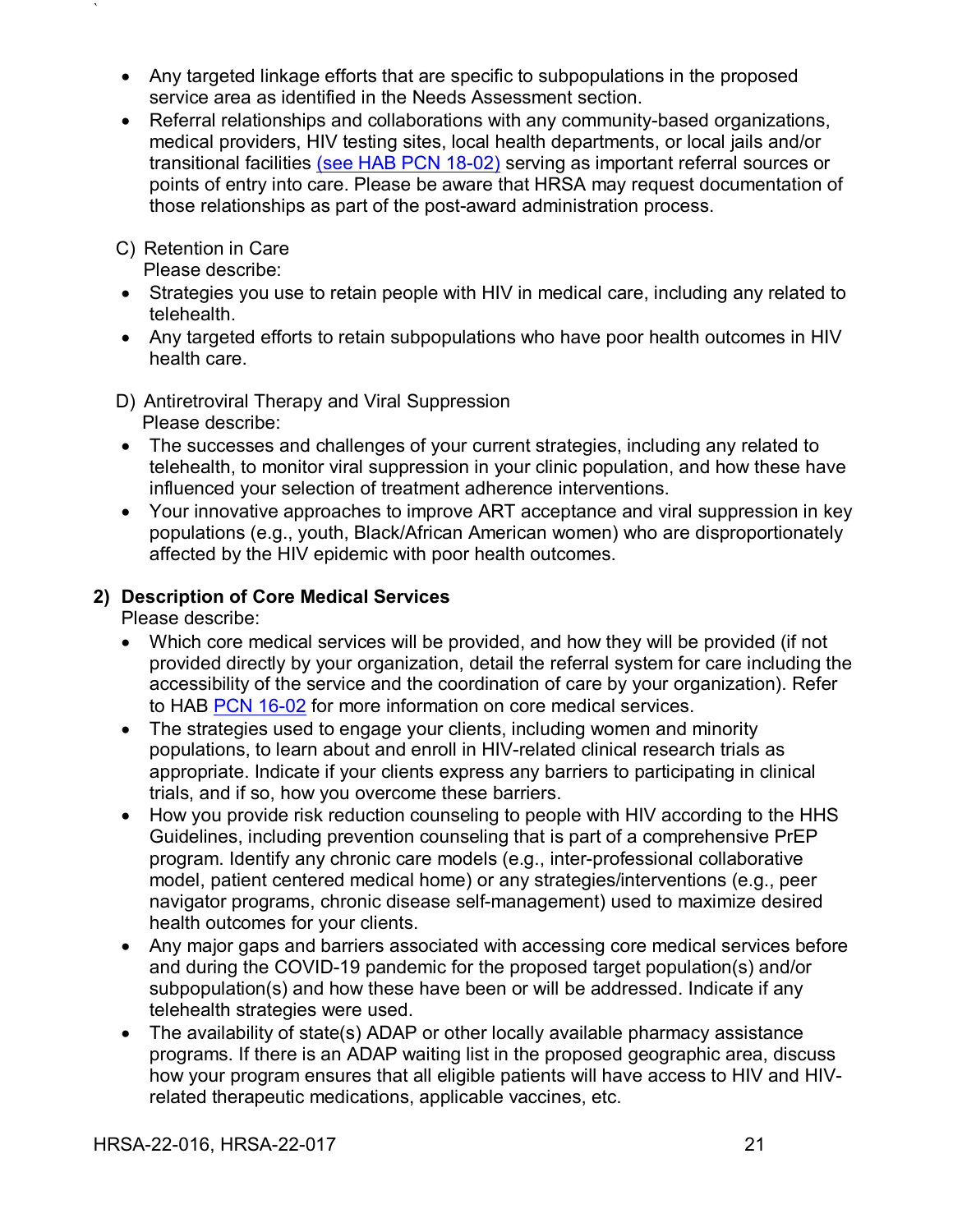- Any targeted linkage efforts that are specific to subpopulations in the proposed service area as identified in the Needs Assessment section.
- Referral relationships and collaborations with any community-based organizations, medical providers, HIV testing sites, local health departments, or local jails and/or transitional facilities (see HAB PCN 18-02) serving as important referral sources or points of entry into care. Please be aware that HRSA may request documentation of those relationships as part of the post-award administration process.

C) Retention in Care

Please describe:

- Strategies you use to retain people with HIV in medical care, including any related to telehealth.
- Any targeted efforts to retain subpopulations who have poor health outcomes in HIV health care.

D) Antiretroviral Therapy and Viral Suppression

Please describe:

- The successes and challenges of your current strategies, including any related to telehealth, to monitor viral suppression in your clinic population, and how these have influenced your selection of treatment adherence interventions.
- Your innovative approaches to improve ART acceptance and viral suppression in key populations (e.g., youth, Black/African American women) who are disproportionately affected by the HIV epidemic with poor health outcomes.

**2) Description of Core Medical Services**

Please describe:

- Which core medical services will be provided, and how they will be provided (if not provided directly by your organization, detail the referral system for care including the accessibility of the service and the coordination of care by your organization). Refer to HAB PCN 16-02 for more information on core medical services.
- The strategies used to engage your clients, including women and minority populations, to learn about and enroll in HIV-related clinical research trials as appropriate. Indicate if your clients express any barriers to participating in clinical trials, and if so, how you overcome these barriers.
- How you provide risk reduction counseling to people with HIV according to the HHS Guidelines, including prevention counseling that is part of a comprehensive PrEP program. Identify any chronic care models (e.g., inter-professional collaborative model, patient centered medical home) or any strategies/interventions (e.g., peer navigator programs, chronic disease self-management) used to maximize desired health outcomes for your clients.
- Any major gaps and barriers associated with accessing core medical services before and during the COVID-19 pandemic for the proposed target population(s) and/or subpopulation(s) and how these have been or will be addressed. Indicate if any telehealth strategies were used.
- The availability of state(s) ADAP or other locally available pharmacy assistance programs. If there is an ADAP waiting list in the proposed geographic area, discuss how your program ensures that all eligible patients will have access to HIV and HIV-related therapeutic medications, applicable vaccines, etc.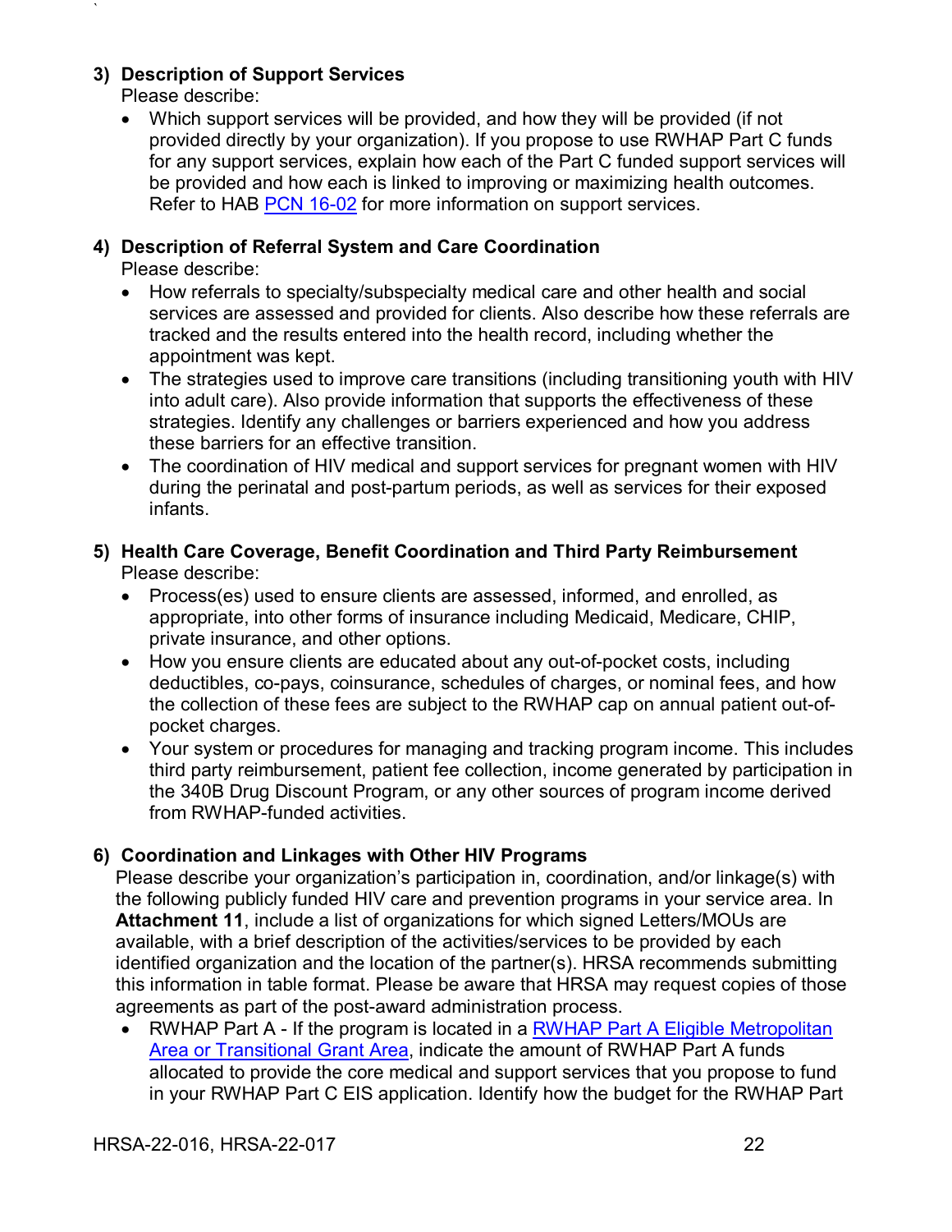**3) Description of Support Services**

Please describe:

- Which support services will be provided, and how they will be provided (if not provided directly by your organization). If you propose to use RWHAP Part C funds for any support services, explain how each of the Part C funded support services will be provided and how each is linked to improving or maximizing health outcomes. Refer to HAB PCN 16-02 for more information on support services.

**4) Description of Referral System and Care Coordination**

Please describe:

- How referrals to specialty/subspecialty medical care and other health and social services are assessed and provided for clients. Also describe how these referrals are tracked and the results entered into the health record, including whether the appointment was kept.
- The strategies used to improve care transitions (including transitioning youth with HIV into adult care). Also provide information that supports the effectiveness of these strategies. Identify any challenges or barriers experienced and how you address these barriers for an effective transition.
- The coordination of HIV medical and support services for pregnant women with HIV during the perinatal and post-partum periods, as well as services for their exposed infants.

**5) Health Care Coverage, Benefit Coordination and Third Party Reimbursement**

Please describe:

- Process(es) used to ensure clients are assessed, informed, and enrolled, as appropriate, into other forms of insurance including Medicaid, Medicare, CHIP, private insurance, and other options.
- How you ensure clients are educated about any out-of-pocket costs, including deductibles, co-pays, coinsurance, schedules of charges, or nominal fees, and how the collection of these fees are subject to the RWHAP cap on annual patient out-of-pocket charges.
- Your system or procedures for managing and tracking program income. This includes third party reimbursement, patient fee collection, income generated by participation in the 340B Drug Discount Program, or any other sources of program income derived from RWHAP-funded activities.

**6) Coordination and Linkages with Other HIV Programs**

Please describe your organization's participation in, coordination, and/or linkage(s) with the following publicly funded HIV care and prevention programs in your service area. In **Attachment 11**, include a list of organizations for which signed Letters/MOUs are available, with a brief description of the activities/services to be provided by each identified organization and the location of the partner(s). HRSA recommends submitting this information in table format. Please be aware that HRSA may request copies of those agreements as part of the post-award administration process.

- RWHAP Part A - If the program is located in a RWHAP Part A Eligible Metropolitan Area or Transitional Grant Area, indicate the amount of RWHAP Part A funds allocated to provide the core medical and support services that you propose to fund in your RWHAP Part C EIS application. Identify how the budget for the RWHAP Part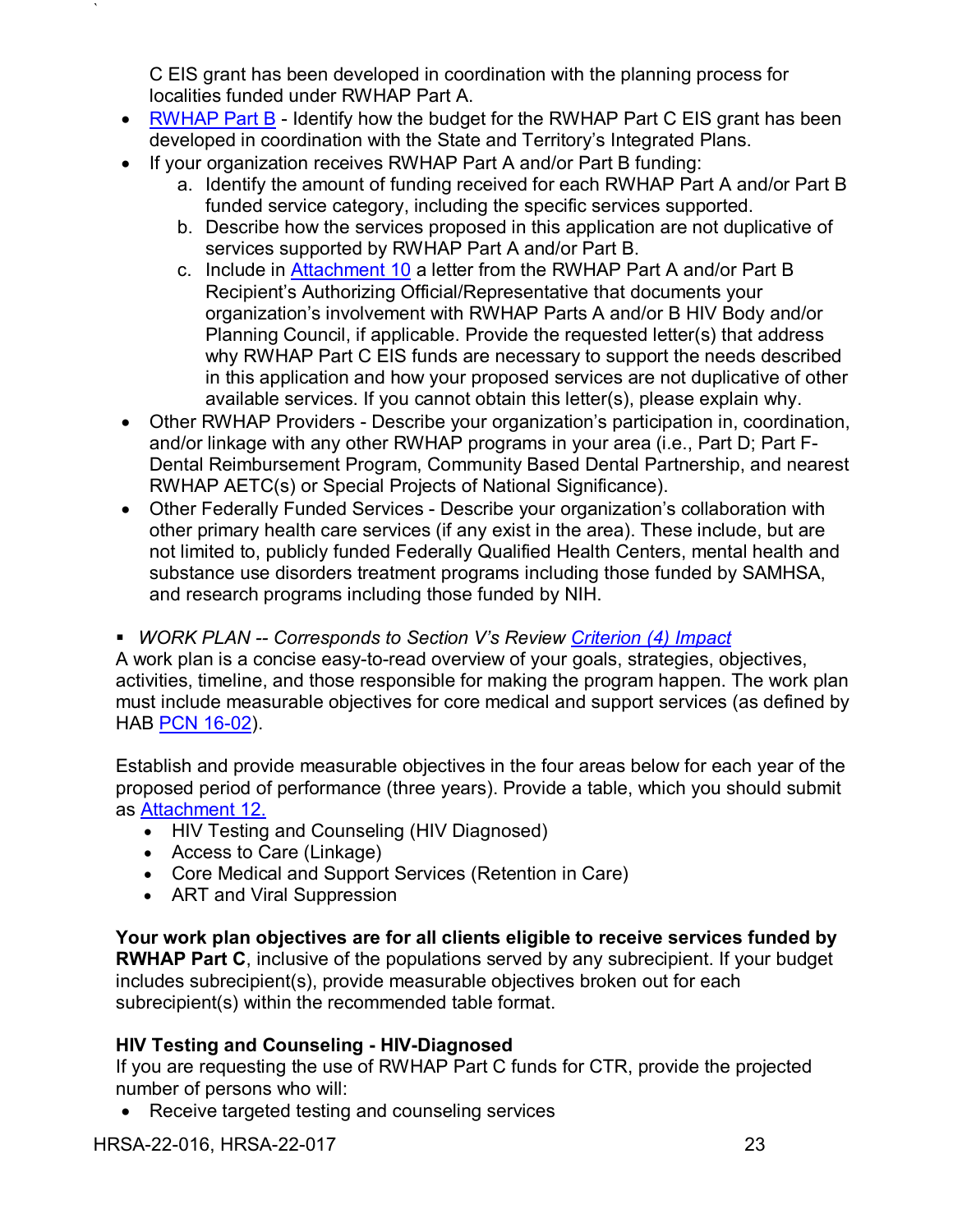C EIS grant has been developed in coordination with the planning process for localities funded under RWHAP Part A.

- RWHAP Part B - Identify how the budget for the RWHAP Part C EIS grant has been developed in coordination with the State and Territory's Integrated Plans.
- If your organization receives RWHAP Part A and/or Part B funding:
  a. Identify the amount of funding received for each RWHAP Part A and/or Part B funded service category, including the specific services supported.
  b. Describe how the services proposed in this application are not duplicative of services supported by RWHAP Part A and/or Part B.
  c. Include in Attachment 10 a letter from the RWHAP Part A and/or Part B Recipient's Authorizing Official/Representative that documents your organization's involvement with RWHAP Parts A and/or B HIV Body and/or Planning Council, if applicable. Provide the requested letter(s) that address why RWHAP Part C EIS funds are necessary to support the needs described in this application and how your proposed services are not duplicative of other available services. If you cannot obtain this letter(s), please explain why.
- Other RWHAP Providers - Describe your organization's participation in, coordination, and/or linkage with any other RWHAP programs in your area (i.e., Part D; Part F-Dental Reimbursement Program, Community Based Dental Partnership, and nearest RWHAP AETC(s) or Special Projects of National Significance).
- Other Federally Funded Services - Describe your organization's collaboration with other primary health care services (if any exist in the area). These include, but are not limited to, publicly funded Federally Qualified Health Centers, mental health and substance use disorders treatment programs including those funded by SAMHSA, and research programs including those funded by NIH.

- *WORK PLAN -- Corresponds to Section V's Review Criterion (4) Impact*

A work plan is a concise easy-to-read overview of your goals, strategies, objectives, activities, timeline, and those responsible for making the program happen. The work plan must include measurable objectives for core medical and support services (as defined by HAB PCN 16-02).

Establish and provide measurable objectives in the four areas below for each year of the proposed period of performance (three years). Provide a table, which you should submit as Attachment 12.

- HIV Testing and Counseling (HIV Diagnosed)
- Access to Care (Linkage)
- Core Medical and Support Services (Retention in Care)
- ART and Viral Suppression

**Your work plan objectives are for all clients eligible to receive services funded by RWHAP Part C**, inclusive of the populations served by any subrecipient. If your budget includes subrecipient(s), provide measurable objectives broken out for each subrecipient(s) within the recommended table format.

**HIV Testing and Counseling - HIV-Diagnosed**

If you are requesting the use of RWHAP Part C funds for CTR, provide the projected number of persons who will:

- Receive targeted testing and counseling services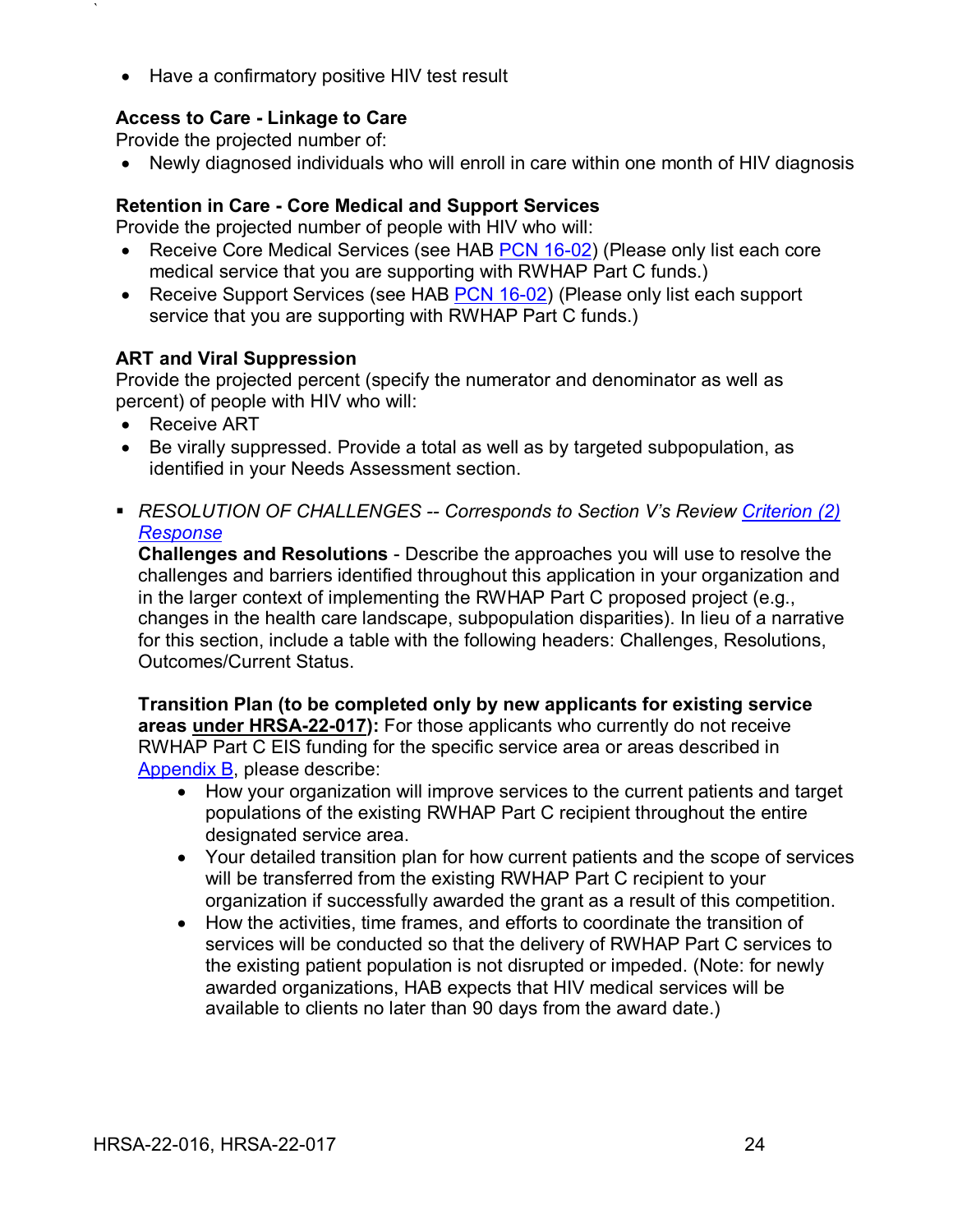- Have a confirmatory positive HIV test result

**Access to Care - Linkage to Care**
Provide the projected number of:

- Newly diagnosed individuals who will enroll in care within one month of HIV diagnosis

**Retention in Care - Core Medical and Support Services**
Provide the projected number of people with HIV who will:

- Receive Core Medical Services (see HAB PCN 16-02) (Please only list each core medical service that you are supporting with RWHAP Part C funds.)
- Receive Support Services (see HAB PCN 16-02) (Please only list each support service that you are supporting with RWHAP Part C funds.)

**ART and Viral Suppression**
Provide the projected percent (specify the numerator and denominator as well as percent) of people with HIV who will:

- Receive ART
- Be virally suppressed. Provide a total as well as by targeted subpopulation, as identified in your Needs Assessment section.

- *RESOLUTION OF CHALLENGES -- Corresponds to Section V's Review Criterion (2) Response*

  **Challenges and Resolutions** - Describe the approaches you will use to resolve the challenges and barriers identified throughout this application in your organization and in the larger context of implementing the RWHAP Part C proposed project (e.g., changes in the health care landscape, subpopulation disparities). In lieu of a narrative for this section, include a table with the following headers: Challenges, Resolutions, Outcomes/Current Status.

  **Transition Plan (to be completed only by new applicants for existing service areas under HRSA-22-017):** For those applicants who currently do not receive RWHAP Part C EIS funding for the specific service area or areas described in Appendix B, please describe:

  - How your organization will improve services to the current patients and target populations of the existing RWHAP Part C recipient throughout the entire designated service area.
  - Your detailed transition plan for how current patients and the scope of services will be transferred from the existing RWHAP Part C recipient to your organization if successfully awarded the grant as a result of this competition.
  - How the activities, time frames, and efforts to coordinate the transition of services will be conducted so that the delivery of RWHAP Part C services to the existing patient population is not disrupted or impeded. (Note: for newly awarded organizations, HAB expects that HIV medical services will be available to clients no later than 90 days from the award date.)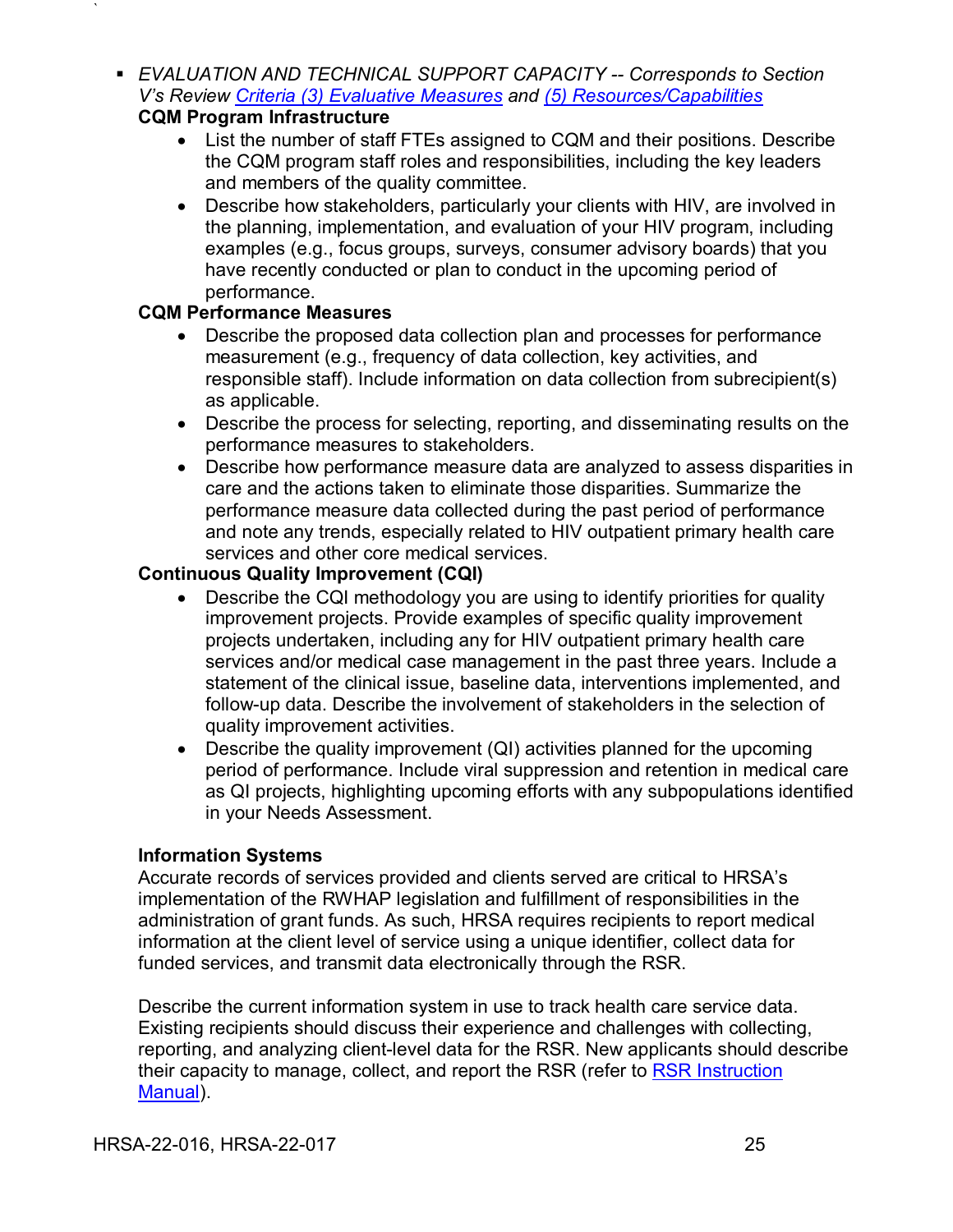- *EVALUATION AND TECHNICAL SUPPORT CAPACITY -- Corresponds to Section V's Review Criteria (3) Evaluative Measures and (5) Resources/Capabilities*

  **CQM Program Infrastructure**

  - List the number of staff FTEs assigned to CQM and their positions. Describe the CQM program staff roles and responsibilities, including the key leaders and members of the quality committee.
  - Describe how stakeholders, particularly your clients with HIV, are involved in the planning, implementation, and evaluation of your HIV program, including examples (e.g., focus groups, surveys, consumer advisory boards) that you have recently conducted or plan to conduct in the upcoming period of performance.

  **CQM Performance Measures**

  - Describe the proposed data collection plan and processes for performance measurement (e.g., frequency of data collection, key activities, and responsible staff). Include information on data collection from subrecipient(s) as applicable.
  - Describe the process for selecting, reporting, and disseminating results on the performance measures to stakeholders.
  - Describe how performance measure data are analyzed to assess disparities in care and the actions taken to eliminate those disparities. Summarize the performance measure data collected during the past period of performance and note any trends, especially related to HIV outpatient primary health care services and other core medical services.

  **Continuous Quality Improvement (CQI)**

  - Describe the CQI methodology you are using to identify priorities for quality improvement projects. Provide examples of specific quality improvement projects undertaken, including any for HIV outpatient primary health care services and/or medical case management in the past three years. Include a statement of the clinical issue, baseline data, interventions implemented, and follow-up data. Describe the involvement of stakeholders in the selection of quality improvement activities.
  - Describe the quality improvement (QI) activities planned for the upcoming period of performance. Include viral suppression and retention in medical care as QI projects, highlighting upcoming efforts with any subpopulations identified in your Needs Assessment.

  **Information Systems**

  Accurate records of services provided and clients served are critical to HRSA's implementation of the RWHAP legislation and fulfillment of responsibilities in the administration of grant funds. As such, HRSA requires recipients to report medical information at the client level of service using a unique identifier, collect data for funded services, and transmit data electronically through the RSR.

  Describe the current information system in use to track health care service data. Existing recipients should discuss their experience and challenges with collecting, reporting, and analyzing client-level data for the RSR. New applicants should describe their capacity to manage, collect, and report the RSR (refer to RSR Instruction Manual).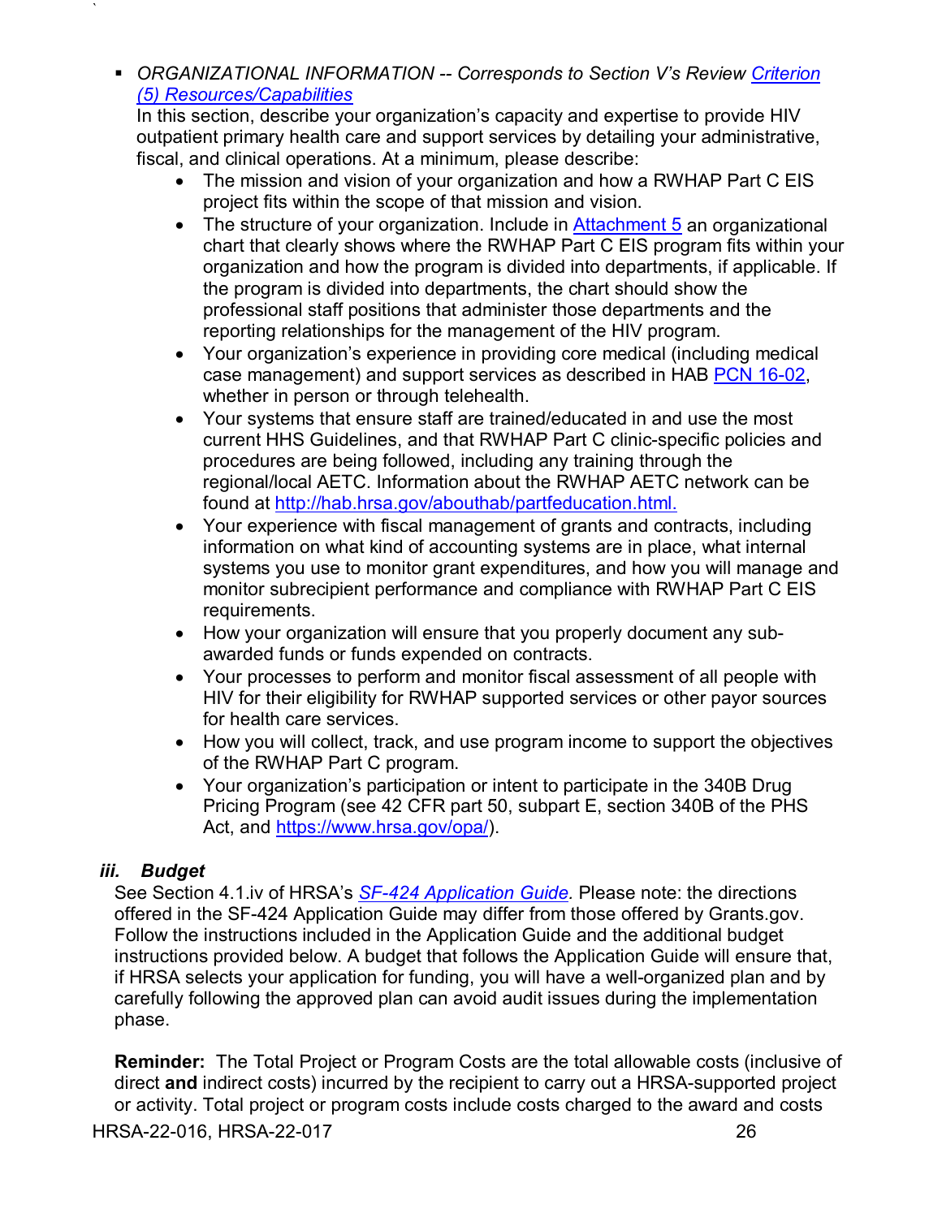- *ORGANIZATIONAL INFORMATION -- Corresponds to Section V's Review Criterion (5) Resources/Capabilities*
  In this section, describe your organization's capacity and expertise to provide HIV outpatient primary health care and support services by detailing your administrative, fiscal, and clinical operations. At a minimum, please describe:
  - The mission and vision of your organization and how a RWHAP Part C EIS project fits within the scope of that mission and vision.
  - The structure of your organization. Include in Attachment 5 an organizational chart that clearly shows where the RWHAP Part C EIS program fits within your organization and how the program is divided into departments, if applicable. If the program is divided into departments, the chart should show the professional staff positions that administer those departments and the reporting relationships for the management of the HIV program.
  - Your organization's experience in providing core medical (including medical case management) and support services as described in HAB PCN 16-02, whether in person or through telehealth.
  - Your systems that ensure staff are trained/educated in and use the most current HHS Guidelines, and that RWHAP Part C clinic-specific policies and procedures are being followed, including any training through the regional/local AETC. Information about the RWHAP AETC network can be found at http://hab.hrsa.gov/abouthab/partfeducation.html.
  - Your experience with fiscal management of grants and contracts, including information on what kind of accounting systems are in place, what internal systems you use to monitor grant expenditures, and how you will manage and monitor subrecipient performance and compliance with RWHAP Part C EIS requirements.
  - How your organization will ensure that you properly document any sub-awarded funds or funds expended on contracts.
  - Your processes to perform and monitor fiscal assessment of all people with HIV for their eligibility for RWHAP supported services or other payor sources for health care services.
  - How you will collect, track, and use program income to support the objectives of the RWHAP Part C program.
  - Your organization's participation or intent to participate in the 340B Drug Pricing Program (see 42 CFR part 50, subpart E, section 340B of the PHS Act, and https://www.hrsa.gov/opa/).

### *iii. Budget*

See Section 4.1.iv of HRSA's *SF-424 Application Guide.* Please note: the directions offered in the SF-424 Application Guide may differ from those offered by Grants.gov. Follow the instructions included in the Application Guide and the additional budget instructions provided below. A budget that follows the Application Guide will ensure that, if HRSA selects your application for funding, you will have a well-organized plan and by carefully following the approved plan can avoid audit issues during the implementation phase.

**Reminder:** The Total Project or Program Costs are the total allowable costs (inclusive of direct **and** indirect costs) incurred by the recipient to carry out a HRSA-supported project or activity. Total project or program costs include costs charged to the award and costs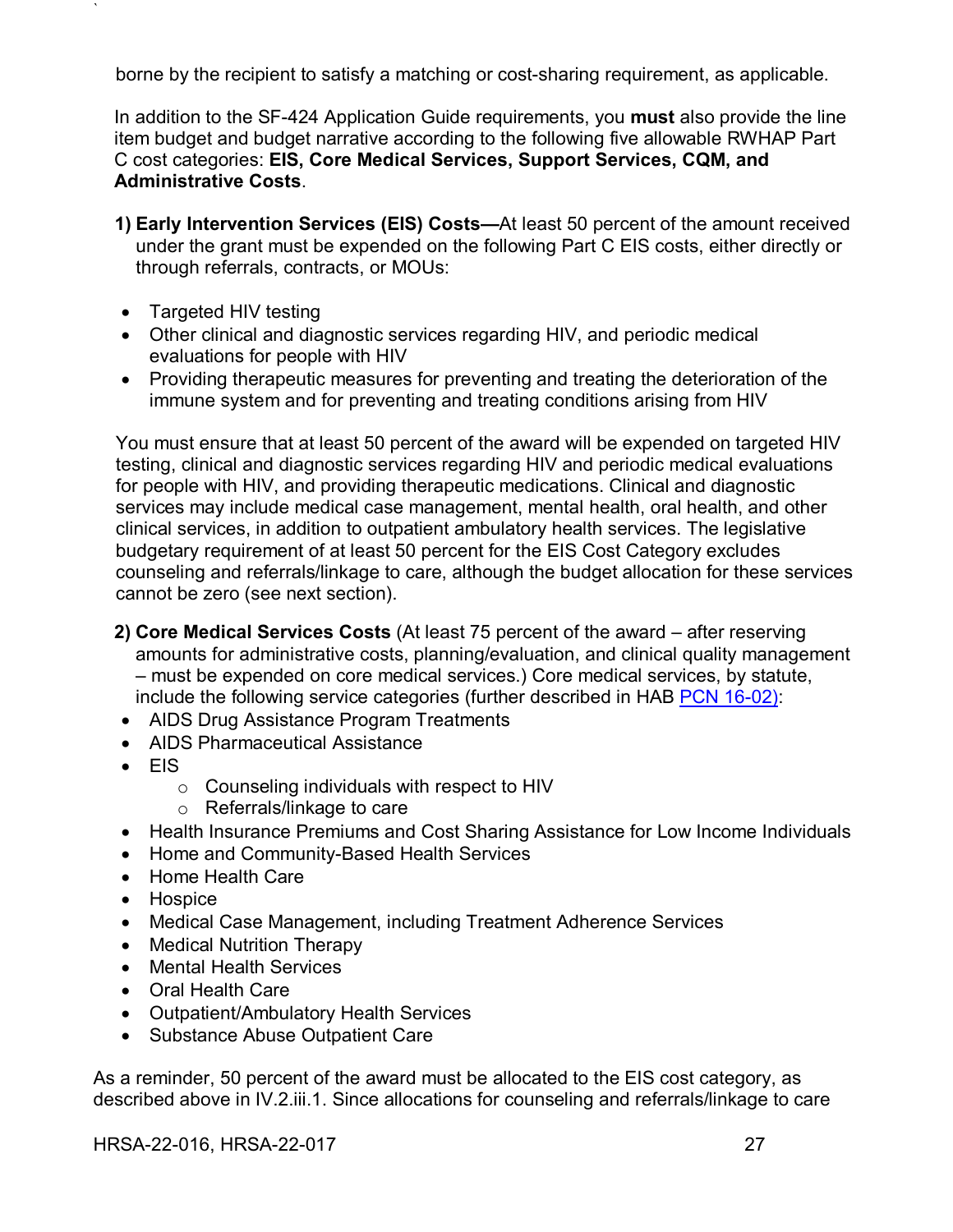borne by the recipient to satisfy a matching or cost-sharing requirement, as applicable.

In addition to the SF-424 Application Guide requirements, you **must** also provide the line item budget and budget narrative according to the following five allowable RWHAP Part C cost categories: **EIS, Core Medical Services, Support Services, CQM, and Administrative Costs**.

**1) Early Intervention Services (EIS) Costs—**At least 50 percent of the amount received under the grant must be expended on the following Part C EIS costs, either directly or through referrals, contracts, or MOUs:

- Targeted HIV testing
- Other clinical and diagnostic services regarding HIV, and periodic medical evaluations for people with HIV
- Providing therapeutic measures for preventing and treating the deterioration of the immune system and for preventing and treating conditions arising from HIV

You must ensure that at least 50 percent of the award will be expended on targeted HIV testing, clinical and diagnostic services regarding HIV and periodic medical evaluations for people with HIV, and providing therapeutic medications. Clinical and diagnostic services may include medical case management, mental health, oral health, and other clinical services, in addition to outpatient ambulatory health services. The legislative budgetary requirement of at least 50 percent for the EIS Cost Category excludes counseling and referrals/linkage to care, although the budget allocation for these services cannot be zero (see next section).

**2) Core Medical Services Costs** (At least 75 percent of the award – after reserving amounts for administrative costs, planning/evaluation, and clinical quality management – must be expended on core medical services.) Core medical services, by statute, include the following service categories (further described in HAB PCN 16-02):

- AIDS Drug Assistance Program Treatments
- AIDS Pharmaceutical Assistance
- EIS
  - Counseling individuals with respect to HIV
  - Referrals/linkage to care
- Health Insurance Premiums and Cost Sharing Assistance for Low Income Individuals
- Home and Community-Based Health Services
- Home Health Care
- Hospice
- Medical Case Management, including Treatment Adherence Services
- Medical Nutrition Therapy
- Mental Health Services
- Oral Health Care
- Outpatient/Ambulatory Health Services
- Substance Abuse Outpatient Care

As a reminder, 50 percent of the award must be allocated to the EIS cost category, as described above in IV.2.iii.1. Since allocations for counseling and referrals/linkage to care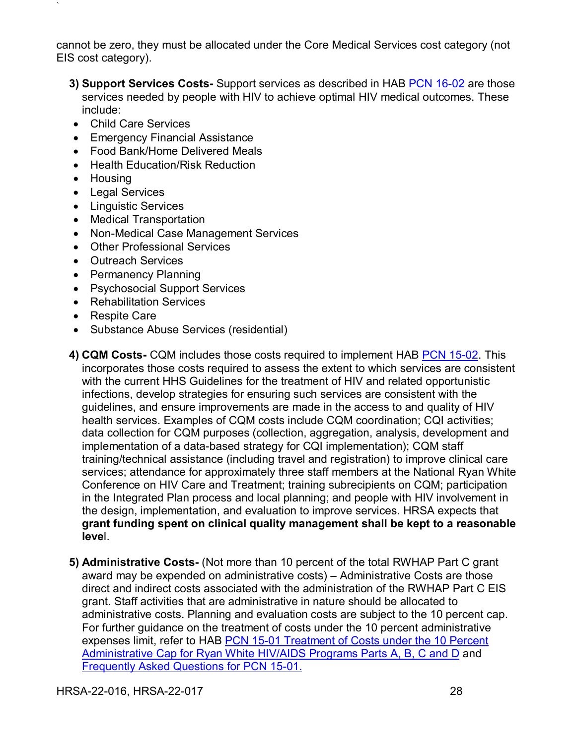cannot be zero, they must be allocated under the Core Medical Services cost category (not EIS cost category).

3) **Support Services Costs-** Support services as described in HAB PCN 16-02 are those services needed by people with HIV to achieve optimal HIV medical outcomes. These include:

- Child Care Services
- Emergency Financial Assistance
- Food Bank/Home Delivered Meals
- Health Education/Risk Reduction
- Housing
- Legal Services
- Linguistic Services
- Medical Transportation
- Non-Medical Case Management Services
- Other Professional Services
- Outreach Services
- Permanency Planning
- Psychosocial Support Services
- Rehabilitation Services
- Respite Care
- Substance Abuse Services (residential)

4) **CQM Costs-** CQM includes those costs required to implement HAB PCN 15-02. This incorporates those costs required to assess the extent to which services are consistent with the current HHS Guidelines for the treatment of HIV and related opportunistic infections, develop strategies for ensuring such services are consistent with the guidelines, and ensure improvements are made in the access to and quality of HIV health services. Examples of CQM costs include CQM coordination; CQI activities; data collection for CQM purposes (collection, aggregation, analysis, development and implementation of a data-based strategy for CQI implementation); CQM staff training/technical assistance (including travel and registration) to improve clinical care services; attendance for approximately three staff members at the National Ryan White Conference on HIV Care and Treatment; training subrecipients on CQM; participation in the Integrated Plan process and local planning; and people with HIV involvement in the design, implementation, and evaluation to improve services. HRSA expects that **grant funding spent on clinical quality management shall be kept to a reasonable level**.

5) **Administrative Costs-** (Not more than 10 percent of the total RWHAP Part C grant award may be expended on administrative costs) – Administrative Costs are those direct and indirect costs associated with the administration of the RWHAP Part C EIS grant. Staff activities that are administrative in nature should be allocated to administrative costs. Planning and evaluation costs are subject to the 10 percent cap. For further guidance on the treatment of costs under the 10 percent administrative expenses limit, refer to HAB PCN 15-01 Treatment of Costs under the 10 Percent Administrative Cap for Ryan White HIV/AIDS Programs Parts A, B, C and D and Frequently Asked Questions for PCN 15-01.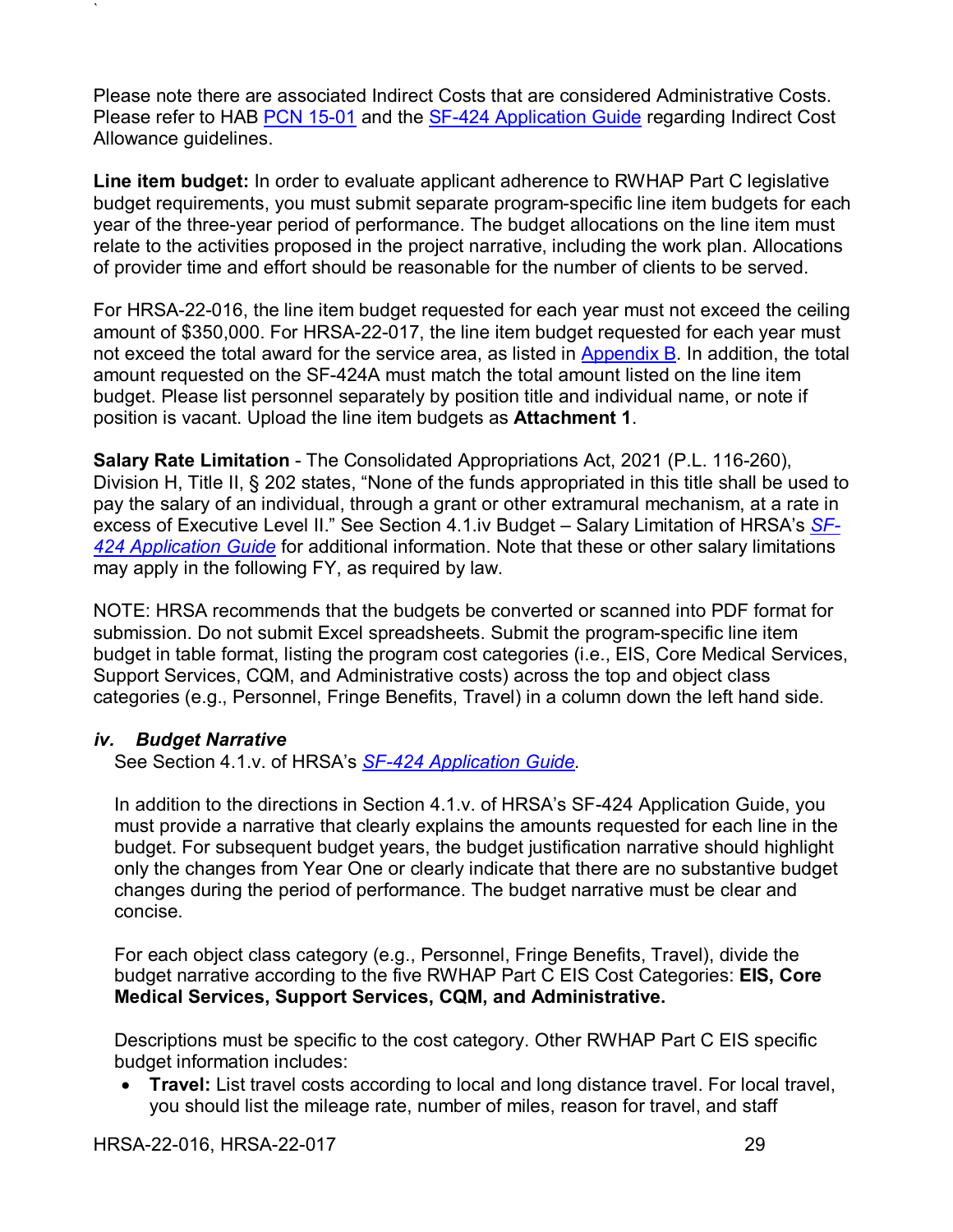Please note there are associated Indirect Costs that are considered Administrative Costs. Please refer to HAB PCN 15-01 and the SF-424 Application Guide regarding Indirect Cost Allowance guidelines.

**Line item budget:** In order to evaluate applicant adherence to RWHAP Part C legislative budget requirements, you must submit separate program-specific line item budgets for each year of the three-year period of performance. The budget allocations on the line item must relate to the activities proposed in the project narrative, including the work plan. Allocations of provider time and effort should be reasonable for the number of clients to be served.

For HRSA-22-016, the line item budget requested for each year must not exceed the ceiling amount of $350,000. For HRSA-22-017, the line item budget requested for each year must not exceed the total award for the service area, as listed in Appendix B. In addition, the total amount requested on the SF-424A must match the total amount listed on the line item budget. Please list personnel separately by position title and individual name, or note if position is vacant. Upload the line item budgets as **Attachment 1**.

**Salary Rate Limitation** - The Consolidated Appropriations Act, 2021 (P.L. 116-260), Division H, Title II, § 202 states, "None of the funds appropriated in this title shall be used to pay the salary of an individual, through a grant or other extramural mechanism, at a rate in excess of Executive Level II." See Section 4.1.iv Budget – Salary Limitation of HRSA's *SF-424 Application Guide* for additional information. Note that these or other salary limitations may apply in the following FY, as required by law.

NOTE: HRSA recommends that the budgets be converted or scanned into PDF format for submission. Do not submit Excel spreadsheets. Submit the program-specific line item budget in table format, listing the program cost categories (i.e., EIS, Core Medical Services, Support Services, CQM, and Administrative costs) across the top and object class categories (e.g., Personnel, Fringe Benefits, Travel) in a column down the left hand side.

### *iv. Budget Narrative*

See Section 4.1.v. of HRSA's *SF-424 Application Guide.*

In addition to the directions in Section 4.1.v. of HRSA's SF-424 Application Guide, you must provide a narrative that clearly explains the amounts requested for each line in the budget. For subsequent budget years, the budget justification narrative should highlight only the changes from Year One or clearly indicate that there are no substantive budget changes during the period of performance. The budget narrative must be clear and concise.

For each object class category (e.g., Personnel, Fringe Benefits, Travel), divide the budget narrative according to the five RWHAP Part C EIS Cost Categories: **EIS, Core Medical Services, Support Services, CQM, and Administrative.**

Descriptions must be specific to the cost category. Other RWHAP Part C EIS specific budget information includes:

- **Travel:** List travel costs according to local and long distance travel. For local travel, you should list the mileage rate, number of miles, reason for travel, and staff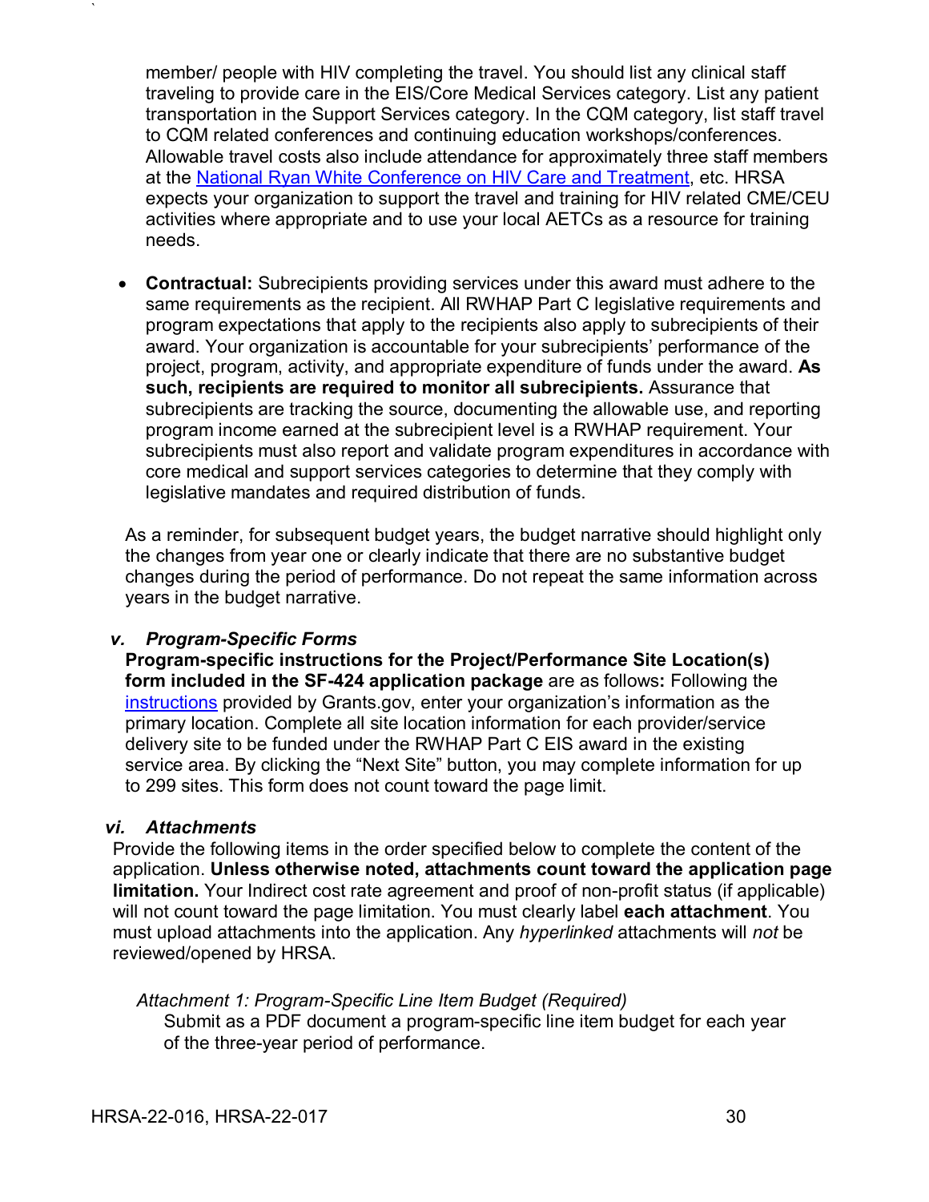member/ people with HIV completing the travel. You should list any clinical staff traveling to provide care in the EIS/Core Medical Services category. List any patient transportation in the Support Services category. In the CQM category, list staff travel to CQM related conferences and continuing education workshops/conferences. Allowable travel costs also include attendance for approximately three staff members at the National Ryan White Conference on HIV Care and Treatment, etc. HRSA expects your organization to support the travel and training for HIV related CME/CEU activities where appropriate and to use your local AETCs as a resource for training needs.

- **Contractual:** Subrecipients providing services under this award must adhere to the same requirements as the recipient. All RWHAP Part C legislative requirements and program expectations that apply to the recipients also apply to subrecipients of their award. Your organization is accountable for your subrecipients' performance of the project, program, activity, and appropriate expenditure of funds under the award. **As such, recipients are required to monitor all subrecipients.** Assurance that subrecipients are tracking the source, documenting the allowable use, and reporting program income earned at the subrecipient level is a RWHAP requirement. Your subrecipients must also report and validate program expenditures in accordance with core medical and support services categories to determine that they comply with legislative mandates and required distribution of funds.

As a reminder, for subsequent budget years, the budget narrative should highlight only the changes from year one or clearly indicate that there are no substantive budget changes during the period of performance. Do not repeat the same information across years in the budget narrative.

### *v. Program-Specific Forms*

**Program-specific instructions for the Project/Performance Site Location(s) form included in the SF-424 application package** are as follows**:** Following the instructions provided by Grants.gov, enter your organization's information as the primary location. Complete all site location information for each provider/service delivery site to be funded under the RWHAP Part C EIS award in the existing service area. By clicking the "Next Site" button, you may complete information for up to 299 sites. This form does not count toward the page limit.

### *vi. Attachments*

Provide the following items in the order specified below to complete the content of the application. **Unless otherwise noted, attachments count toward the application page limitation.** Your Indirect cost rate agreement and proof of non-profit status (if applicable) will not count toward the page limitation. You must clearly label **each attachment**. You must upload attachments into the application. Any *hyperlinked* attachments will *not* be reviewed/opened by HRSA.

*Attachment 1: Program-Specific Line Item Budget (Required)*

Submit as a PDF document a program-specific line item budget for each year of the three-year period of performance.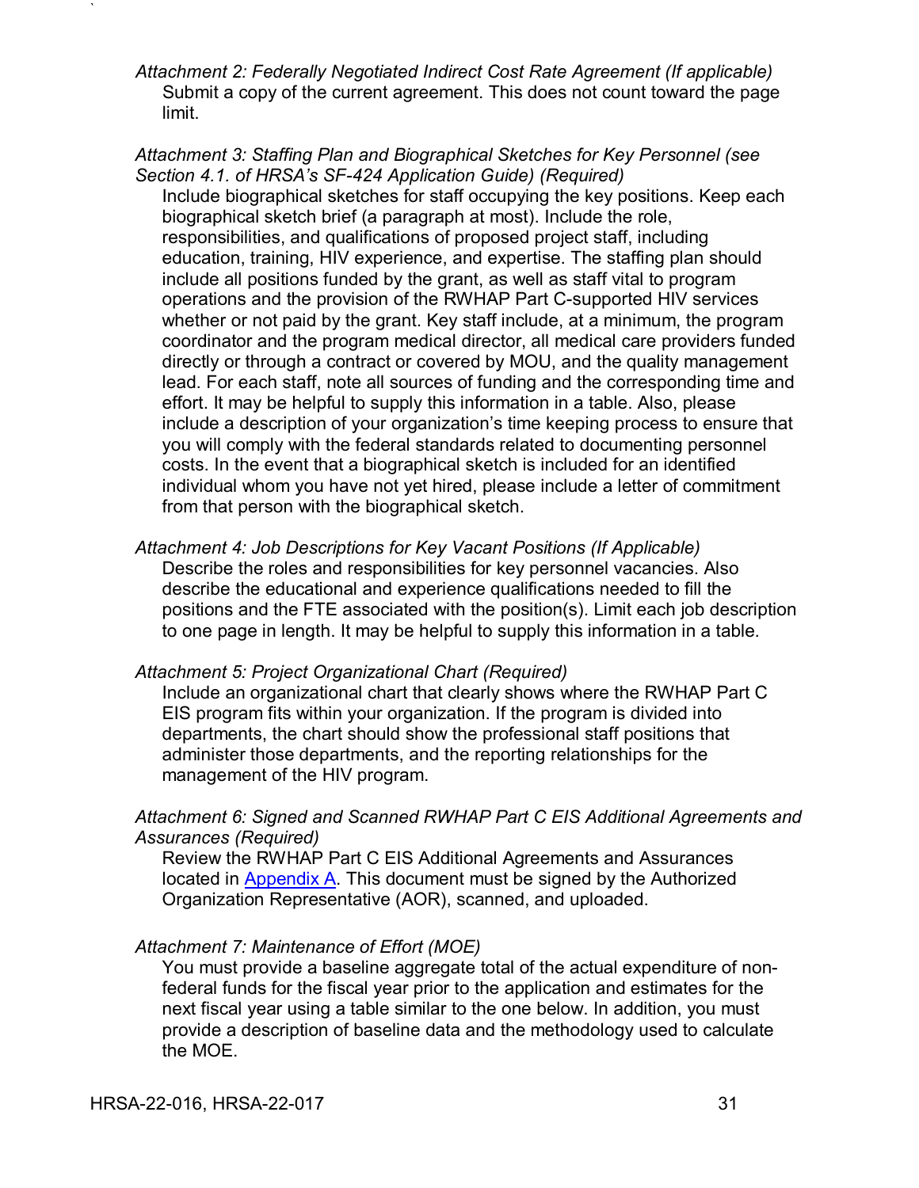*Attachment 2: Federally Negotiated Indirect Cost Rate Agreement (If applicable)*

Submit a copy of the current agreement. This does not count toward the page limit.

*Attachment 3: Staffing Plan and Biographical Sketches for Key Personnel (see Section 4.1. of HRSA's SF-424 Application Guide) (Required)*

Include biographical sketches for staff occupying the key positions. Keep each biographical sketch brief (a paragraph at most). Include the role, responsibilities, and qualifications of proposed project staff, including education, training, HIV experience, and expertise. The staffing plan should include all positions funded by the grant, as well as staff vital to program operations and the provision of the RWHAP Part C-supported HIV services whether or not paid by the grant. Key staff include, at a minimum, the program coordinator and the program medical director, all medical care providers funded directly or through a contract or covered by MOU, and the quality management lead. For each staff, note all sources of funding and the corresponding time and effort. It may be helpful to supply this information in a table. Also, please include a description of your organization's time keeping process to ensure that you will comply with the federal standards related to documenting personnel costs. In the event that a biographical sketch is included for an identified individual whom you have not yet hired, please include a letter of commitment from that person with the biographical sketch.

*Attachment 4: Job Descriptions for Key Vacant Positions (If Applicable)*

Describe the roles and responsibilities for key personnel vacancies. Also describe the educational and experience qualifications needed to fill the positions and the FTE associated with the position(s). Limit each job description to one page in length. It may be helpful to supply this information in a table.

*Attachment 5: Project Organizational Chart (Required)*

Include an organizational chart that clearly shows where the RWHAP Part C EIS program fits within your organization. If the program is divided into departments, the chart should show the professional staff positions that administer those departments, and the reporting relationships for the management of the HIV program.

*Attachment 6: Signed and Scanned RWHAP Part C EIS Additional Agreements and Assurances (Required)*

Review the RWHAP Part C EIS Additional Agreements and Assurances located in Appendix A. This document must be signed by the Authorized Organization Representative (AOR), scanned, and uploaded.

*Attachment 7: Maintenance of Effort (MOE)*

You must provide a baseline aggregate total of the actual expenditure of non-federal funds for the fiscal year prior to the application and estimates for the next fiscal year using a table similar to the one below. In addition, you must provide a description of baseline data and the methodology used to calculate the MOE.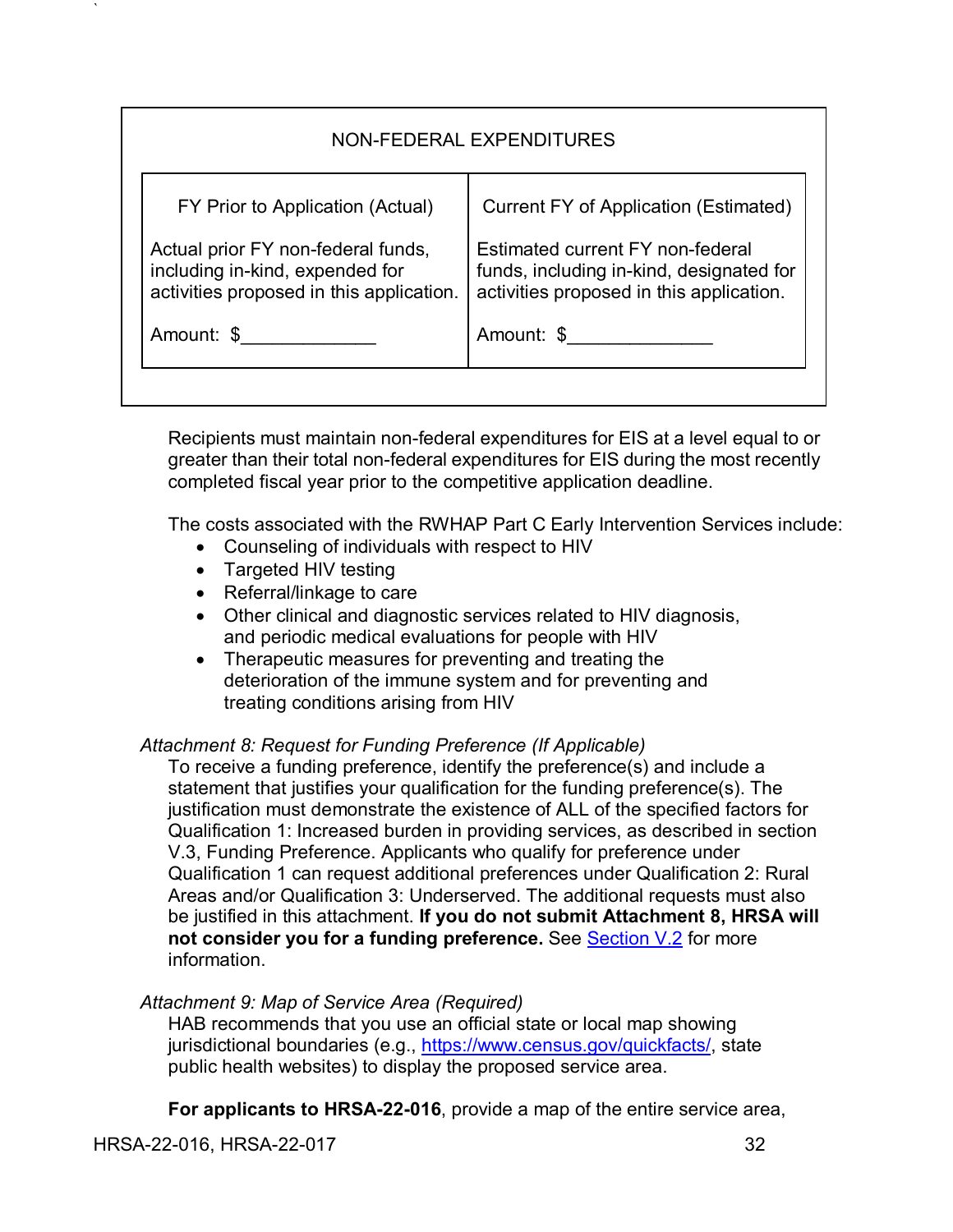| NON-FEDERAL EXPENDITURES | |
|---|---|
| FY Prior to Application (Actual) | Current FY of Application (Estimated) |
| Actual prior FY non-federal funds, including in-kind, expended for activities proposed in this application. | Estimated current FY non-federal funds, including in-kind, designated for activities proposed in this application. |
| Amount: $_____________ | Amount: $______________ |

Recipients must maintain non-federal expenditures for EIS at a level equal to or greater than their total non-federal expenditures for EIS during the most recently completed fiscal year prior to the competitive application deadline.

The costs associated with the RWHAP Part C Early Intervention Services include:

- Counseling of individuals with respect to HIV
- Targeted HIV testing
- Referral/linkage to care
- Other clinical and diagnostic services related to HIV diagnosis, and periodic medical evaluations for people with HIV
- Therapeutic measures for preventing and treating the deterioration of the immune system and for preventing and treating conditions arising from HIV

*Attachment 8: Request for Funding Preference (If Applicable)*

To receive a funding preference, identify the preference(s) and include a statement that justifies your qualification for the funding preference(s). The justification must demonstrate the existence of ALL of the specified factors for Qualification 1: Increased burden in providing services, as described in section V.3, Funding Preference. Applicants who qualify for preference under Qualification 1 can request additional preferences under Qualification 2: Rural Areas and/or Qualification 3: Underserved. The additional requests must also be justified in this attachment. **If you do not submit Attachment 8, HRSA will not consider you for a funding preference.** See Section V.2 for more information.

*Attachment 9: Map of Service Area (Required)*

HAB recommends that you use an official state or local map showing jurisdictional boundaries (e.g., https://www.census.gov/quickfacts/, state public health websites) to display the proposed service area.

**For applicants to HRSA-22-016**, provide a map of the entire service area,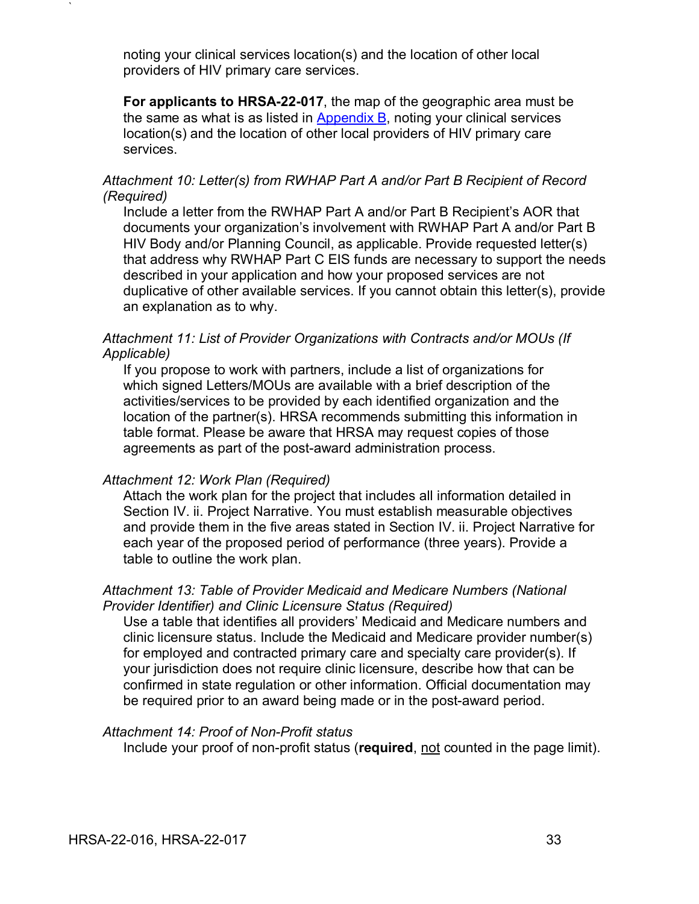noting your clinical services location(s) and the location of other local providers of HIV primary care services.

**For applicants to HRSA-22-017**, the map of the geographic area must be the same as what is as listed in [Appendix B](#), noting your clinical services location(s) and the location of other local providers of HIV primary care services.

*Attachment 10: Letter(s) from RWHAP Part A and/or Part B Recipient of Record (Required)*

Include a letter from the RWHAP Part A and/or Part B Recipient's AOR that documents your organization's involvement with RWHAP Part A and/or Part B HIV Body and/or Planning Council, as applicable. Provide requested letter(s) that address why RWHAP Part C EIS funds are necessary to support the needs described in your application and how your proposed services are not duplicative of other available services. If you cannot obtain this letter(s), provide an explanation as to why.

*Attachment 11: List of Provider Organizations with Contracts and/or MOUs (If Applicable)*

If you propose to work with partners, include a list of organizations for which signed Letters/MOUs are available with a brief description of the activities/services to be provided by each identified organization and the location of the partner(s). HRSA recommends submitting this information in table format. Please be aware that HRSA may request copies of those agreements as part of the post-award administration process.

*Attachment 12: Work Plan (Required)*

Attach the work plan for the project that includes all information detailed in Section IV. ii. Project Narrative. You must establish measurable objectives and provide them in the five areas stated in Section IV. ii. Project Narrative for each year of the proposed period of performance (three years). Provide a table to outline the work plan.

*Attachment 13: Table of Provider Medicaid and Medicare Numbers (National Provider Identifier) and Clinic Licensure Status (Required)*

Use a table that identifies all providers' Medicaid and Medicare numbers and clinic licensure status. Include the Medicaid and Medicare provider number(s) for employed and contracted primary care and specialty care provider(s). If your jurisdiction does not require clinic licensure, describe how that can be confirmed in state regulation or other information. Official documentation may be required prior to an award being made or in the post-award period.

*Attachment 14: Proof of Non-Profit status*

Include your proof of non-profit status (**required**, <u>not</u> counted in the page limit).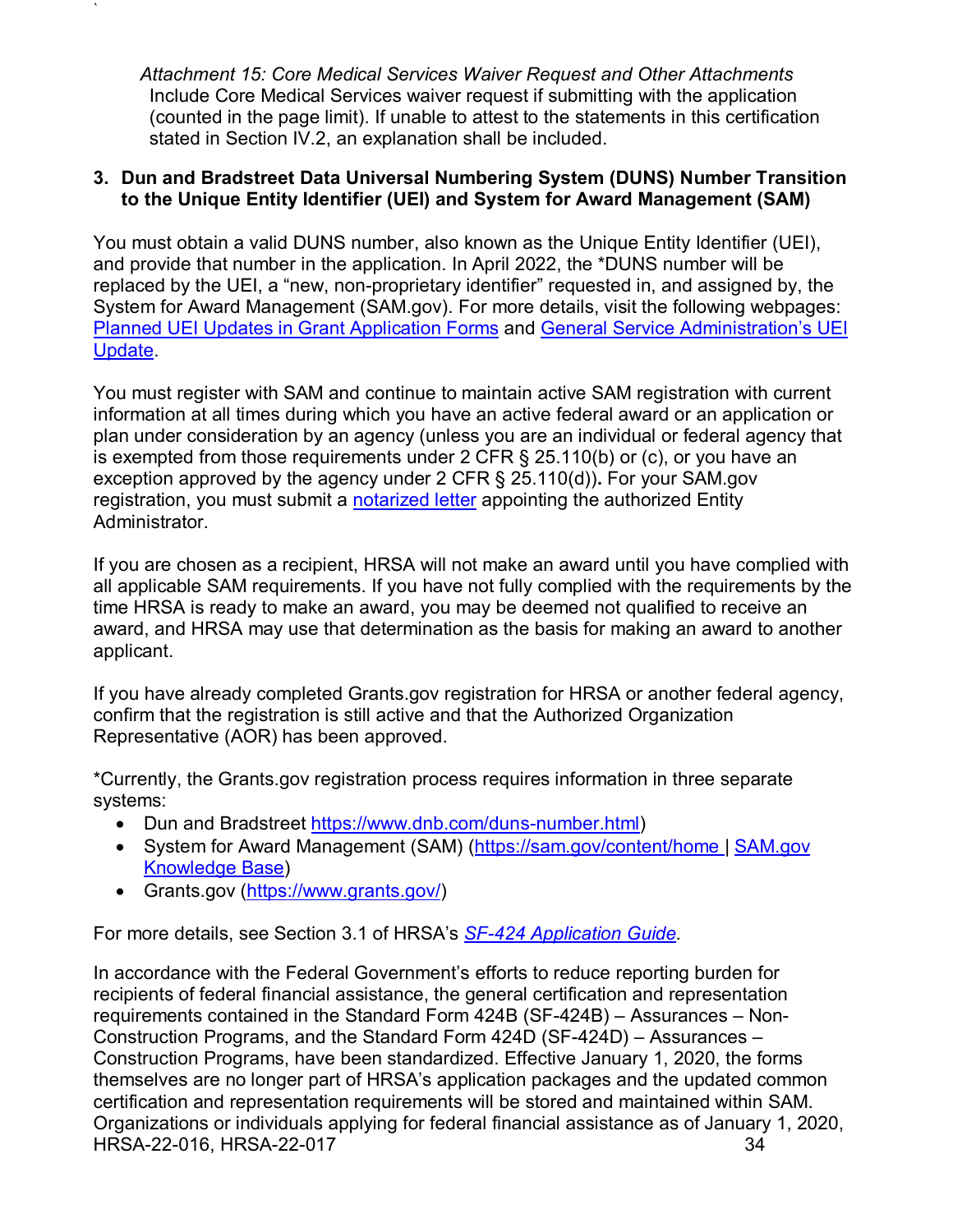*Attachment 15: Core Medical Services Waiver Request and Other Attachments*
Include Core Medical Services waiver request if submitting with the application (counted in the page limit). If unable to attest to the statements in this certification stated in Section IV.2, an explanation shall be included.

### 3. Dun and Bradstreet Data Universal Numbering System (DUNS) Number Transition to the Unique Entity Identifier (UEI) and System for Award Management (SAM)

You must obtain a valid DUNS number, also known as the Unique Entity Identifier (UEI), and provide that number in the application. In April 2022, the *DUNS number will be replaced by the UEI, a "new, non-proprietary identifier" requested in, and assigned by, the System for Award Management (SAM.gov). For more details, visit the following webpages: [Planned UEI Updates in Grant Application Forms](#) and [General Service Administration's UEI Update](#).

You must register with SAM and continue to maintain active SAM registration with current information at all times during which you have an active federal award or an application or plan under consideration by an agency (unless you are an individual or federal agency that is exempted from those requirements under 2 CFR § 25.110(b) or (c), or you have an exception approved by the agency under 2 CFR § 25.110(d))**.** For your SAM.gov registration, you must submit a [notarized letter](#) appointing the authorized Entity Administrator.

If you are chosen as a recipient, HRSA will not make an award until you have complied with all applicable SAM requirements. If you have not fully complied with the requirements by the time HRSA is ready to make an award, you may be deemed not qualified to receive an award, and HRSA may use that determination as the basis for making an award to another applicant.

If you have already completed Grants.gov registration for HRSA or another federal agency, confirm that the registration is still active and that the Authorized Organization Representative (AOR) has been approved.

*Currently, the Grants.gov registration process requires information in three separate systems:

- Dun and Bradstreet https://www.dnb.com/duns-number.html)
- System for Award Management (SAM) (https://sam.gov/content/home | [SAM.gov Knowledge Base](#))
- Grants.gov (https://www.grants.gov/)

For more details, see Section 3.1 of HRSA's *[SF-424 Application Guide](#).*

In accordance with the Federal Government's efforts to reduce reporting burden for recipients of federal financial assistance, the general certification and representation requirements contained in the Standard Form 424B (SF-424B) – Assurances – Non-Construction Programs, and the Standard Form 424D (SF-424D) – Assurances – Construction Programs, have been standardized. Effective January 1, 2020, the forms themselves are no longer part of HRSA's application packages and the updated common certification and representation requirements will be stored and maintained within SAM. Organizations or individuals applying for federal financial assistance as of January 1, 2020,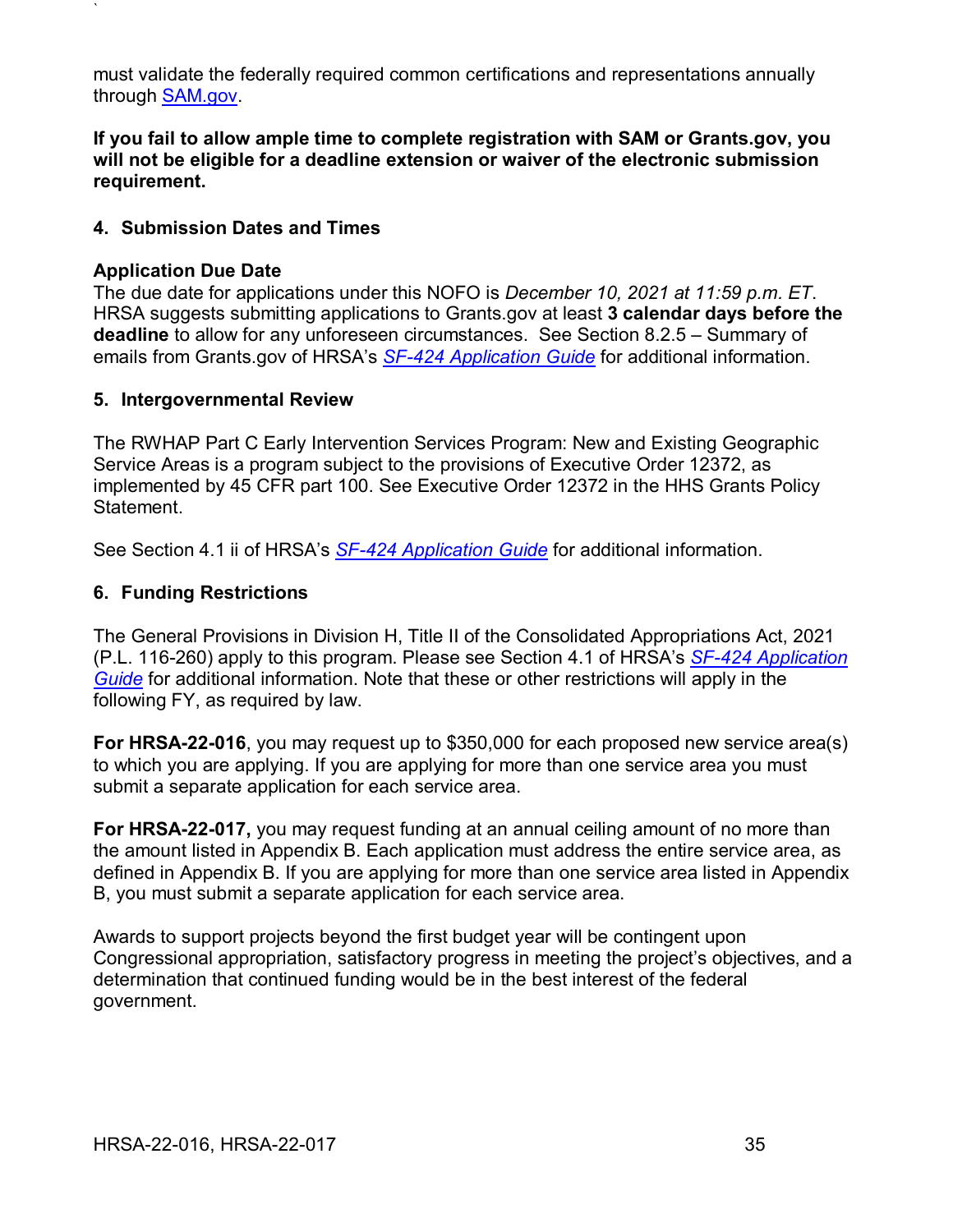must validate the federally required common certifications and representations annually through [SAM.gov](https://sam.gov).

**If you fail to allow ample time to complete registration with SAM or Grants.gov, you will not be eligible for a deadline extension or waiver of the electronic submission requirement.**

### 4. Submission Dates and Times

**Application Due Date**

The due date for applications under this NOFO is *December 10, 2021 at 11:59 p.m. ET*. HRSA suggests submitting applications to Grants.gov at least **3 calendar days before the deadline** to allow for any unforeseen circumstances. See Section 8.2.5 – Summary of emails from Grants.gov of HRSA's *SF-424 Application Guide* for additional information.

### 5. Intergovernmental Review

The RWHAP Part C Early Intervention Services Program: New and Existing Geographic Service Areas is a program subject to the provisions of Executive Order 12372, as implemented by 45 CFR part 100. See Executive Order 12372 in the HHS Grants Policy Statement.

See Section 4.1 ii of HRSA's *SF-424 Application Guide* for additional information.

### 6. Funding Restrictions

The General Provisions in Division H, Title II of the Consolidated Appropriations Act, 2021 (P.L. 116-260) apply to this program. Please see Section 4.1 of HRSA's *SF-424 Application Guide* for additional information. Note that these or other restrictions will apply in the following FY, as required by law.

**For HRSA-22-016**, you may request up to $350,000 for each proposed new service area(s) to which you are applying. If you are applying for more than one service area you must submit a separate application for each service area.

**For HRSA-22-017,** you may request funding at an annual ceiling amount of no more than the amount listed in Appendix B. Each application must address the entire service area, as defined in Appendix B. If you are applying for more than one service area listed in Appendix B, you must submit a separate application for each service area.

Awards to support projects beyond the first budget year will be contingent upon Congressional appropriation, satisfactory progress in meeting the project's objectives, and a determination that continued funding would be in the best interest of the federal government.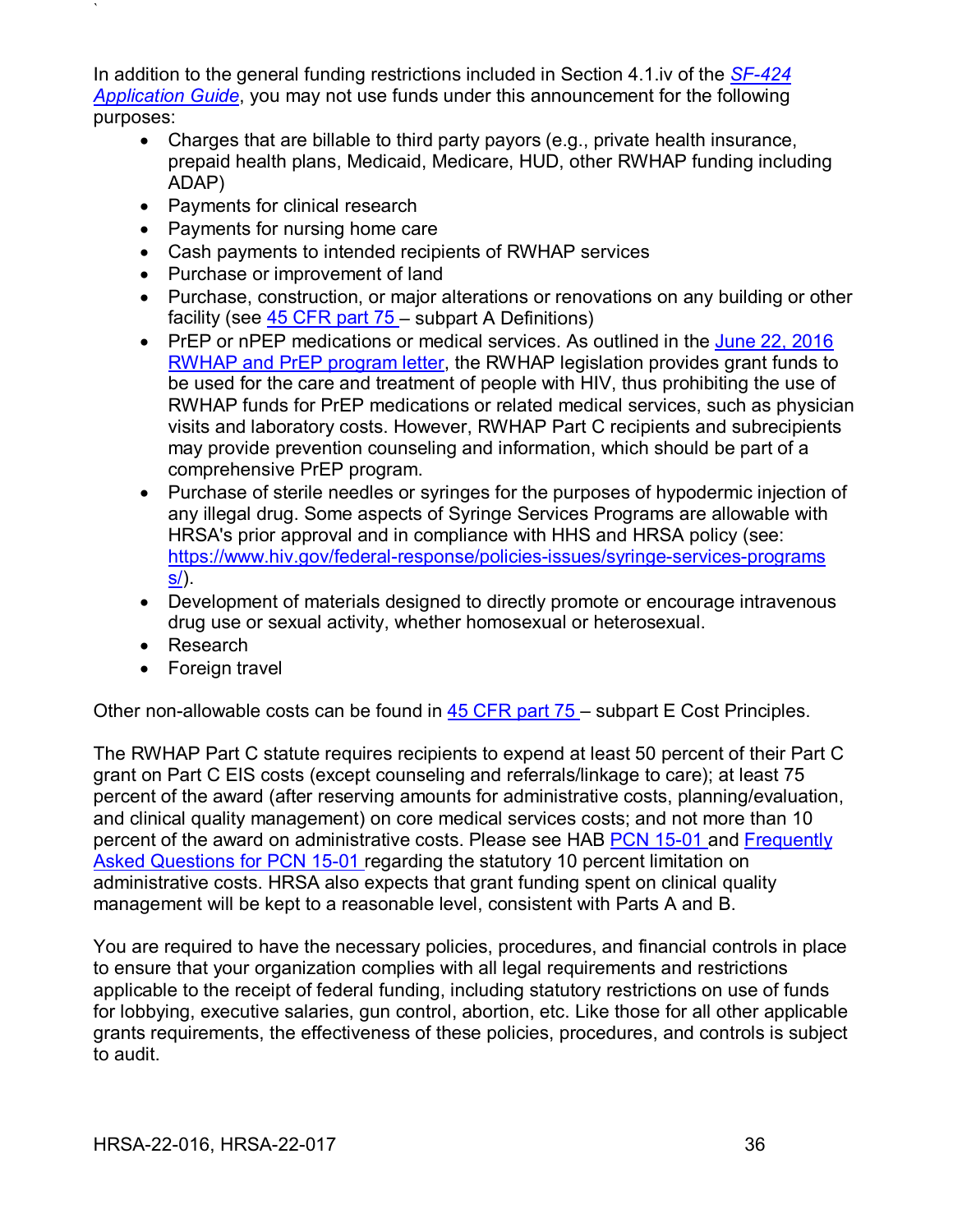In addition to the general funding restrictions included in Section 4.1.iv of the [*SF-424 Application Guide*](), you may not use funds under this announcement for the following purposes:

- Charges that are billable to third party payors (e.g., private health insurance, prepaid health plans, Medicaid, Medicare, HUD, other RWHAP funding including ADAP)
- Payments for clinical research
- Payments for nursing home care
- Cash payments to intended recipients of RWHAP services
- Purchase or improvement of land
- Purchase, construction, or major alterations or renovations on any building or other facility (see [45 CFR part 75]() – subpart A Definitions)
- PrEP or nPEP medications or medical services. As outlined in the [June 22, 2016 RWHAP and PrEP program letter](), the RWHAP legislation provides grant funds to be used for the care and treatment of people with HIV, thus prohibiting the use of RWHAP funds for PrEP medications or related medical services, such as physician visits and laboratory costs. However, RWHAP Part C recipients and subrecipients may provide prevention counseling and information, which should be part of a comprehensive PrEP program.
- Purchase of sterile needles or syringes for the purposes of hypodermic injection of any illegal drug. Some aspects of Syringe Services Programs are allowable with HRSA's prior approval and in compliance with HHS and HRSA policy (see: https://www.hiv.gov/federal-response/policies-issues/syringe-services-programs/).
- Development of materials designed to directly promote or encourage intravenous drug use or sexual activity, whether homosexual or heterosexual.
- Research
- Foreign travel

Other non-allowable costs can be found in [45 CFR part 75]() – subpart E Cost Principles.

The RWHAP Part C statute requires recipients to expend at least 50 percent of their Part C grant on Part C EIS costs (except counseling and referrals/linkage to care); at least 75 percent of the award (after reserving amounts for administrative costs, planning/evaluation, and clinical quality management) on core medical services costs; and not more than 10 percent of the award on administrative costs. Please see HAB [PCN 15-01]() and [Frequently Asked Questions for PCN 15-01]() regarding the statutory 10 percent limitation on administrative costs. HRSA also expects that grant funding spent on clinical quality management will be kept to a reasonable level, consistent with Parts A and B.

You are required to have the necessary policies, procedures, and financial controls in place to ensure that your organization complies with all legal requirements and restrictions applicable to the receipt of federal funding, including statutory restrictions on use of funds for lobbying, executive salaries, gun control, abortion, etc. Like those for all other applicable grants requirements, the effectiveness of these policies, procedures, and controls is subject to audit.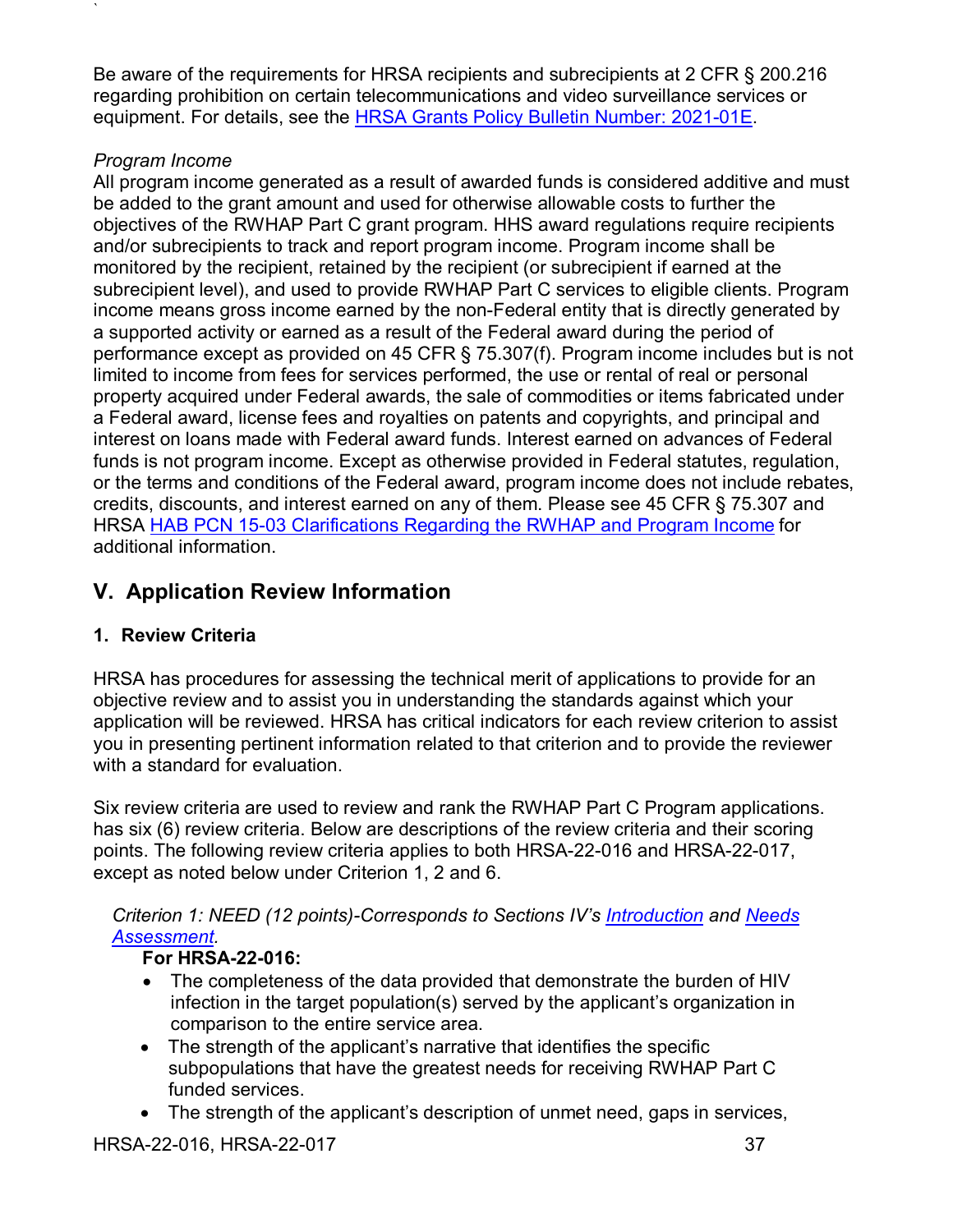Be aware of the requirements for HRSA recipients and subrecipients at 2 CFR § 200.216 regarding prohibition on certain telecommunications and video surveillance services or equipment. For details, see the HRSA Grants Policy Bulletin Number: 2021-01E.

*Program Income*

All program income generated as a result of awarded funds is considered additive and must be added to the grant amount and used for otherwise allowable costs to further the objectives of the RWHAP Part C grant program. HHS award regulations require recipients and/or subrecipients to track and report program income. Program income shall be monitored by the recipient, retained by the recipient (or subrecipient if earned at the subrecipient level), and used to provide RWHAP Part C services to eligible clients. Program income means gross income earned by the non-Federal entity that is directly generated by a supported activity or earned as a result of the Federal award during the period of performance except as provided on 45 CFR § 75.307(f). Program income includes but is not limited to income from fees for services performed, the use or rental of real or personal property acquired under Federal awards, the sale of commodities or items fabricated under a Federal award, license fees and royalties on patents and copyrights, and principal and interest on loans made with Federal award funds. Interest earned on advances of Federal funds is not program income. Except as otherwise provided in Federal statutes, regulation, or the terms and conditions of the Federal award, program income does not include rebates, credits, discounts, and interest earned on any of them. Please see 45 CFR § 75.307 and HRSA HAB PCN 15-03 Clarifications Regarding the RWHAP and Program Income for additional information.

## V. Application Review Information

### 1. Review Criteria

HRSA has procedures for assessing the technical merit of applications to provide for an objective review and to assist you in understanding the standards against which your application will be reviewed. HRSA has critical indicators for each review criterion to assist you in presenting pertinent information related to that criterion and to provide the reviewer with a standard for evaluation.

Six review criteria are used to review and rank the RWHAP Part C Program applications. has six (6) review criteria. Below are descriptions of the review criteria and their scoring points. The following review criteria applies to both HRSA-22-016 and HRSA-22-017, except as noted below under Criterion 1, 2 and 6.

*Criterion 1: NEED (12 points)-Corresponds to Sections IV's Introduction and Needs Assessment.*

**For HRSA-22-016:**

- The completeness of the data provided that demonstrate the burden of HIV infection in the target population(s) served by the applicant's organization in comparison to the entire service area.
- The strength of the applicant's narrative that identifies the specific subpopulations that have the greatest needs for receiving RWHAP Part C funded services.
- The strength of the applicant's description of unmet need, gaps in services,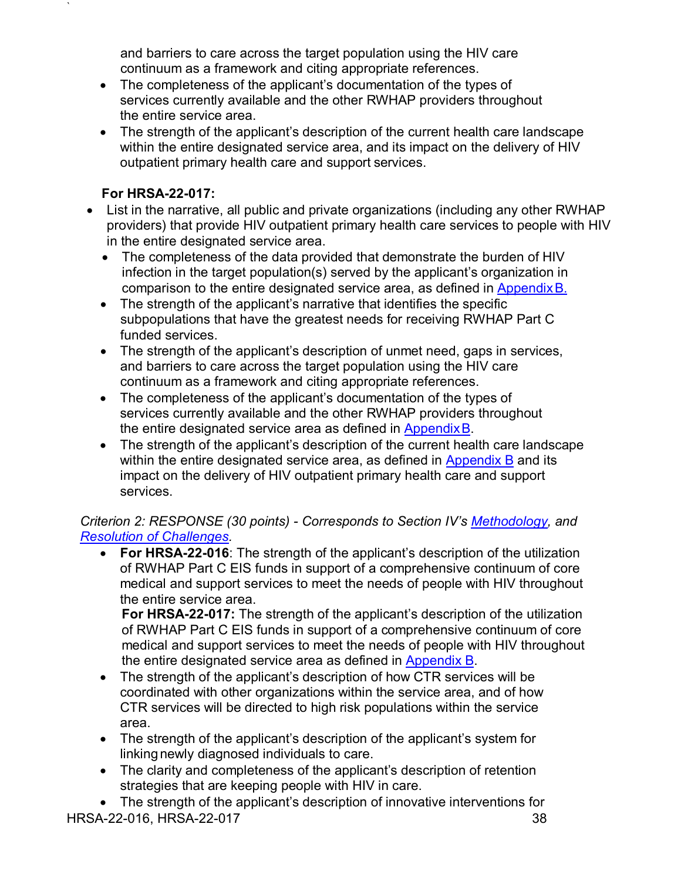and barriers to care across the target population using the HIV care continuum as a framework and citing appropriate references.

- The completeness of the applicant's documentation of the types of services currently available and the other RWHAP providers throughout the entire service area.
- The strength of the applicant's description of the current health care landscape within the entire designated service area, and its impact on the delivery of HIV outpatient primary health care and support services.

**For HRSA-22-017:**

- List in the narrative, all public and private organizations (including any other RWHAP providers) that provide HIV outpatient primary health care services to people with HIV in the entire designated service area.
  - The completeness of the data provided that demonstrate the burden of HIV infection in the target population(s) served by the applicant's organization in comparison to the entire designated service area, as defined in Appendix B.
  - The strength of the applicant's narrative that identifies the specific subpopulations that have the greatest needs for receiving RWHAP Part C funded services.
  - The strength of the applicant's description of unmet need, gaps in services, and barriers to care across the target population using the HIV care continuum as a framework and citing appropriate references.
  - The completeness of the applicant's documentation of the types of services currently available and the other RWHAP providers throughout the entire designated service area as defined in Appendix B.
  - The strength of the applicant's description of the current health care landscape within the entire designated service area, as defined in Appendix B and its impact on the delivery of HIV outpatient primary health care and support services.

*Criterion 2: RESPONSE (30 points) - Corresponds to Section IV's Methodology, and Resolution of Challenges.*

- **For HRSA-22-016**: The strength of the applicant's description of the utilization of RWHAP Part C EIS funds in support of a comprehensive continuum of core medical and support services to meet the needs of people with HIV throughout the entire service area.
  **For HRSA-22-017:** The strength of the applicant's description of the utilization of RWHAP Part C EIS funds in support of a comprehensive continuum of core medical and support services to meet the needs of people with HIV throughout the entire designated service area as defined in Appendix B.
- The strength of the applicant's description of how CTR services will be coordinated with other organizations within the service area, and of how CTR services will be directed to high risk populations within the service area.
- The strength of the applicant's description of the applicant's system for linking newly diagnosed individuals to care.
- The clarity and completeness of the applicant's description of retention strategies that are keeping people with HIV in care.
- The strength of the applicant's description of innovative interventions for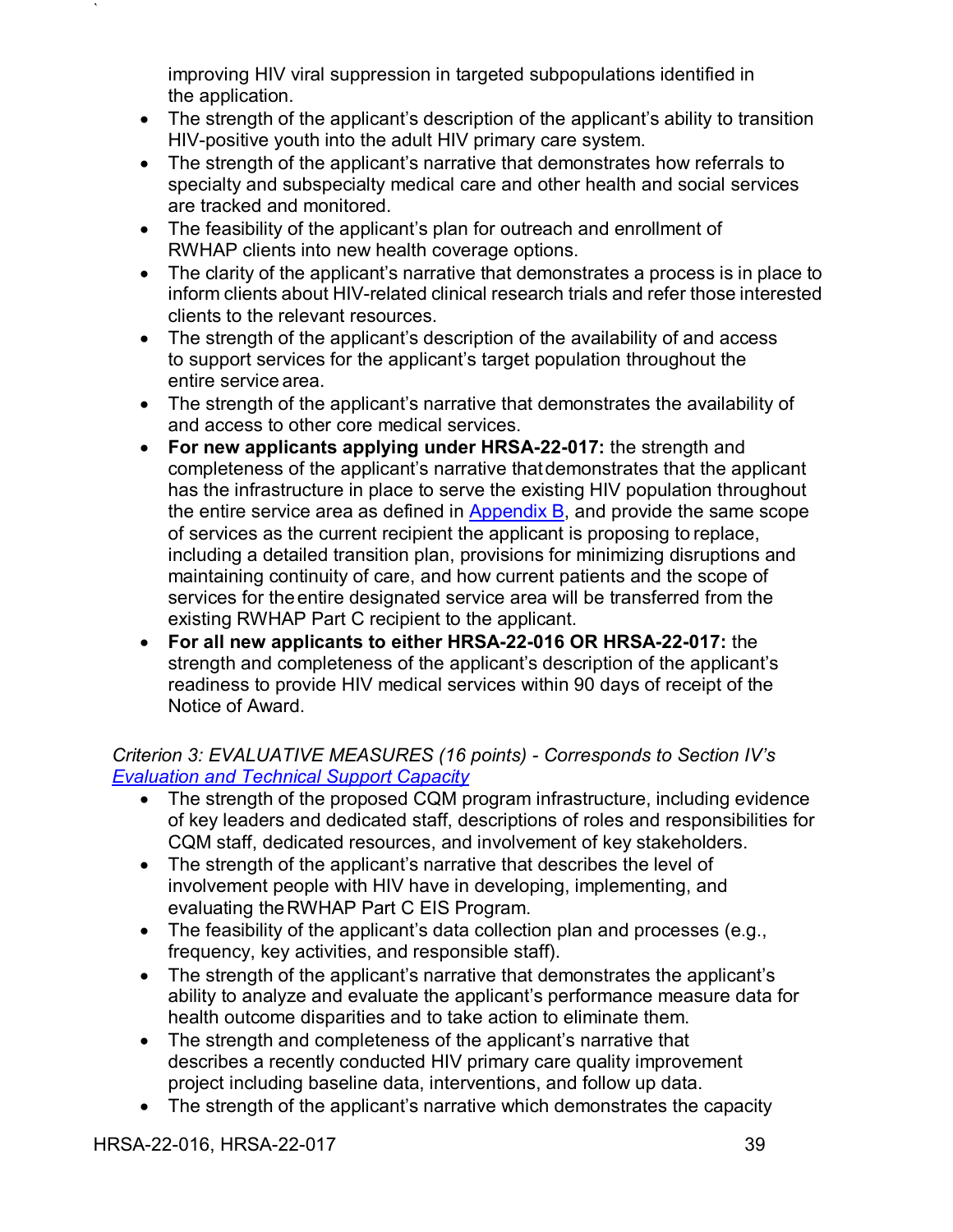improving HIV viral suppression in targeted subpopulations identified in the application.

- The strength of the applicant's description of the applicant's ability to transition HIV-positive youth into the adult HIV primary care system.
- The strength of the applicant's narrative that demonstrates how referrals to specialty and subspecialty medical care and other health and social services are tracked and monitored.
- The feasibility of the applicant's plan for outreach and enrollment of RWHAP clients into new health coverage options.
- The clarity of the applicant's narrative that demonstrates a process is in place to inform clients about HIV-related clinical research trials and refer those interested clients to the relevant resources.
- The strength of the applicant's description of the availability of and access to support services for the applicant's target population throughout the entire service area.
- The strength of the applicant's narrative that demonstrates the availability of and access to other core medical services.
- **For new applicants applying under HRSA-22-017:** the strength and completeness of the applicant's narrative that demonstrates that the applicant has the infrastructure in place to serve the existing HIV population throughout the entire service area as defined in Appendix B, and provide the same scope of services as the current recipient the applicant is proposing to replace, including a detailed transition plan, provisions for minimizing disruptions and maintaining continuity of care, and how current patients and the scope of services for the entire designated service area will be transferred from the existing RWHAP Part C recipient to the applicant.
- **For all new applicants to either HRSA-22-016 OR HRSA-22-017:** the strength and completeness of the applicant's description of the applicant's readiness to provide HIV medical services within 90 days of receipt of the Notice of Award.

*Criterion 3: EVALUATIVE MEASURES (16 points) - Corresponds to Section IV's Evaluation and Technical Support Capacity*

- The strength of the proposed CQM program infrastructure, including evidence of key leaders and dedicated staff, descriptions of roles and responsibilities for CQM staff, dedicated resources, and involvement of key stakeholders.
- The strength of the applicant's narrative that describes the level of involvement people with HIV have in developing, implementing, and evaluating the RWHAP Part C EIS Program.
- The feasibility of the applicant's data collection plan and processes (e.g., frequency, key activities, and responsible staff).
- The strength of the applicant's narrative that demonstrates the applicant's ability to analyze and evaluate the applicant's performance measure data for health outcome disparities and to take action to eliminate them.
- The strength and completeness of the applicant's narrative that describes a recently conducted HIV primary care quality improvement project including baseline data, interventions, and follow up data.
- The strength of the applicant's narrative which demonstrates the capacity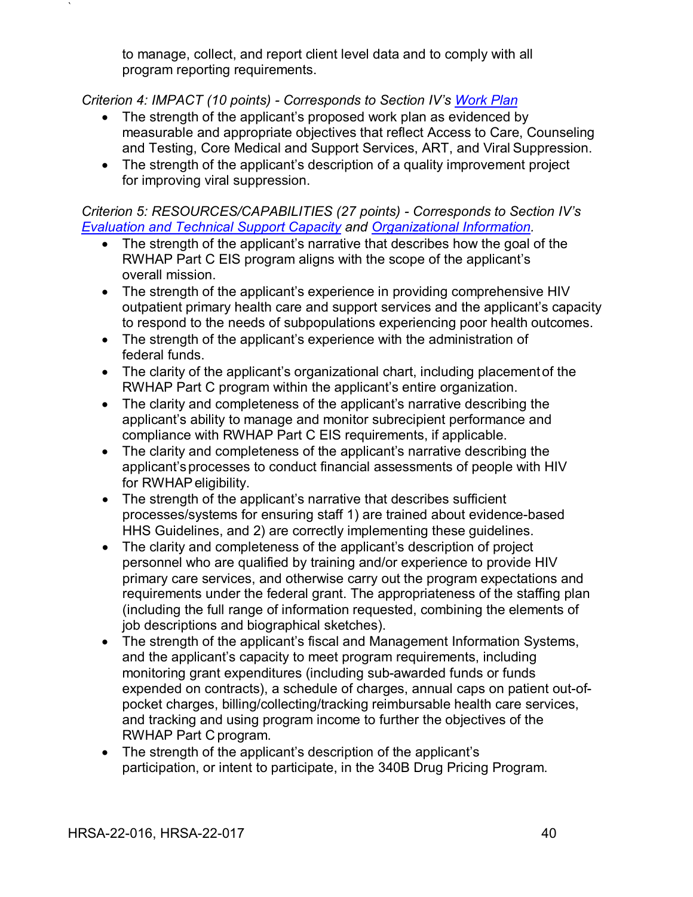to manage, collect, and report client level data and to comply with all program reporting requirements.

*Criterion 4: IMPACT (10 points) - Corresponds to Section IV's [Work Plan](#)*

- The strength of the applicant's proposed work plan as evidenced by measurable and appropriate objectives that reflect Access to Care, Counseling and Testing, Core Medical and Support Services, ART, and Viral Suppression.
- The strength of the applicant's description of a quality improvement project for improving viral suppression.

*Criterion 5: RESOURCES/CAPABILITIES (27 points) - Corresponds to Section IV's [Evaluation and Technical Support Capacity](#) and [Organizational Information](#).*

- The strength of the applicant's narrative that describes how the goal of the RWHAP Part C EIS program aligns with the scope of the applicant's overall mission.
- The strength of the applicant's experience in providing comprehensive HIV outpatient primary health care and support services and the applicant's capacity to respond to the needs of subpopulations experiencing poor health outcomes.
- The strength of the applicant's experience with the administration of federal funds.
- The clarity of the applicant's organizational chart, including placement of the RWHAP Part C program within the applicant's entire organization.
- The clarity and completeness of the applicant's narrative describing the applicant's ability to manage and monitor subrecipient performance and compliance with RWHAP Part C EIS requirements, if applicable.
- The clarity and completeness of the applicant's narrative describing the applicant's processes to conduct financial assessments of people with HIV for RWHAP eligibility.
- The strength of the applicant's narrative that describes sufficient processes/systems for ensuring staff 1) are trained about evidence-based HHS Guidelines, and 2) are correctly implementing these guidelines.
- The clarity and completeness of the applicant's description of project personnel who are qualified by training and/or experience to provide HIV primary care services, and otherwise carry out the program expectations and requirements under the federal grant. The appropriateness of the staffing plan (including the full range of information requested, combining the elements of job descriptions and biographical sketches).
- The strength of the applicant's fiscal and Management Information Systems, and the applicant's capacity to meet program requirements, including monitoring grant expenditures (including sub-awarded funds or funds expended on contracts), a schedule of charges, annual caps on patient out-of-pocket charges, billing/collecting/tracking reimbursable health care services, and tracking and using program income to further the objectives of the RWHAP Part C program.
- The strength of the applicant's description of the applicant's participation, or intent to participate, in the 340B Drug Pricing Program.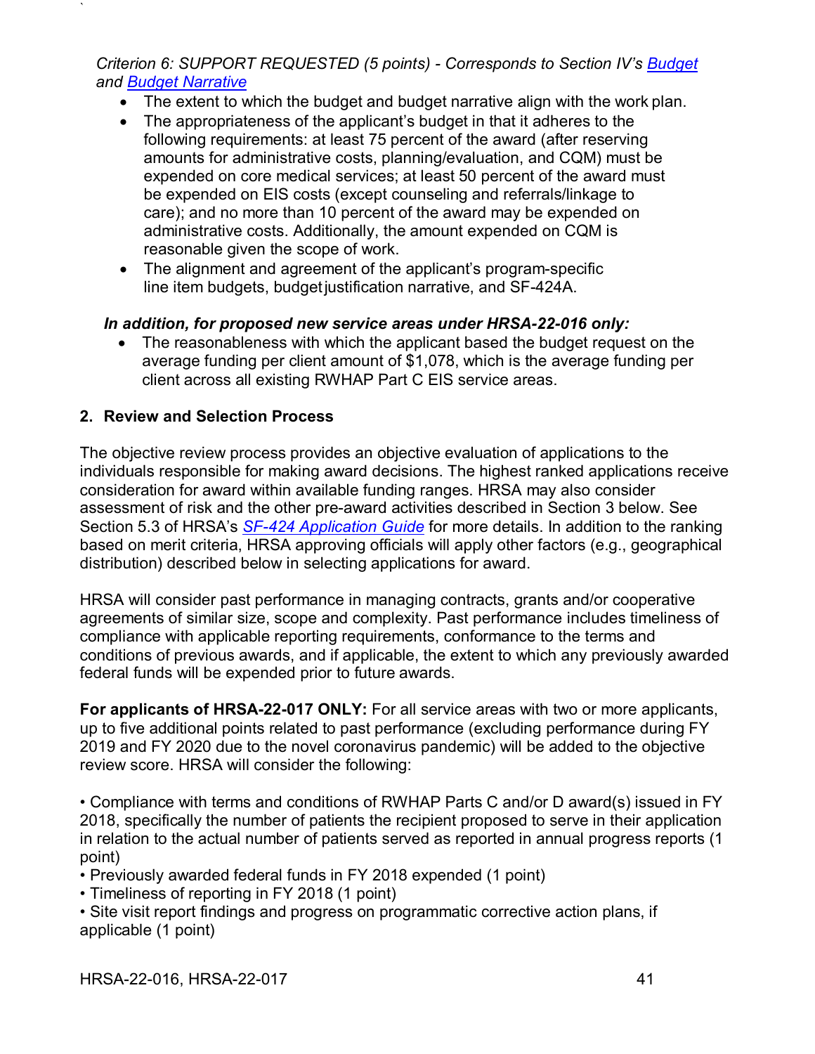*Criterion 6: SUPPORT REQUESTED (5 points) - Corresponds to Section IV's Budget and Budget Narrative*

- The extent to which the budget and budget narrative align with the work plan.
- The appropriateness of the applicant's budget in that it adheres to the following requirements: at least 75 percent of the award (after reserving amounts for administrative costs, planning/evaluation, and CQM) must be expended on core medical services; at least 50 percent of the award must be expended on EIS costs (except counseling and referrals/linkage to care); and no more than 10 percent of the award may be expended on administrative costs. Additionally, the amount expended on CQM is reasonable given the scope of work.
- The alignment and agreement of the applicant's program-specific line item budgets, budget justification narrative, and SF-424A.

***In addition, for proposed new service areas under HRSA-22-016 only:***

- The reasonableness with which the applicant based the budget request on the average funding per client amount of $1,078, which is the average funding per client across all existing RWHAP Part C EIS service areas.

## 2. Review and Selection Process

The objective review process provides an objective evaluation of applications to the individuals responsible for making award decisions. The highest ranked applications receive consideration for award within available funding ranges. HRSA may also consider assessment of risk and the other pre-award activities described in Section 3 below. See Section 5.3 of HRSA's *SF-424 Application Guide* for more details. In addition to the ranking based on merit criteria, HRSA approving officials will apply other factors (e.g., geographical distribution) described below in selecting applications for award.

HRSA will consider past performance in managing contracts, grants and/or cooperative agreements of similar size, scope and complexity. Past performance includes timeliness of compliance with applicable reporting requirements, conformance to the terms and conditions of previous awards, and if applicable, the extent to which any previously awarded federal funds will be expended prior to future awards.

**For applicants of HRSA-22-017 ONLY:** For all service areas with two or more applicants, up to five additional points related to past performance (excluding performance during FY 2019 and FY 2020 due to the novel coronavirus pandemic) will be added to the objective review score. HRSA will consider the following:

- Compliance with terms and conditions of RWHAP Parts C and/or D award(s) issued in FY 2018, specifically the number of patients the recipient proposed to serve in their application in relation to the actual number of patients served as reported in annual progress reports (1 point)
- Previously awarded federal funds in FY 2018 expended (1 point)
- Timeliness of reporting in FY 2018 (1 point)
- Site visit report findings and progress on programmatic corrective action plans, if applicable (1 point)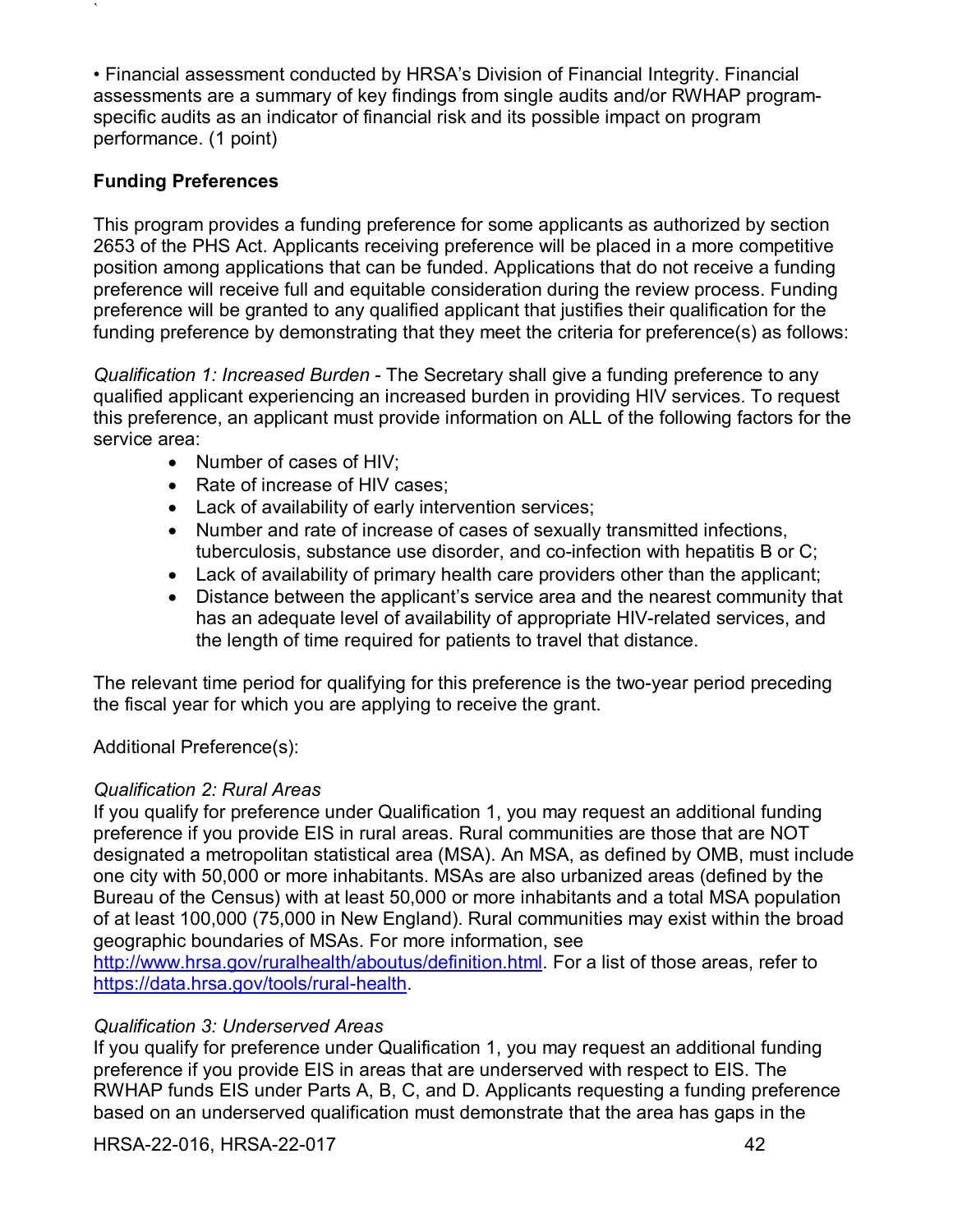• Financial assessment conducted by HRSA's Division of Financial Integrity. Financial assessments are a summary of key findings from single audits and/or RWHAP program-specific audits as an indicator of financial risk and its possible impact on program performance. (1 point)

**Funding Preferences**

This program provides a funding preference for some applicants as authorized by section 2653 of the PHS Act. Applicants receiving preference will be placed in a more competitive position among applications that can be funded. Applications that do not receive a funding preference will receive full and equitable consideration during the review process. Funding preference will be granted to any qualified applicant that justifies their qualification for the funding preference by demonstrating that they meet the criteria for preference(s) as follows:

*Qualification 1: Increased Burden* - The Secretary shall give a funding preference to any qualified applicant experiencing an increased burden in providing HIV services. To request this preference, an applicant must provide information on ALL of the following factors for the service area:

- Number of cases of HIV;
- Rate of increase of HIV cases;
- Lack of availability of early intervention services;
- Number and rate of increase of cases of sexually transmitted infections, tuberculosis, substance use disorder, and co-infection with hepatitis B or C;
- Lack of availability of primary health care providers other than the applicant;
- Distance between the applicant's service area and the nearest community that has an adequate level of availability of appropriate HIV-related services, and the length of time required for patients to travel that distance.

The relevant time period for qualifying for this preference is the two-year period preceding the fiscal year for which you are applying to receive the grant.

Additional Preference(s):

*Qualification 2: Rural Areas*
If you qualify for preference under Qualification 1, you may request an additional funding preference if you provide EIS in rural areas. Rural communities are those that are NOT designated a metropolitan statistical area (MSA). An MSA, as defined by OMB, must include one city with 50,000 or more inhabitants. MSAs are also urbanized areas (defined by the Bureau of the Census) with at least 50,000 or more inhabitants and a total MSA population of at least 100,000 (75,000 in New England). Rural communities may exist within the broad geographic boundaries of MSAs. For more information, see http://www.hrsa.gov/ruralhealth/aboutus/definition.html. For a list of those areas, refer to https://data.hrsa.gov/tools/rural-health.

*Qualification 3: Underserved Areas*
If you qualify for preference under Qualification 1, you may request an additional funding preference if you provide EIS in areas that are underserved with respect to EIS. The RWHAP funds EIS under Parts A, B, C, and D. Applicants requesting a funding preference based on an underserved qualification must demonstrate that the area has gaps in the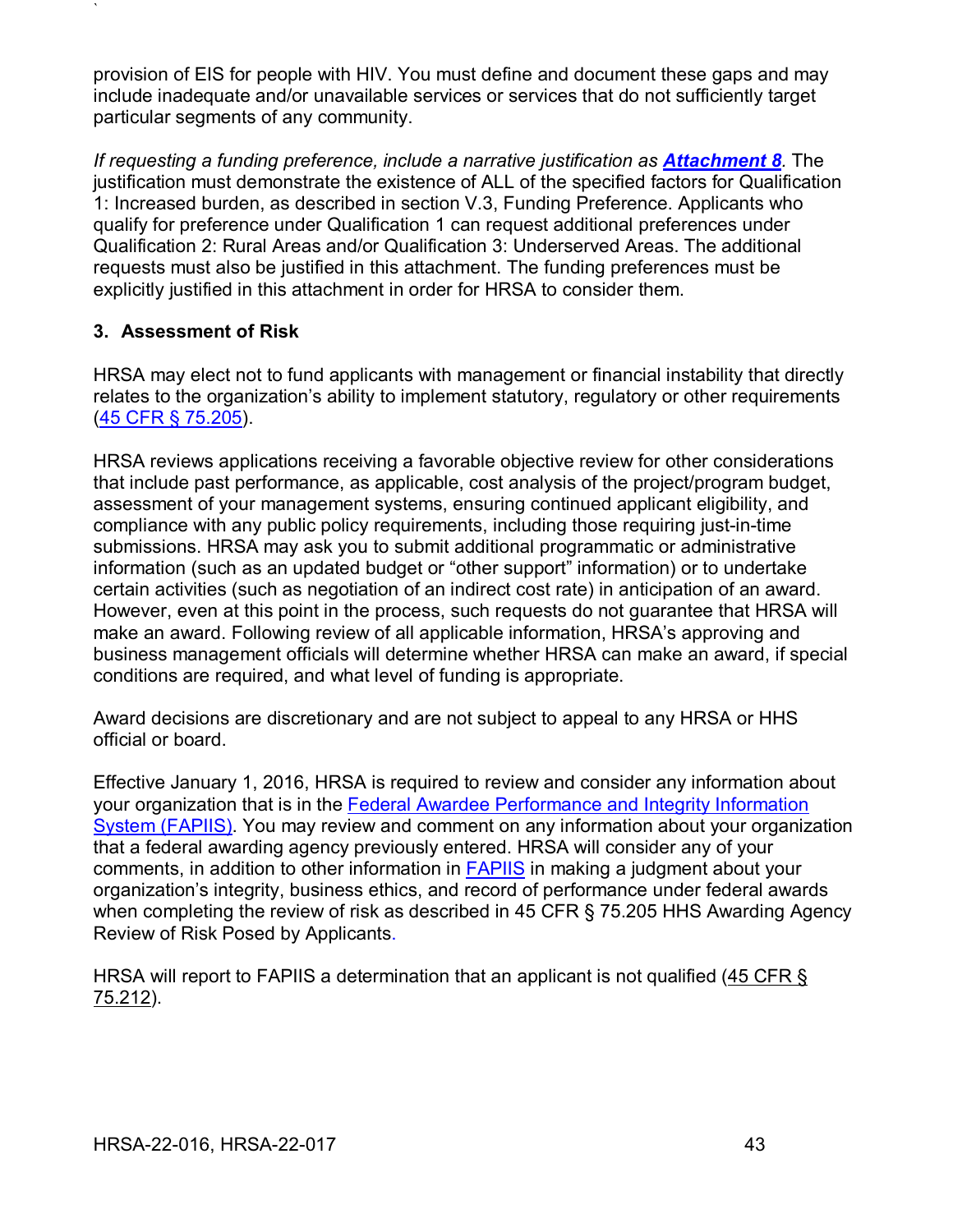provision of EIS for people with HIV. You must define and document these gaps and may include inadequate and/or unavailable services or services that do not sufficiently target particular segments of any community.

*If requesting a funding preference, include a narrative justification as* ***Attachment 8****.* The justification must demonstrate the existence of ALL of the specified factors for Qualification 1: Increased burden, as described in section V.3, Funding Preference. Applicants who qualify for preference under Qualification 1 can request additional preferences under Qualification 2: Rural Areas and/or Qualification 3: Underserved Areas. The additional requests must also be justified in this attachment. The funding preferences must be explicitly justified in this attachment in order for HRSA to consider them.

### 3. Assessment of Risk

HRSA may elect not to fund applicants with management or financial instability that directly relates to the organization's ability to implement statutory, regulatory or other requirements (45 CFR § 75.205).

HRSA reviews applications receiving a favorable objective review for other considerations that include past performance, as applicable, cost analysis of the project/program budget, assessment of your management systems, ensuring continued applicant eligibility, and compliance with any public policy requirements, including those requiring just-in-time submissions. HRSA may ask you to submit additional programmatic or administrative information (such as an updated budget or "other support" information) or to undertake certain activities (such as negotiation of an indirect cost rate) in anticipation of an award. However, even at this point in the process, such requests do not guarantee that HRSA will make an award. Following review of all applicable information, HRSA's approving and business management officials will determine whether HRSA can make an award, if special conditions are required, and what level of funding is appropriate.

Award decisions are discretionary and are not subject to appeal to any HRSA or HHS official or board.

Effective January 1, 2016, HRSA is required to review and consider any information about your organization that is in the Federal Awardee Performance and Integrity Information System (FAPIIS). You may review and comment on any information about your organization that a federal awarding agency previously entered. HRSA will consider any of your comments, in addition to other information in FAPIIS in making a judgment about your organization's integrity, business ethics, and record of performance under federal awards when completing the review of risk as described in 45 CFR § 75.205 HHS Awarding Agency Review of Risk Posed by Applicants.

HRSA will report to FAPIIS a determination that an applicant is not qualified (45 CFR § 75.212).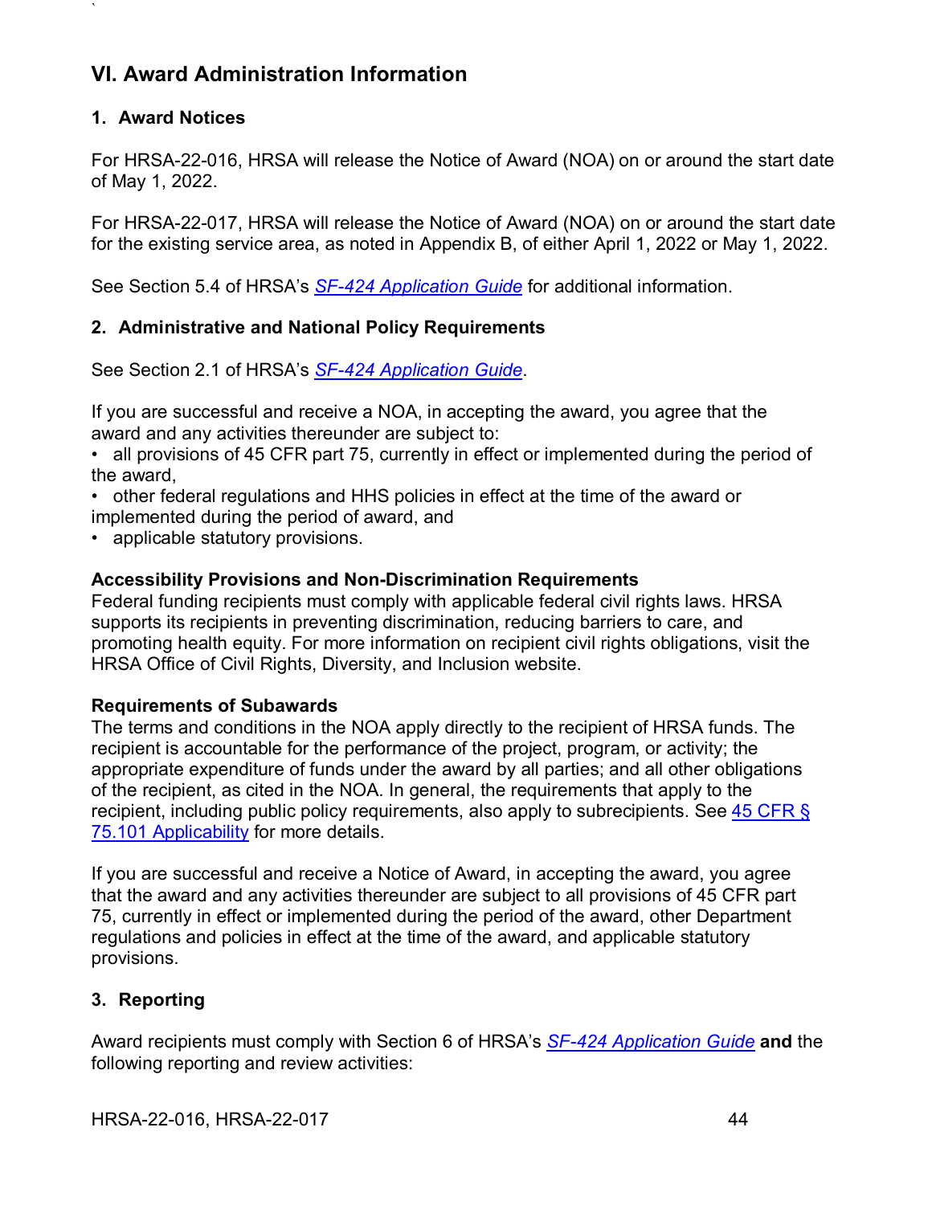## VI. Award Administration Information

### 1. Award Notices

For HRSA-22-016, HRSA will release the Notice of Award (NOA) on or around the start date of May 1, 2022.

For HRSA-22-017, HRSA will release the Notice of Award (NOA) on or around the start date for the existing service area, as noted in Appendix B, of either April 1, 2022 or May 1, 2022.

See Section 5.4 of HRSA's *SF-424 Application Guide* for additional information.

### 2. Administrative and National Policy Requirements

See Section 2.1 of HRSA's *SF-424 Application Guide*.

If you are successful and receive a NOA, in accepting the award, you agree that the award and any activities thereunder are subject to:

- all provisions of 45 CFR part 75, currently in effect or implemented during the period of the award,
- other federal regulations and HHS policies in effect at the time of the award or implemented during the period of award, and
- applicable statutory provisions.

**Accessibility Provisions and Non-Discrimination Requirements**

Federal funding recipients must comply with applicable federal civil rights laws. HRSA supports its recipients in preventing discrimination, reducing barriers to care, and promoting health equity. For more information on recipient civil rights obligations, visit the HRSA Office of Civil Rights, Diversity, and Inclusion website.

**Requirements of Subawards**

The terms and conditions in the NOA apply directly to the recipient of HRSA funds. The recipient is accountable for the performance of the project, program, or activity; the appropriate expenditure of funds under the award by all parties; and all other obligations of the recipient, as cited in the NOA. In general, the requirements that apply to the recipient, including public policy requirements, also apply to subrecipients. See 45 CFR § 75.101 Applicability for more details.

If you are successful and receive a Notice of Award, in accepting the award, you agree that the award and any activities thereunder are subject to all provisions of 45 CFR part 75, currently in effect or implemented during the period of the award, other Department regulations and policies in effect at the time of the award, and applicable statutory provisions.

### 3. Reporting

Award recipients must comply with Section 6 of HRSA's *SF-424 Application Guide* **and** the following reporting and review activities: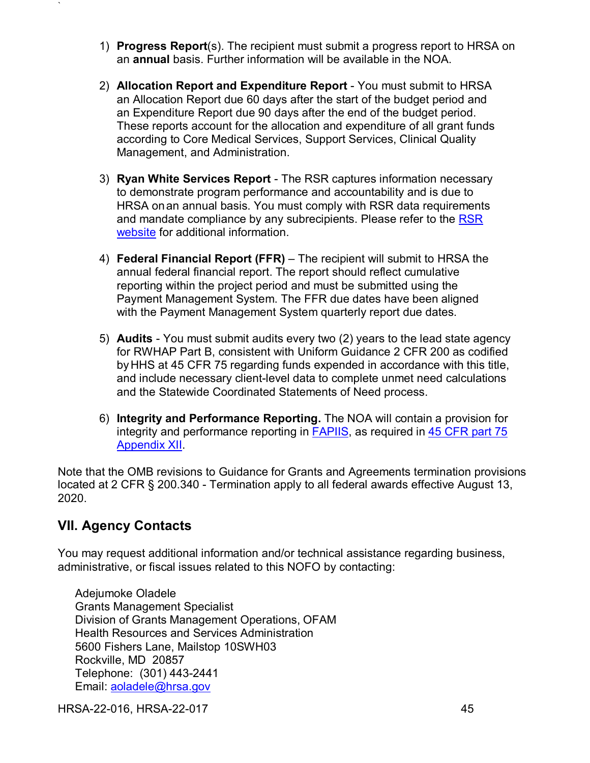1) **Progress Report**(s). The recipient must submit a progress report to HRSA on an **annual** basis. Further information will be available in the NOA.

2) **Allocation Report and Expenditure Report** - You must submit to HRSA an Allocation Report due 60 days after the start of the budget period and an Expenditure Report due 90 days after the end of the budget period. These reports account for the allocation and expenditure of all grant funds according to Core Medical Services, Support Services, Clinical Quality Management, and Administration.

3) **Ryan White Services Report** - The RSR captures information necessary to demonstrate program performance and accountability and is due to HRSA on an annual basis. You must comply with RSR data requirements and mandate compliance by any subrecipients. Please refer to the [RSR website](RSR website) for additional information.

4) **Federal Financial Report (FFR)** – The recipient will submit to HRSA the annual federal financial report. The report should reflect cumulative reporting within the project period and must be submitted using the Payment Management System. The FFR due dates have been aligned with the Payment Management System quarterly report due dates.

5) **Audits** - You must submit audits every two (2) years to the lead state agency for RWHAP Part B, consistent with Uniform Guidance 2 CFR 200 as codified by HHS at 45 CFR 75 regarding funds expended in accordance with this title, and include necessary client-level data to complete unmet need calculations and the Statewide Coordinated Statements of Need process.

6) **Integrity and Performance Reporting.** The NOA will contain a provision for integrity and performance reporting in [FAPIIS](FAPIIS), as required in [45 CFR part 75 Appendix XII](45 CFR part 75 Appendix XII).

Note that the OMB revisions to Guidance for Grants and Agreements termination provisions located at 2 CFR § 200.340 - Termination apply to all federal awards effective August 13, 2020.

## VII. Agency Contacts

You may request additional information and/or technical assistance regarding business, administrative, or fiscal issues related to this NOFO by contacting:

Adejumoke Oladele
Grants Management Specialist
Division of Grants Management Operations, OFAM
Health Resources and Services Administration
5600 Fishers Lane, Mailstop 10SWH03
Rockville, MD 20857
Telephone: (301) 443-2441
Email: [aoladele@hrsa.gov](mailto:aoladele@hrsa.gov)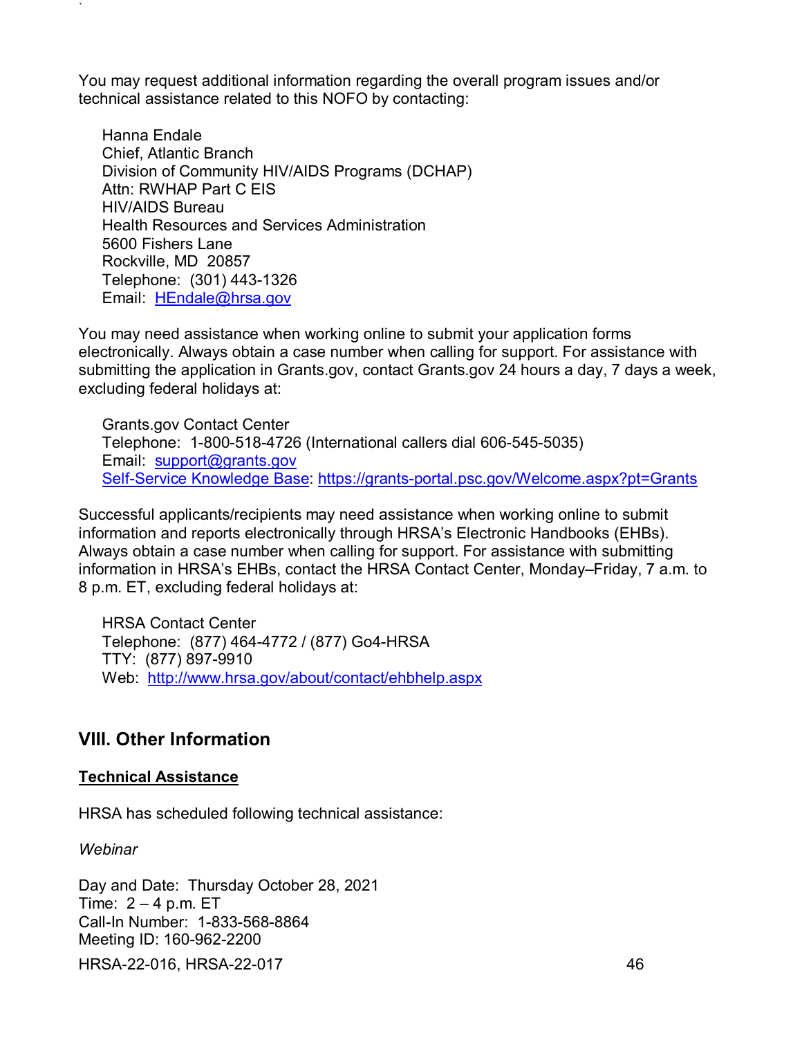You may request additional information regarding the overall program issues and/or technical assistance related to this NOFO by contacting:

Hanna Endale  
Chief, Atlantic Branch  
Division of Community HIV/AIDS Programs (DCHAP)  
Attn: RWHAP Part C EIS  
HIV/AIDS Bureau  
Health Resources and Services Administration  
5600 Fishers Lane  
Rockville, MD 20857  
Telephone: (301) 443-1326  
Email: [HEndale@hrsa.gov](mailto:HEndale@hrsa.gov)

You may need assistance when working online to submit your application forms electronically. Always obtain a case number when calling for support. For assistance with submitting the application in Grants.gov, contact Grants.gov 24 hours a day, 7 days a week, excluding federal holidays at:

Grants.gov Contact Center  
Telephone: 1-800-518-4726 (International callers dial 606-545-5035)  
Email: [support@grants.gov](mailto:support@grants.gov)  
Self-Service Knowledge Base: https://grants-portal.psc.gov/Welcome.aspx?pt=Grants

Successful applicants/recipients may need assistance when working online to submit information and reports electronically through HRSA's Electronic Handbooks (EHBs). Always obtain a case number when calling for support. For assistance with submitting information in HRSA's EHBs, contact the HRSA Contact Center, Monday–Friday, 7 a.m. to 8 p.m. ET, excluding federal holidays at:

HRSA Contact Center  
Telephone: (877) 464-4772 / (877) Go4-HRSA  
TTY: (877) 897-9910  
Web: http://www.hrsa.gov/about/contact/ehbhelp.aspx

## VIII. Other Information

**Technical Assistance**

HRSA has scheduled following technical assistance:

*Webinar*

Day and Date: Thursday October 28, 2021  
Time: 2 – 4 p.m. ET  
Call-In Number: 1-833-568-8864  
Meeting ID: 160-962-2200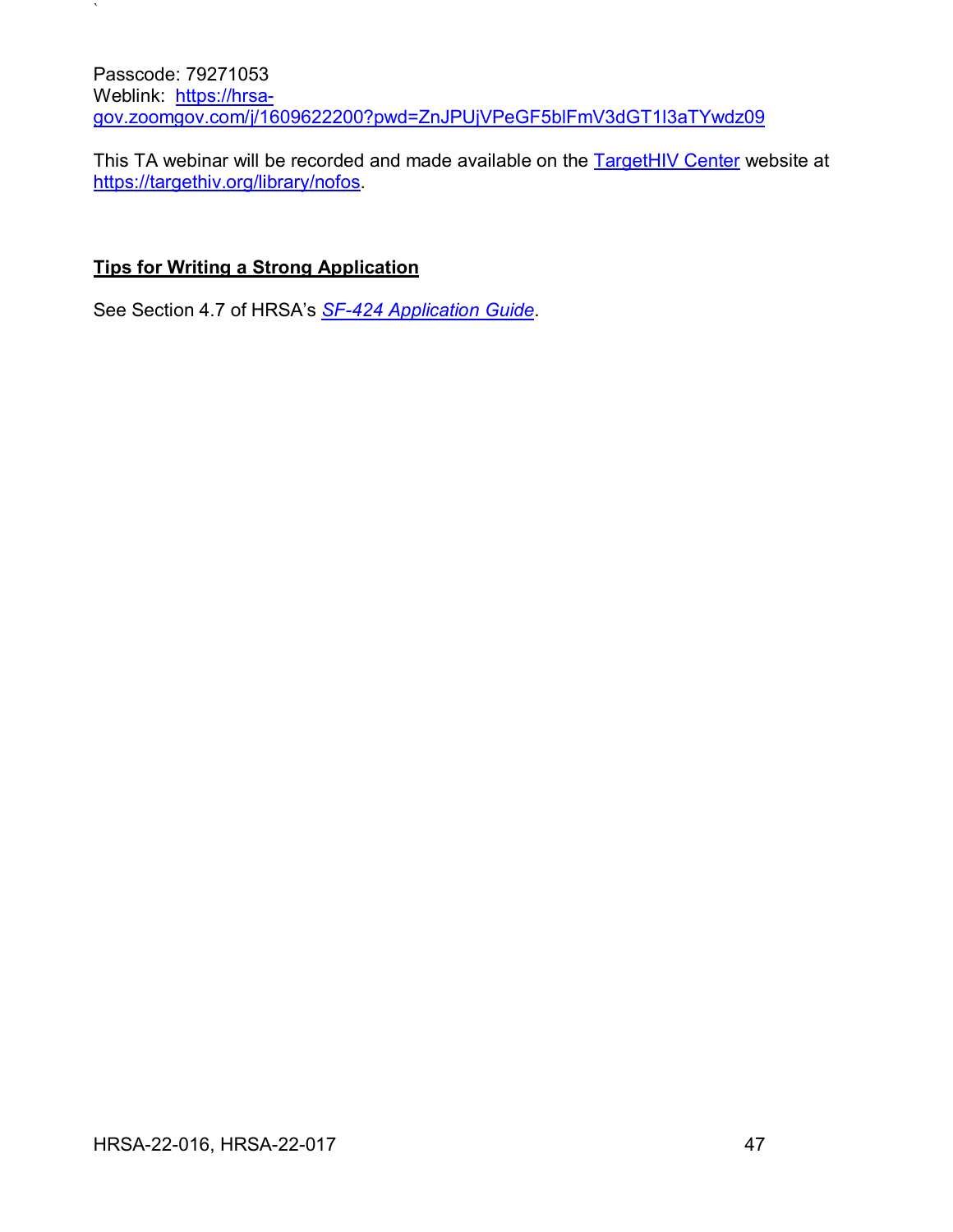Passcode: 79271053
Weblink: https://hrsa-gov.zoomgov.com/j/1609622200?pwd=ZnJPUjVPeGF5blFmV3dGT1l3aTYwdz09

This TA webinar will be recorded and made available on the TargetHIV Center website at https://targethiv.org/library/nofos.

## Tips for Writing a Strong Application

See Section 4.7 of HRSA's *SF-424 Application Guide*.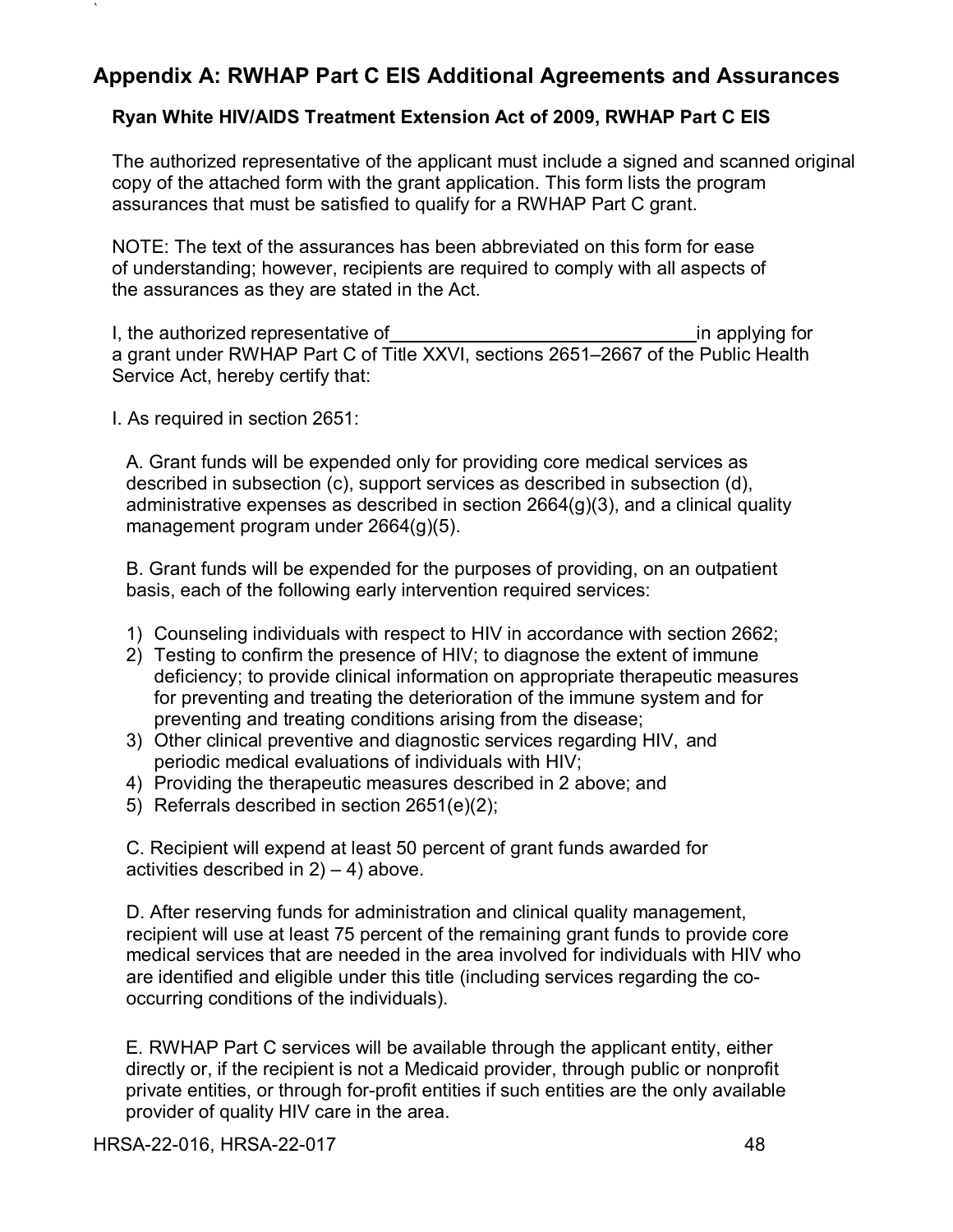## Appendix A: RWHAP Part C EIS Additional Agreements and Assurances

### Ryan White HIV/AIDS Treatment Extension Act of 2009, RWHAP Part C EIS

The authorized representative of the applicant must include a signed and scanned original copy of the attached form with the grant application. This form lists the program assurances that must be satisfied to qualify for a RWHAP Part C grant.

NOTE: The text of the assurances has been abbreviated on this form for ease of understanding; however, recipients are required to comply with all aspects of the assurances as they are stated in the Act.

I, the authorized representative of ______________________________ in applying for a grant under RWHAP Part C of Title XXVI, sections 2651–2667 of the Public Health Service Act, hereby certify that:

I. As required in section 2651:

A. Grant funds will be expended only for providing core medical services as described in subsection (c), support services as described in subsection (d), administrative expenses as described in section 2664(g)(3), and a clinical quality management program under 2664(g)(5).

B. Grant funds will be expended for the purposes of providing, on an outpatient basis, each of the following early intervention required services:

1) Counseling individuals with respect to HIV in accordance with section 2662;
2) Testing to confirm the presence of HIV; to diagnose the extent of immune deficiency; to provide clinical information on appropriate therapeutic measures for preventing and treating the deterioration of the immune system and for preventing and treating conditions arising from the disease;
3) Other clinical preventive and diagnostic services regarding HIV, and periodic medical evaluations of individuals with HIV;
4) Providing the therapeutic measures described in 2 above; and
5) Referrals described in section 2651(e)(2);

C. Recipient will expend at least 50 percent of grant funds awarded for activities described in 2) – 4) above.

D. After reserving funds for administration and clinical quality management, recipient will use at least 75 percent of the remaining grant funds to provide core medical services that are needed in the area involved for individuals with HIV who are identified and eligible under this title (including services regarding the co-occurring conditions of the individuals).

E. RWHAP Part C services will be available through the applicant entity, either directly or, if the recipient is not a Medicaid provider, through public or nonprofit private entities, or through for-profit entities if such entities are the only available provider of quality HIV care in the area.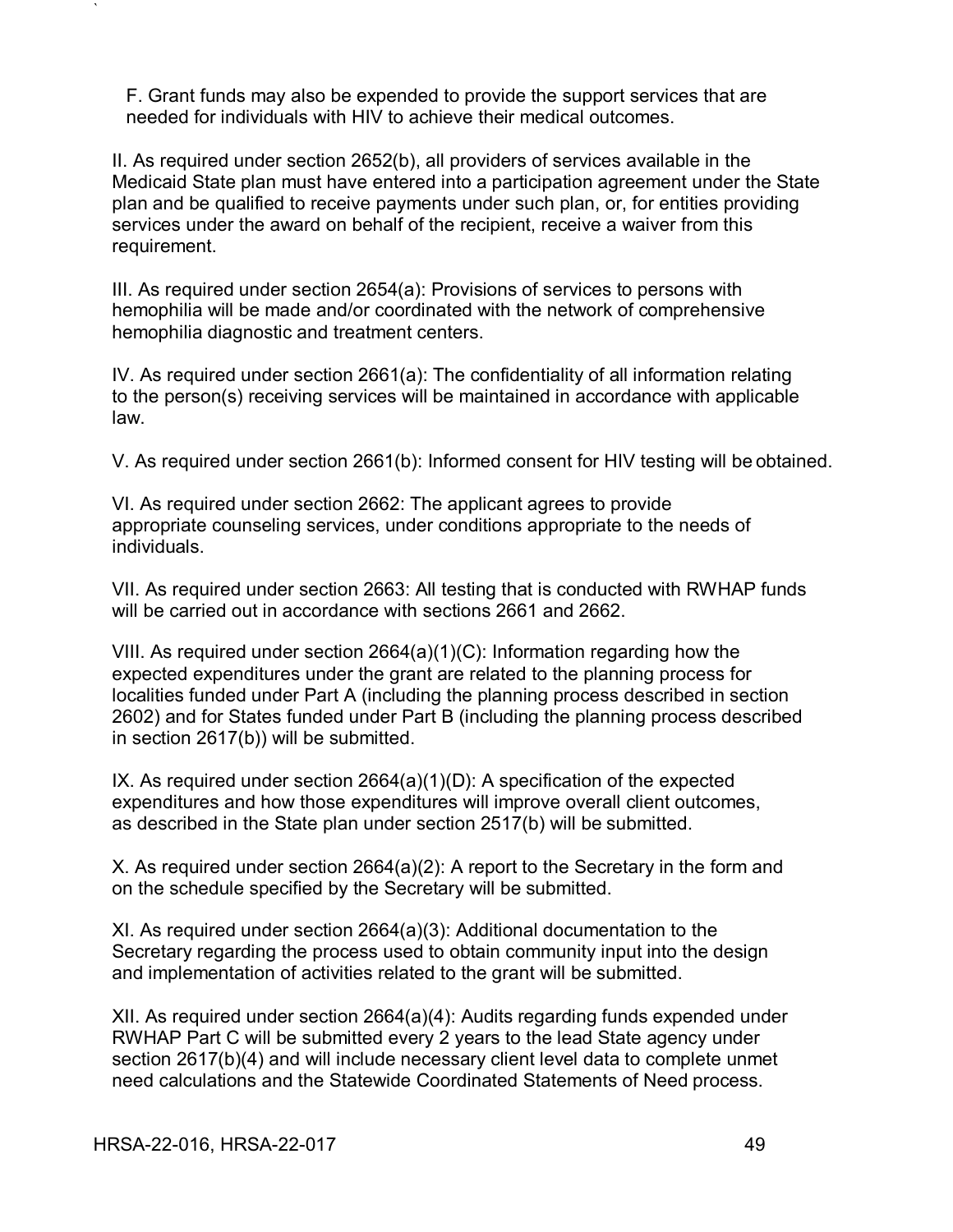F. Grant funds may also be expended to provide the support services that are needed for individuals with HIV to achieve their medical outcomes.

II. As required under section 2652(b), all providers of services available in the Medicaid State plan must have entered into a participation agreement under the State plan and be qualified to receive payments under such plan, or, for entities providing services under the award on behalf of the recipient, receive a waiver from this requirement.

III. As required under section 2654(a): Provisions of services to persons with hemophilia will be made and/or coordinated with the network of comprehensive hemophilia diagnostic and treatment centers.

IV. As required under section 2661(a): The confidentiality of all information relating to the person(s) receiving services will be maintained in accordance with applicable law.

V. As required under section 2661(b): Informed consent for HIV testing will be obtained.

VI. As required under section 2662: The applicant agrees to provide appropriate counseling services, under conditions appropriate to the needs of individuals.

VII. As required under section 2663: All testing that is conducted with RWHAP funds will be carried out in accordance with sections 2661 and 2662.

VIII. As required under section 2664(a)(1)(C): Information regarding how the expected expenditures under the grant are related to the planning process for localities funded under Part A (including the planning process described in section 2602) and for States funded under Part B (including the planning process described in section 2617(b)) will be submitted.

IX. As required under section 2664(a)(1)(D): A specification of the expected expenditures and how those expenditures will improve overall client outcomes, as described in the State plan under section 2517(b) will be submitted.

X. As required under section 2664(a)(2): A report to the Secretary in the form and on the schedule specified by the Secretary will be submitted.

XI. As required under section 2664(a)(3): Additional documentation to the Secretary regarding the process used to obtain community input into the design and implementation of activities related to the grant will be submitted.

XII. As required under section 2664(a)(4): Audits regarding funds expended under RWHAP Part C will be submitted every 2 years to the lead State agency under section 2617(b)(4) and will include necessary client level data to complete unmet need calculations and the Statewide Coordinated Statements of Need process.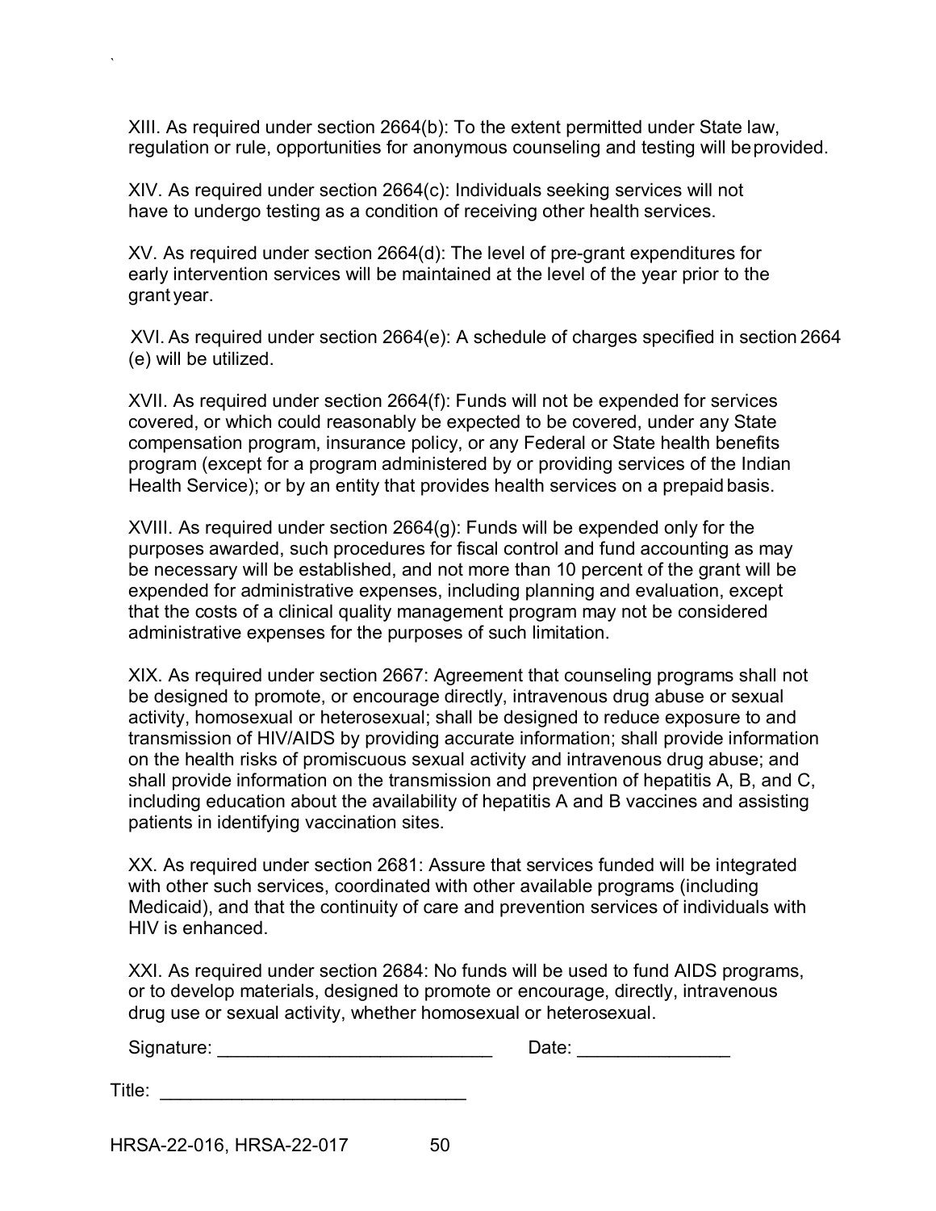XIII. As required under section 2664(b): To the extent permitted under State law, regulation or rule, opportunities for anonymous counseling and testing will be provided.

XIV. As required under section 2664(c): Individuals seeking services will not have to undergo testing as a condition of receiving other health services.

XV. As required under section 2664(d): The level of pre-grant expenditures for early intervention services will be maintained at the level of the year prior to the grant year.

XVI. As required under section 2664(e): A schedule of charges specified in section 2664 (e) will be utilized.

XVII. As required under section 2664(f): Funds will not be expended for services covered, or which could reasonably be expected to be covered, under any State compensation program, insurance policy, or any Federal or State health benefits program (except for a program administered by or providing services of the Indian Health Service); or by an entity that provides health services on a prepaid basis.

XVIII. As required under section 2664(g): Funds will be expended only for the purposes awarded, such procedures for fiscal control and fund accounting as may be necessary will be established, and not more than 10 percent of the grant will be expended for administrative expenses, including planning and evaluation, except that the costs of a clinical quality management program may not be considered administrative expenses for the purposes of such limitation.

XIX. As required under section 2667: Agreement that counseling programs shall not be designed to promote, or encourage directly, intravenous drug abuse or sexual activity, homosexual or heterosexual; shall be designed to reduce exposure to and transmission of HIV/AIDS by providing accurate information; shall provide information on the health risks of promiscuous sexual activity and intravenous drug abuse; and shall provide information on the transmission and prevention of hepatitis A, B, and C, including education about the availability of hepatitis A and B vaccines and assisting patients in identifying vaccination sites.

XX. As required under section 2681: Assure that services funded will be integrated with other such services, coordinated with other available programs (including Medicaid), and that the continuity of care and prevention services of individuals with HIV is enhanced.

XXI. As required under section 2684: No funds will be used to fund AIDS programs, or to develop materials, designed to promote or encourage, directly, intravenous drug use or sexual activity, whether homosexual or heterosexual.

Signature: ___________________________ Date: _______________

Title: ______________________________

HRSA-22-016, HRSA-22-017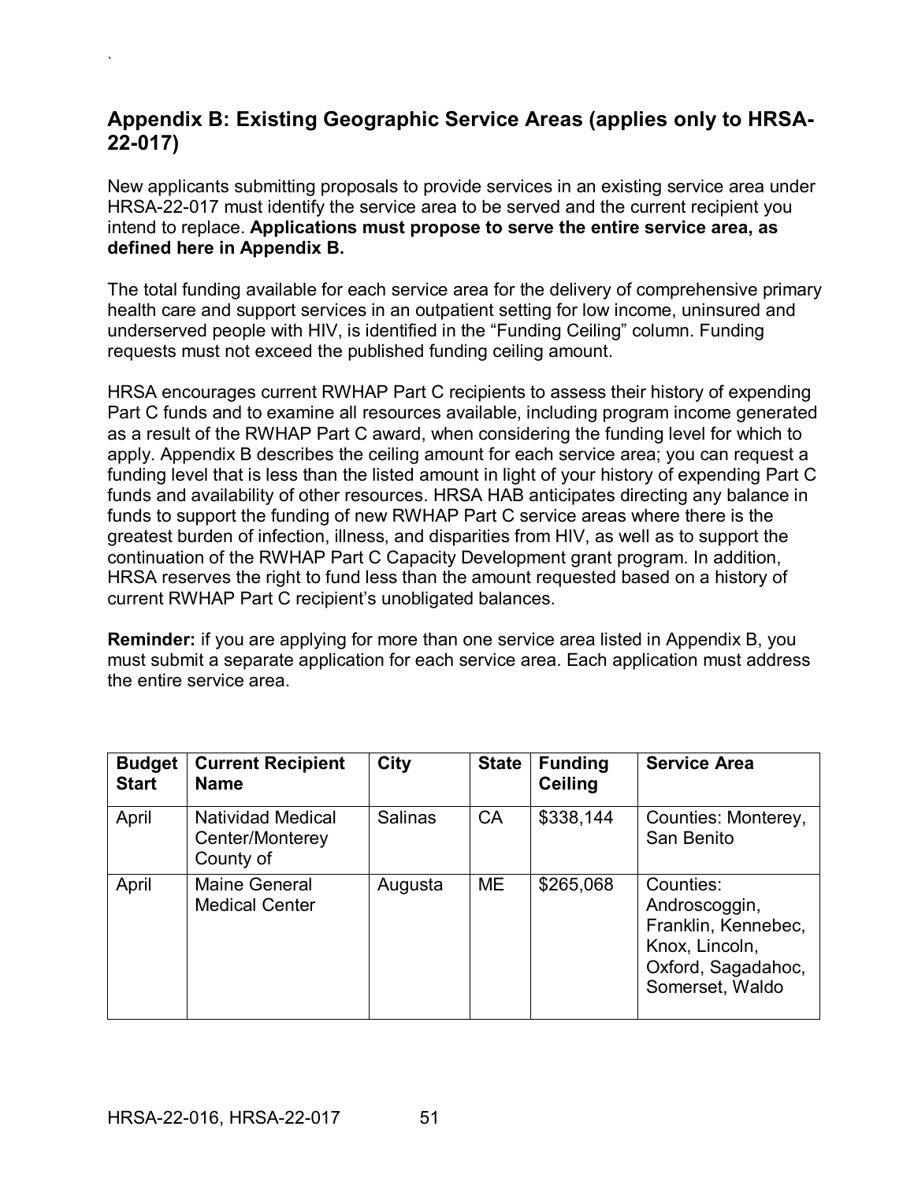## Appendix B: Existing Geographic Service Areas (applies only to HRSA-22-017)

New applicants submitting proposals to provide services in an existing service area under HRSA-22-017 must identify the service area to be served and the current recipient you intend to replace. **Applications must propose to serve the entire service area, as defined here in Appendix B.**

The total funding available for each service area for the delivery of comprehensive primary health care and support services in an outpatient setting for low income, uninsured and underserved people with HIV, is identified in the "Funding Ceiling" column. Funding requests must not exceed the published funding ceiling amount.

HRSA encourages current RWHAP Part C recipients to assess their history of expending Part C funds and to examine all resources available, including program income generated as a result of the RWHAP Part C award, when considering the funding level for which to apply. Appendix B describes the ceiling amount for each service area; you can request a funding level that is less than the listed amount in light of your history of expending Part C funds and availability of other resources. HRSA HAB anticipates directing any balance in funds to support the funding of new RWHAP Part C service areas where there is the greatest burden of infection, illness, and disparities from HIV, as well as to support the continuation of the RWHAP Part C Capacity Development grant program. In addition, HRSA reserves the right to fund less than the amount requested based on a history of current RWHAP Part C recipient's unobligated balances.

**Reminder:** if you are applying for more than one service area listed in Appendix B, you must submit a separate application for each service area. Each application must address the entire service area.

| Budget Start | Current Recipient Name | City | State | Funding Ceiling | Service Area |
|---|---|---|---|---|---|
| April | Natividad Medical Center/Monterey County of | Salinas | CA | $338,144 | Counties: Monterey, San Benito |
| April | Maine General Medical Center | Augusta | ME | $265,068 | Counties: Androscoggin, Franklin, Kennebec, Knox, Lincoln, Oxford, Sagadahoc, Somerset, Waldo |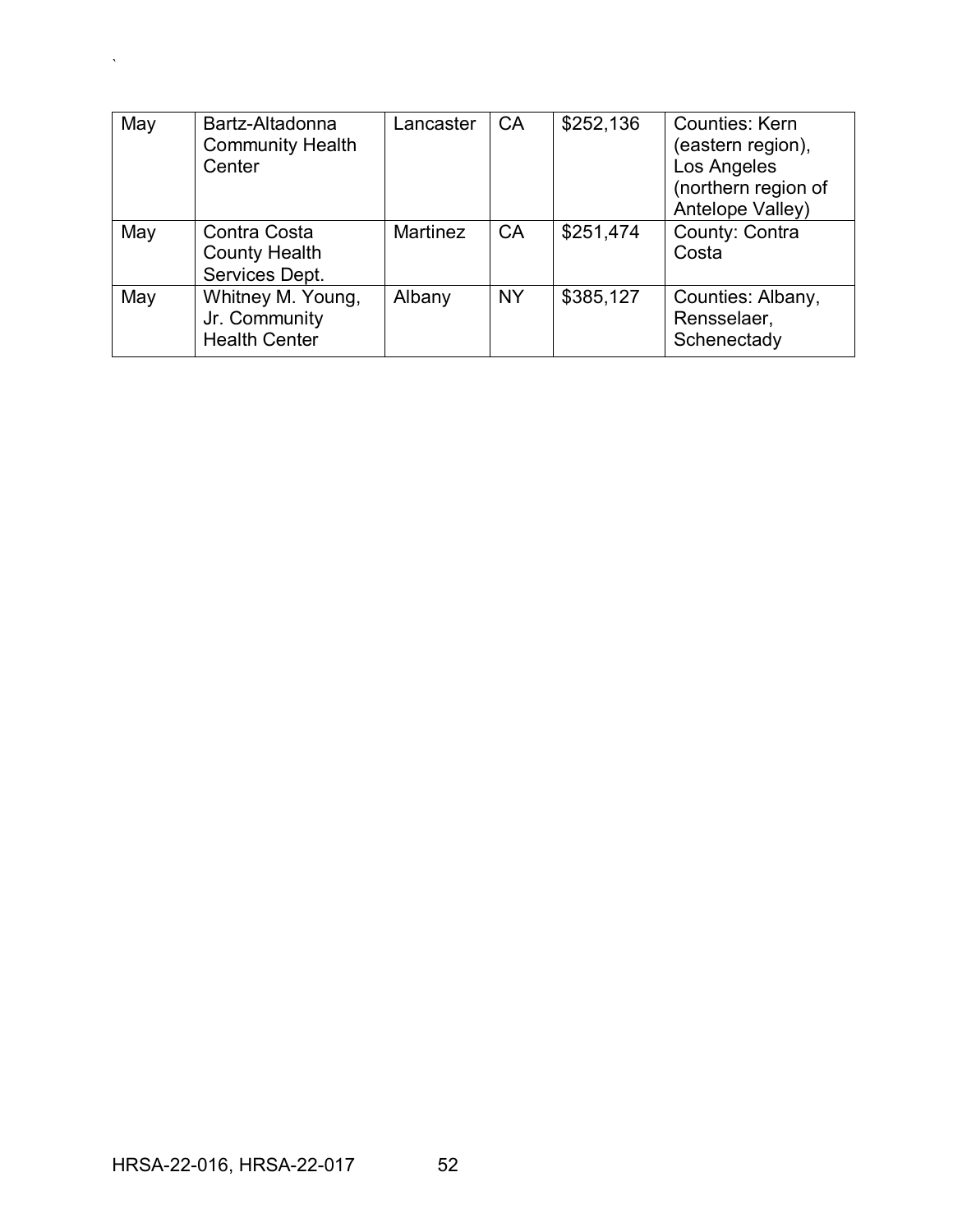| | | | | | |
|---|---|---|---|---|---|
| May | Bartz-Altadonna Community Health Center | Lancaster | CA | $252,136 | Counties: Kern (eastern region), Los Angeles (northern region of Antelope Valley) |
| May | Contra Costa County Health Services Dept. | Martinez | CA | $251,474 | County: Contra Costa |
| May | Whitney M. Young, Jr. Community Health Center | Albany | NY | $385,127 | Counties: Albany, Rensselaer, Schenectady |